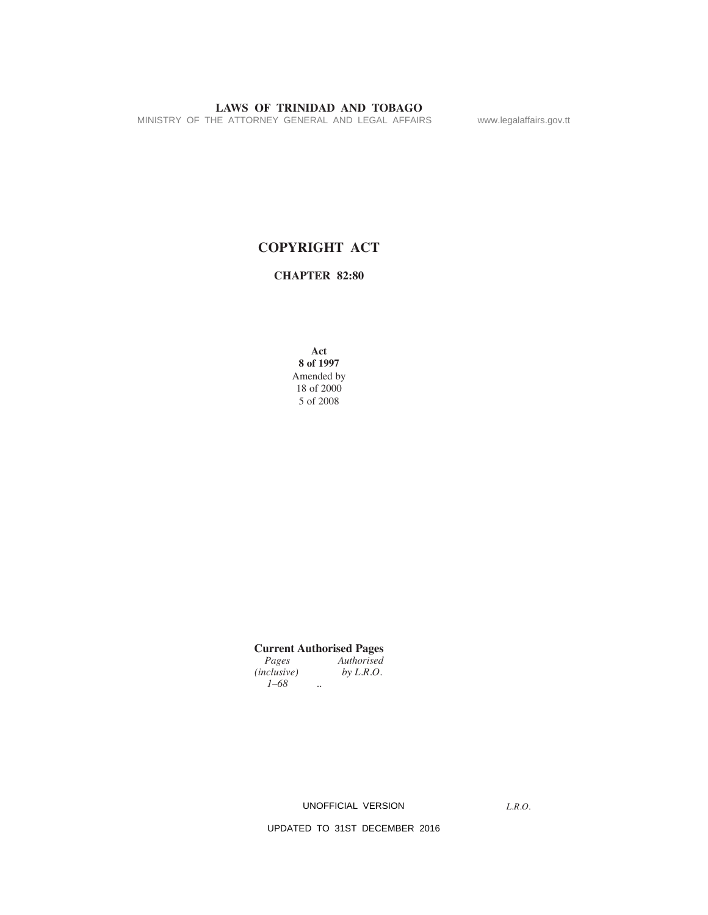# COPYRIGHT ACT

## CHAPTER 82:80

**Act**
**8 of 1997**
Amended by
18 of 2000
5 of 2008

**Current Authorised Pages**

| *Pages (inclusive)* | *Authorised by L.R.O.* |
| --- | --- |
| *1–68* | .. |

UNOFFICIAL VERSION

UPDATED TO 31ST DECEMBER 2016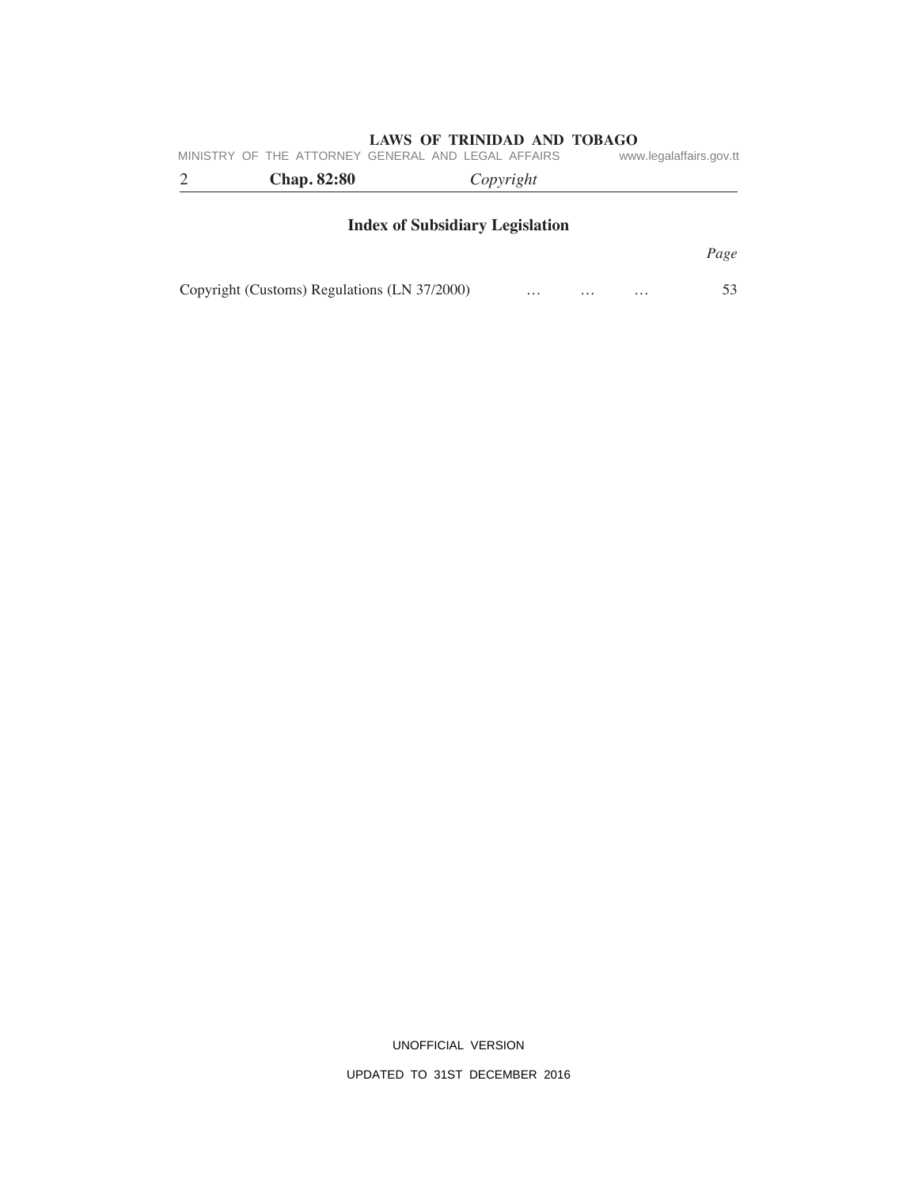## Index of Subsidiary Legislation

| | *Page* |
|---|---|
| Copyright (Customs) Regulations (LN 37/2000) … … … | 53 |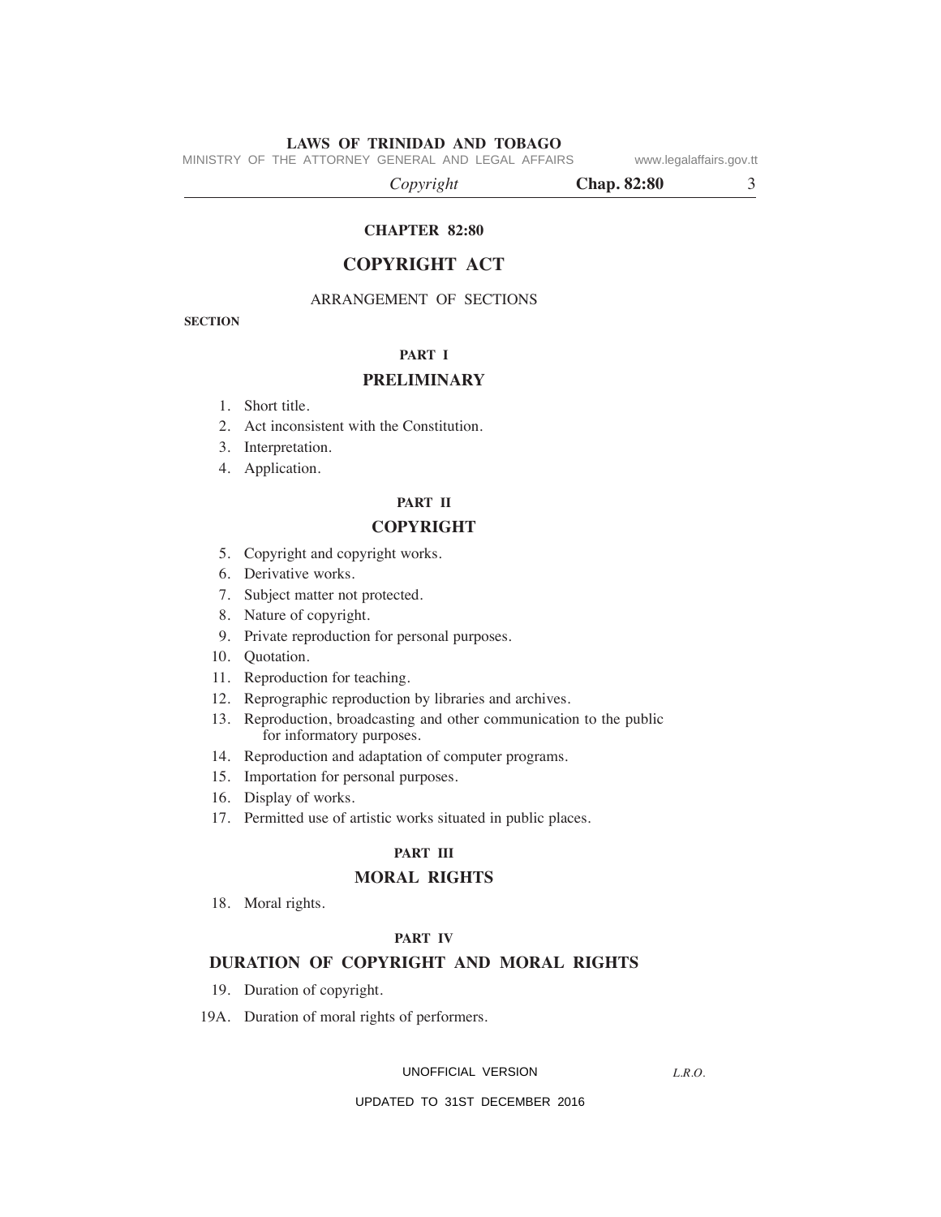# CHAPTER 82:80

# COPYRIGHT ACT

ARRANGEMENT OF SECTIONS

**SECTION**

## PART I

## PRELIMINARY

1. Short title.
2. Act inconsistent with the Constitution.
3. Interpretation.
4. Application.

## PART II

## COPYRIGHT

5. Copyright and copyright works.
6. Derivative works.
7. Subject matter not protected.
8. Nature of copyright.
9. Private reproduction for personal purposes.
10. Quotation.
11. Reproduction for teaching.
12. Reprographic reproduction by libraries and archives.
13. Reproduction, broadcasting and other communication to the public for informatory purposes.
14. Reproduction and adaptation of computer programs.
15. Importation for personal purposes.
16. Display of works.
17. Permitted use of artistic works situated in public places.

## PART III

## MORAL RIGHTS

18. Moral rights.

## PART IV

## DURATION OF COPYRIGHT AND MORAL RIGHTS

19. Duration of copyright.

19A. Duration of moral rights of performers.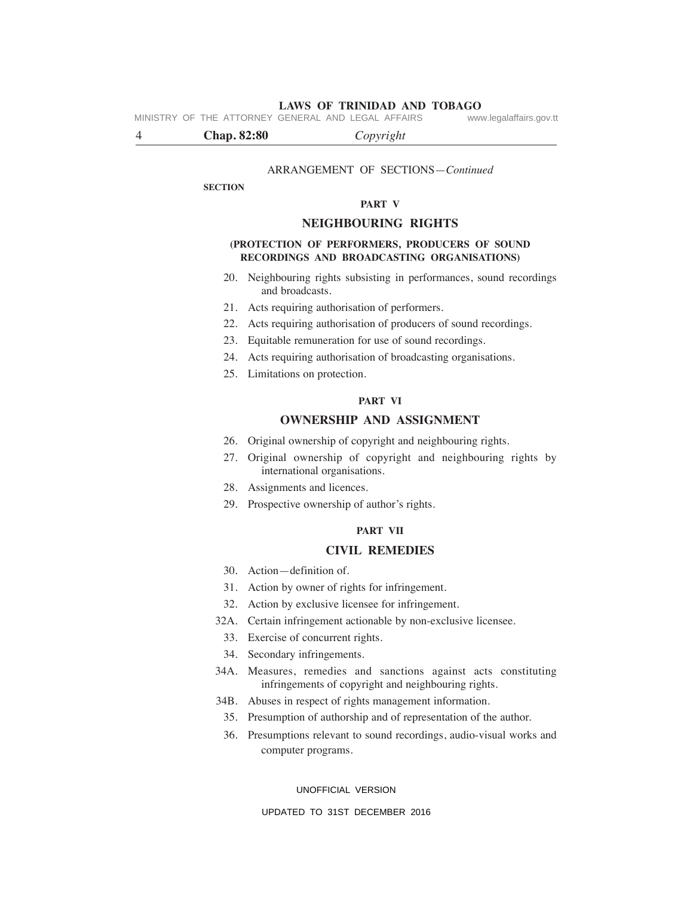ARRANGEMENT OF SECTIONS—*Continued*

**SECTION**

**PART V**

## NEIGHBOURING RIGHTS

**(PROTECTION OF PERFORMERS, PRODUCERS OF SOUND RECORDINGS AND BROADCASTING ORGANISATIONS)**

20. Neighbouring rights subsisting in performances, sound recordings and broadcasts.
21. Acts requiring authorisation of performers.
22. Acts requiring authorisation of producers of sound recordings.
23. Equitable remuneration for use of sound recordings.
24. Acts requiring authorisation of broadcasting organisations.
25. Limitations on protection.

**PART VI**

## OWNERSHIP AND ASSIGNMENT

26. Original ownership of copyright and neighbouring rights.
27. Original ownership of copyright and neighbouring rights by international organisations.
28. Assignments and licences.
29. Prospective ownership of author's rights.

**PART VII**

## CIVIL REMEDIES

30. Action—definition of.
31. Action by owner of rights for infringement.
32. Action by exclusive licensee for infringement.

32A. Certain infringement actionable by non-exclusive licensee.

33. Exercise of concurrent rights.
34. Secondary infringements.

34A. Measures, remedies and sanctions against acts constituting infringements of copyright and neighbouring rights.

34B. Abuses in respect of rights management information.

35. Presumption of authorship and of representation of the author.
36. Presumptions relevant to sound recordings, audio-visual works and computer programs.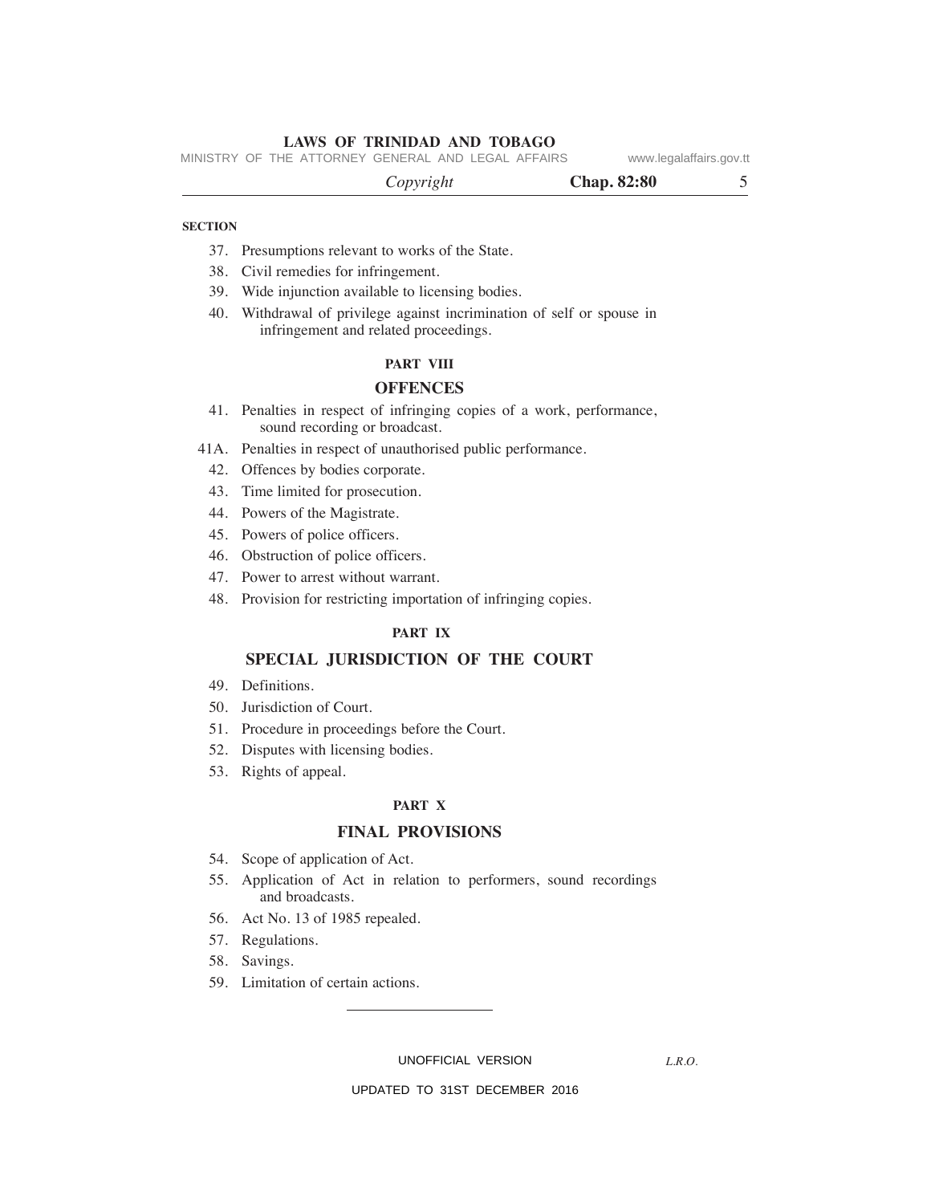**SECTION**

37. Presumptions relevant to works of the State.
38. Civil remedies for infringement.
39. Wide injunction available to licensing bodies.
40. Withdrawal of privilege against incrimination of self or spouse in infringement and related proceedings.

**PART VIII**

## OFFENCES

41. Penalties in respect of infringing copies of a work, performance, sound recording or broadcast.

41A. Penalties in respect of unauthorised public performance.

42. Offences by bodies corporate.
43. Time limited for prosecution.
44. Powers of the Magistrate.
45. Powers of police officers.
46. Obstruction of police officers.
47. Power to arrest without warrant.
48. Provision for restricting importation of infringing copies.

**PART IX**

## SPECIAL JURISDICTION OF THE COURT

49. Definitions.
50. Jurisdiction of Court.
51. Procedure in proceedings before the Court.
52. Disputes with licensing bodies.
53. Rights of appeal.

**PART X**

## FINAL PROVISIONS

54. Scope of application of Act.
55. Application of Act in relation to performers, sound recordings and broadcasts.
56. Act No. 13 of 1985 repealed.
57. Regulations.
58. Savings.
59. Limitation of certain actions.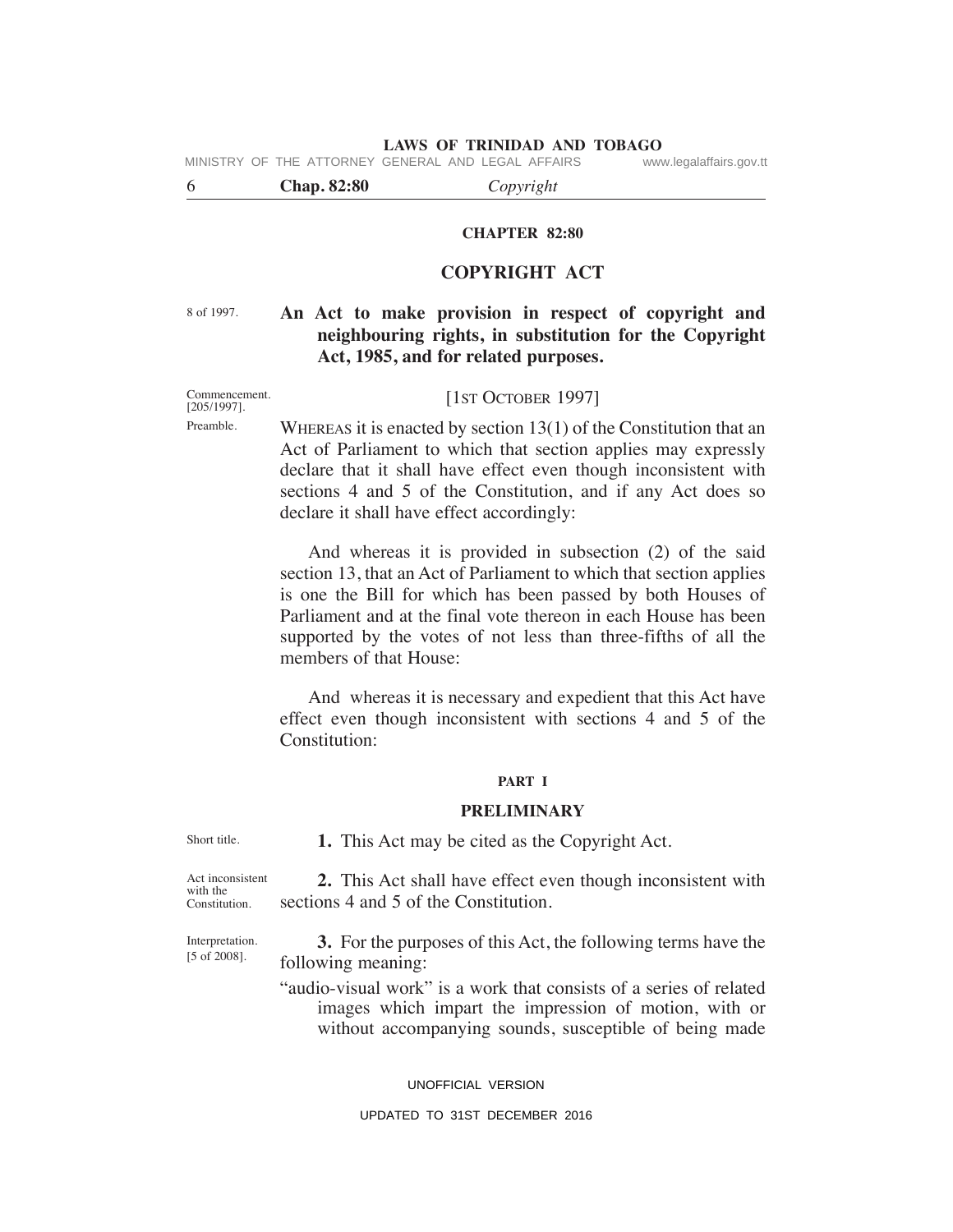# CHAPTER 82:80

## COPYRIGHT ACT

8 of 1997.

**An Act to make provision in respect of copyright and neighbouring rights, in substitution for the Copyright Act, 1985, and for related purposes.**

Commencement. [205/1997].

[1ST OCTOBER 1997]

Preamble.

WHEREAS it is enacted by section 13(1) of the Constitution that an Act of Parliament to which that section applies may expressly declare that it shall have effect even though inconsistent with sections 4 and 5 of the Constitution, and if any Act does so declare it shall have effect accordingly:

And whereas it is provided in subsection (2) of the said section 13, that an Act of Parliament to which that section applies is one the Bill for which has been passed by both Houses of Parliament and at the final vote thereon in each House has been supported by the votes of not less than three-fifths of all the members of that House:

And whereas it is necessary and expedient that this Act have effect even though inconsistent with sections 4 and 5 of the Constitution:

### PART I

### PRELIMINARY

Short title.

**1.** This Act may be cited as the Copyright Act.

Act inconsistent with the Constitution.

**2.** This Act shall have effect even though inconsistent with sections 4 and 5 of the Constitution.

Interpretation. [5 of 2008].

**3.** For the purposes of this Act, the following terms have the following meaning:

"audio-visual work" is a work that consists of a series of related images which impart the impression of motion, with or without accompanying sounds, susceptible of being made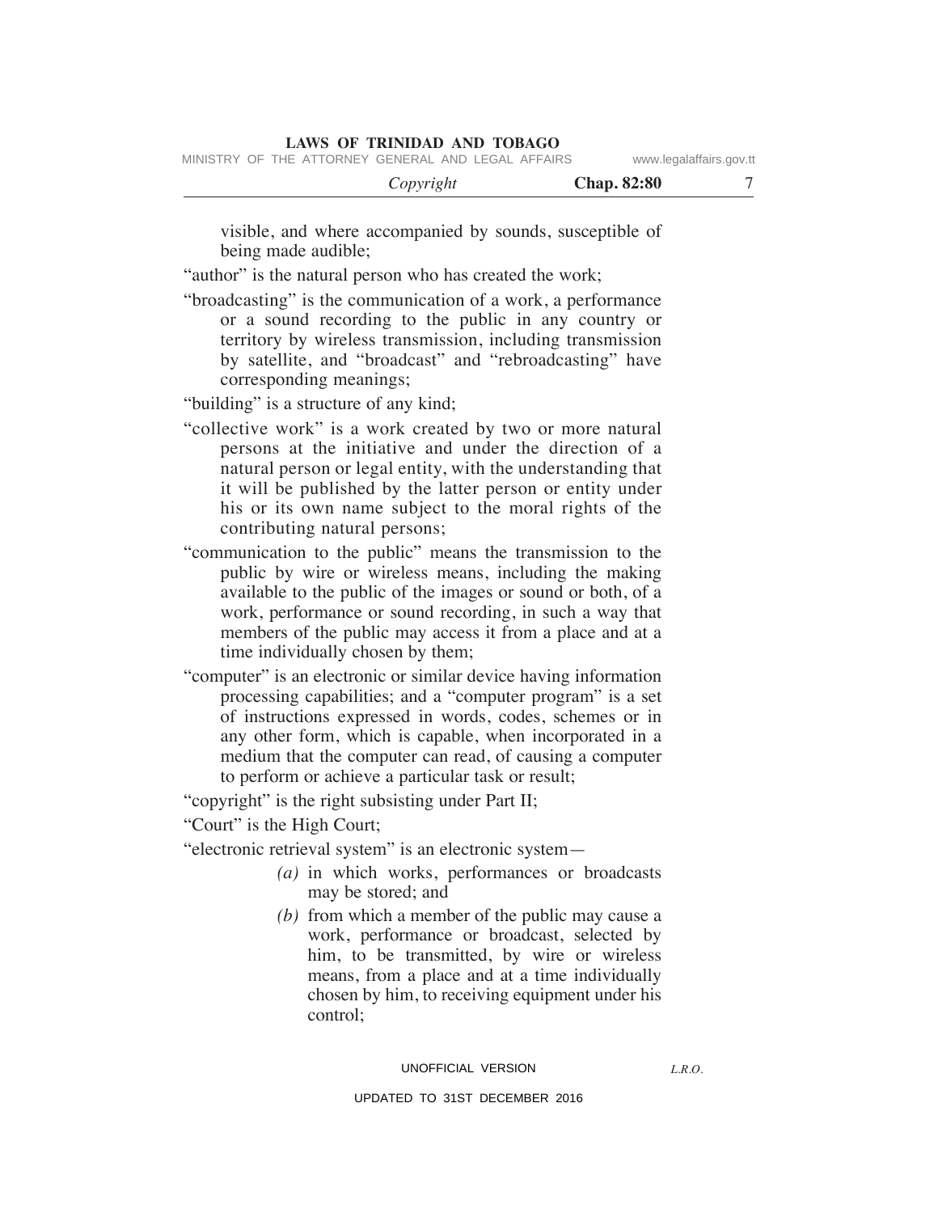visible, and where accompanied by sounds, susceptible of being made audible;

"author" is the natural person who has created the work;

"broadcasting" is the communication of a work, a performance or a sound recording to the public in any country or territory by wireless transmission, including transmission by satellite, and "broadcast" and "rebroadcasting" have corresponding meanings;

"building" is a structure of any kind;

"collective work" is a work created by two or more natural persons at the initiative and under the direction of a natural person or legal entity, with the understanding that it will be published by the latter person or entity under his or its own name subject to the moral rights of the contributing natural persons;

"communication to the public" means the transmission to the public by wire or wireless means, including the making available to the public of the images or sound or both, of a work, performance or sound recording, in such a way that members of the public may access it from a place and at a time individually chosen by them;

"computer" is an electronic or similar device having information processing capabilities; and a "computer program" is a set of instructions expressed in words, codes, schemes or in any other form, which is capable, when incorporated in a medium that the computer can read, of causing a computer to perform or achieve a particular task or result;

"copyright" is the right subsisting under Part II;

"Court" is the High Court;

"electronic retrieval system" is an electronic system—

*(a)* in which works, performances or broadcasts may be stored; and

*(b)* from which a member of the public may cause a work, performance or broadcast, selected by him, to be transmitted, by wire or wireless means, from a place and at a time individually chosen by him, to receiving equipment under his control;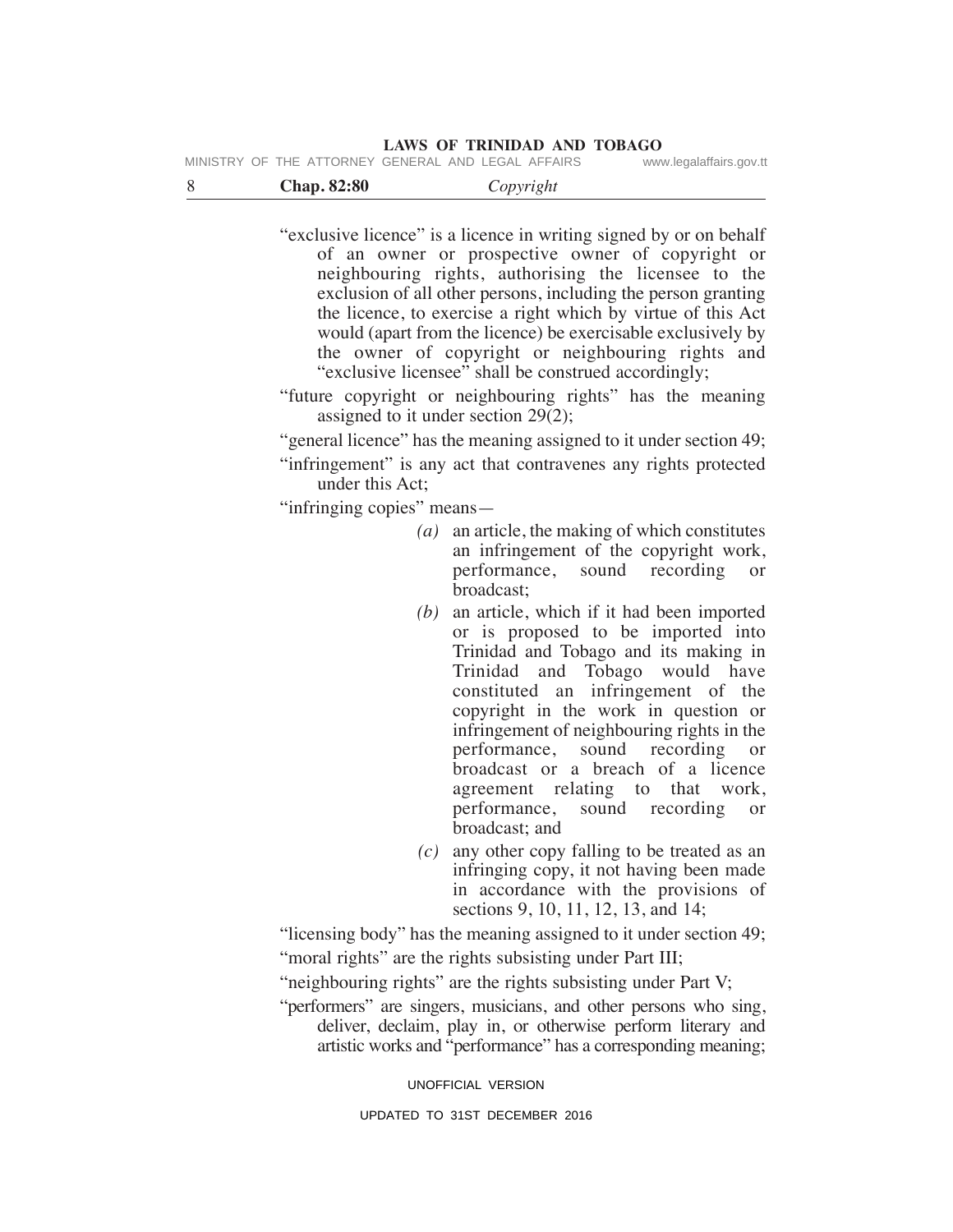"exclusive licence" is a licence in writing signed by or on behalf of an owner or prospective owner of copyright or neighbouring rights, authorising the licensee to the exclusion of all other persons, including the person granting the licence, to exercise a right which by virtue of this Act would (apart from the licence) be exercisable exclusively by the owner of copyright or neighbouring rights and "exclusive licensee" shall be construed accordingly;

"future copyright or neighbouring rights" has the meaning assigned to it under section 29(2);

"general licence" has the meaning assigned to it under section 49;

"infringement" is any act that contravenes any rights protected under this Act;

"infringing copies" means—

*(a)* an article, the making of which constitutes an infringement of the copyright work, performance, sound recording or broadcast;

*(b)* an article, which if it had been imported or is proposed to be imported into Trinidad and Tobago and its making in Trinidad and Tobago would have constituted an infringement of the copyright in the work in question or infringement of neighbouring rights in the performance, sound recording or broadcast or a breach of a licence agreement relating to that work, performance, sound recording or broadcast; and

*(c)* any other copy falling to be treated as an infringing copy, it not having been made in accordance with the provisions of sections 9, 10, 11, 12, 13, and 14;

"licensing body" has the meaning assigned to it under section 49;

"moral rights" are the rights subsisting under Part III;

"neighbouring rights" are the rights subsisting under Part V;

"performers" are singers, musicians, and other persons who sing, deliver, declaim, play in, or otherwise perform literary and artistic works and "performance" has a corresponding meaning;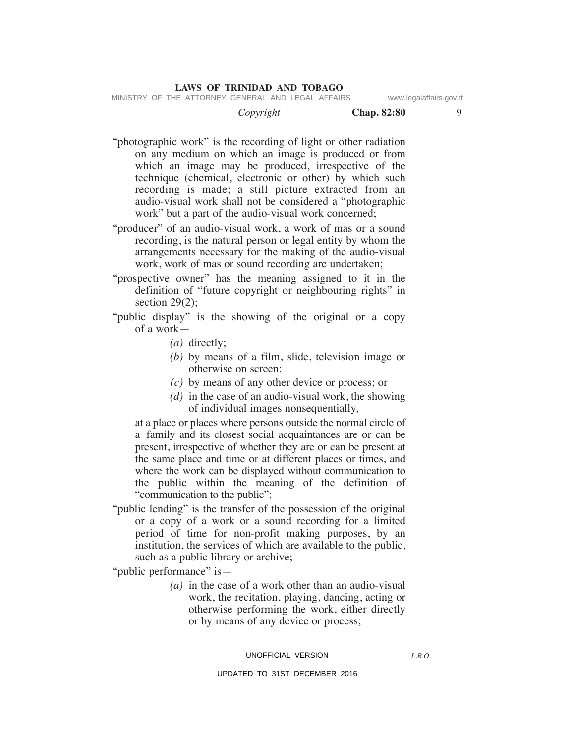"photographic work" is the recording of light or other radiation on any medium on which an image is produced or from which an image may be produced, irrespective of the technique (chemical, electronic or other) by which such recording is made; a still picture extracted from an audio-visual work shall not be considered a "photographic work" but a part of the audio-visual work concerned;

"producer" of an audio-visual work, a work of mas or a sound recording, is the natural person or legal entity by whom the arrangements necessary for the making of the audio-visual work, work of mas or sound recording are undertaken;

"prospective owner" has the meaning assigned to it in the definition of "future copyright or neighbouring rights" in section 29(2);

"public display" is the showing of the original or a copy of a work—

- *(a)* directly;
- *(b)* by means of a film, slide, television image or otherwise on screen;
- *(c)* by means of any other device or process; or
- *(d)* in the case of an audio-visual work, the showing of individual images nonsequentially,

at a place or places where persons outside the normal circle of a family and its closest social acquaintances are or can be present, irrespective of whether they are or can be present at the same place and time or at different places or times, and where the work can be displayed without communication to the public within the meaning of the definition of "communication to the public";

"public lending" is the transfer of the possession of the original or a copy of a work or a sound recording for a limited period of time for non-profit making purposes, by an institution, the services of which are available to the public, such as a public library or archive;

"public performance" is—

- *(a)* in the case of a work other than an audio-visual work, the recitation, playing, dancing, acting or otherwise performing the work, either directly or by means of any device or process;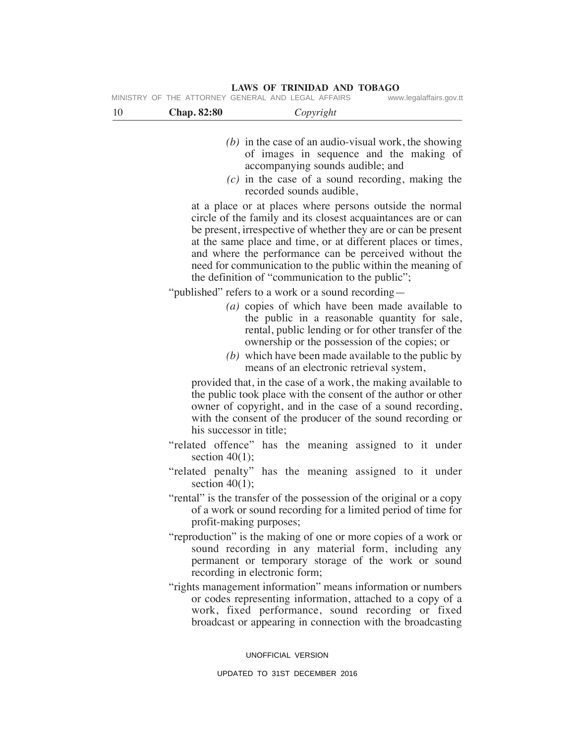*(b)* in the case of an audio-visual work, the showing of images in sequence and the making of accompanying sounds audible; and

*(c)* in the case of a sound recording, making the recorded sounds audible,

at a place or at places where persons outside the normal circle of the family and its closest acquaintances are or can be present, irrespective of whether they are or can be present at the same place and time, or at different places or times, and where the performance can be perceived without the need for communication to the public within the meaning of the definition of "communication to the public";

"published" refers to a work or a sound recording—

*(a)* copies of which have been made available to the public in a reasonable quantity for sale, rental, public lending or for other transfer of the ownership or the possession of the copies; or

*(b)* which have been made available to the public by means of an electronic retrieval system,

provided that, in the case of a work, the making available to the public took place with the consent of the author or other owner of copyright, and in the case of a sound recording, with the consent of the producer of the sound recording or his successor in title;

"related offence" has the meaning assigned to it under section 40(1);

"related penalty" has the meaning assigned to it under section 40(1);

"rental" is the transfer of the possession of the original or a copy of a work or sound recording for a limited period of time for profit-making purposes;

"reproduction" is the making of one or more copies of a work or sound recording in any material form, including any permanent or temporary storage of the work or sound recording in electronic form;

"rights management information" means information or numbers or codes representing information, attached to a copy of a work, fixed performance, sound recording or fixed broadcast or appearing in connection with the broadcasting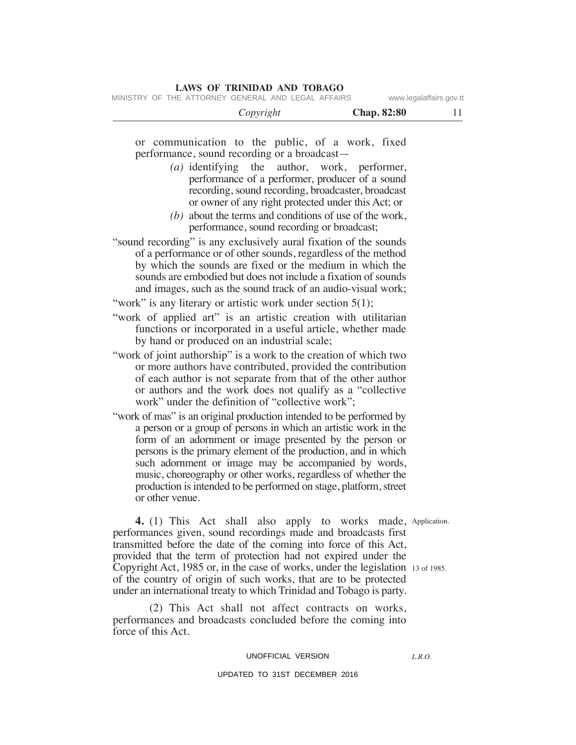or communication to the public, of a work, fixed performance, sound recording or a broadcast—

*(a)* identifying the author, work, performer, performance of a performer, producer of a sound recording, sound recording, broadcaster, broadcast or owner of any right protected under this Act; or

*(b)* about the terms and conditions of use of the work, performance, sound recording or broadcast;

"sound recording" is any exclusively aural fixation of the sounds of a performance or of other sounds, regardless of the method by which the sounds are fixed or the medium in which the sounds are embodied but does not include a fixation of sounds and images, such as the sound track of an audio-visual work;

"work" is any literary or artistic work under section 5(1);

"work of applied art" is an artistic creation with utilitarian functions or incorporated in a useful article, whether made by hand or produced on an industrial scale;

"work of joint authorship" is a work to the creation of which two or more authors have contributed, provided the contribution of each author is not separate from that of the other author or authors and the work does not qualify as a "collective work" under the definition of "collective work";

"work of mas" is an original production intended to be performed by a person or a group of persons in which an artistic work in the form of an adornment or image presented by the person or persons is the primary element of the production, and in which such adornment or image may be accompanied by words, music, choreography or other works, regardless of whether the production is intended to be performed on stage, platform, street or other venue.

Application.

**4.** (1) This Act shall also apply to works made, performances given, sound recordings made and broadcasts first transmitted before the date of the coming into force of this Act, provided that the term of protection had not expired under the Copyright Act, 1985 or, in the case of works, under the legislation of the country of origin of such works, that are to be protected under an international treaty to which Trinidad and Tobago is party.

13 of 1985.

(2) This Act shall not affect contracts on works, performances and broadcasts concluded before the coming into force of this Act.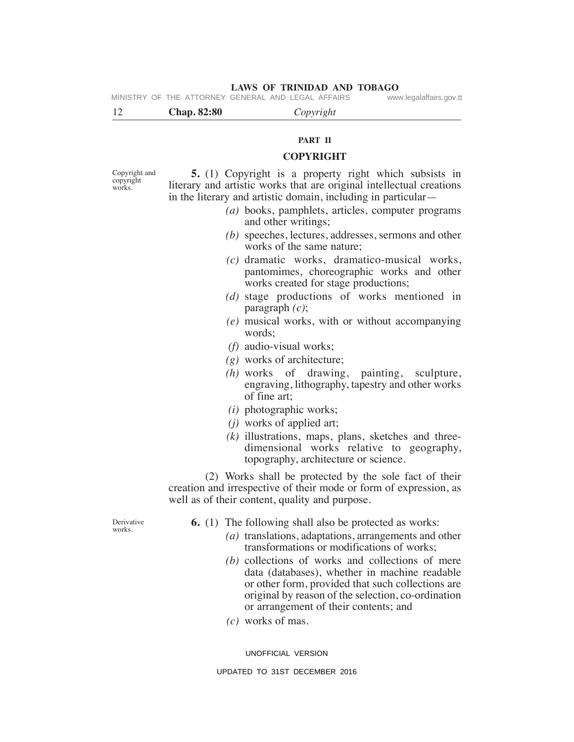## PART II

## COPYRIGHT

Copyright and copyright works.

**5.** (1) Copyright is a property right which subsists in literary and artistic works that are original intellectual creations in the literary and artistic domain, including in particular—

*(a)* books, pamphlets, articles, computer programs and other writings;

*(b)* speeches, lectures, addresses, sermons and other works of the same nature;

*(c)* dramatic works, dramatico-musical works, pantomimes, choreographic works and other works created for stage productions;

*(d)* stage productions of works mentioned in paragraph *(c)*;

*(e)* musical works, with or without accompanying words;

*(f)* audio-visual works;

*(g)* works of architecture;

*(h)* works of drawing, painting, sculpture, engraving, lithography, tapestry and other works of fine art;

*(i)* photographic works;

*(j)* works of applied art;

*(k)* illustrations, maps, plans, sketches and three-dimensional works relative to geography, topography, architecture or science.

(2) Works shall be protected by the sole fact of their creation and irrespective of their mode or form of expression, as well as of their content, quality and purpose.

Derivative works.

**6.** (1) The following shall also be protected as works:

*(a)* translations, adaptations, arrangements and other transformations or modifications of works;

*(b)* collections of works and collections of mere data (databases), whether in machine readable or other form, provided that such collections are original by reason of the selection, co-ordination or arrangement of their contents; and

*(c)* works of mas.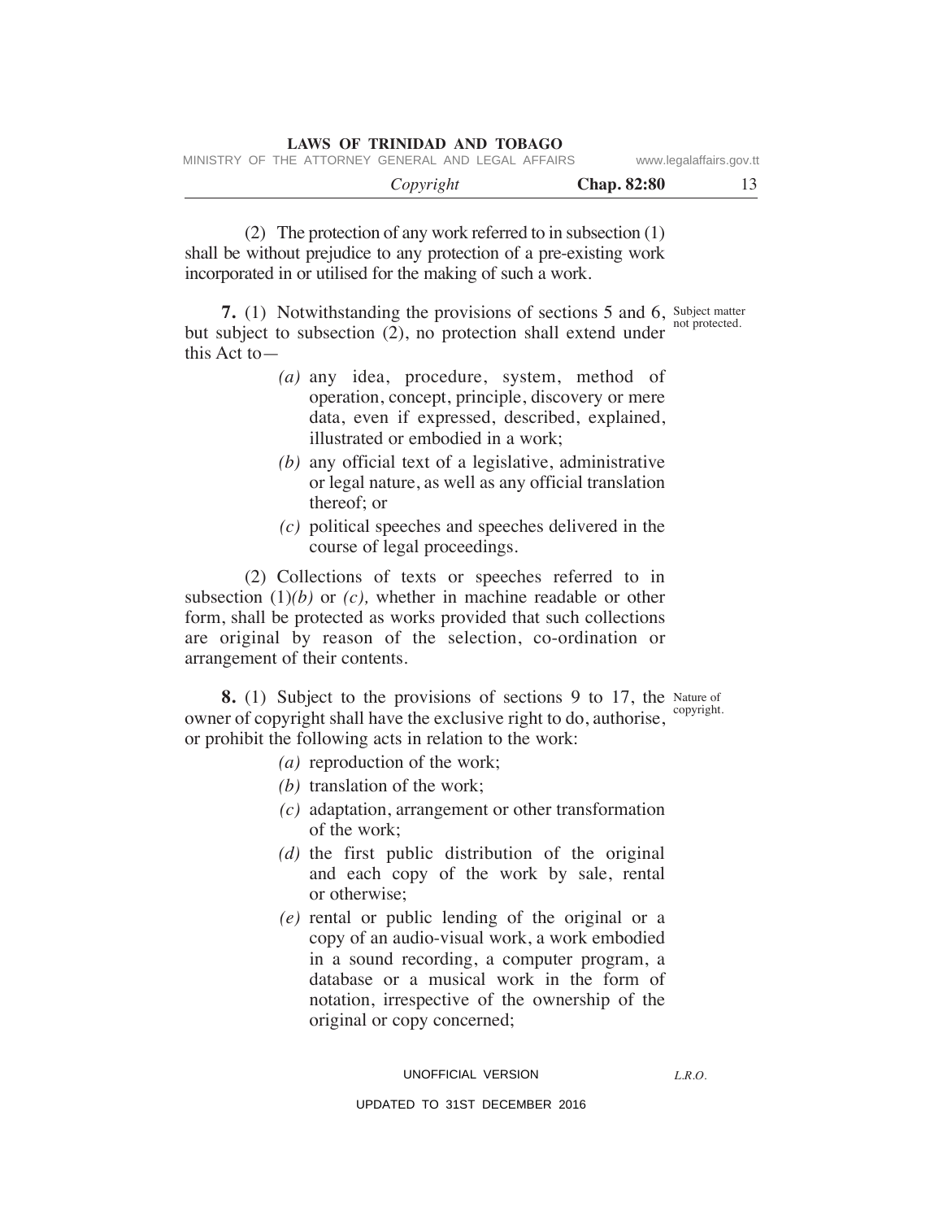(2) The protection of any work referred to in subsection (1) shall be without prejudice to any protection of a pre-existing work incorporated in or utilised for the making of such a work.

**7.** (1) Notwithstanding the provisions of sections 5 and 6, but subject to subsection (2), no protection shall extend under this Act to—

*Subject matter not protected.*

- *(a)* any idea, procedure, system, method of operation, concept, principle, discovery or mere data, even if expressed, described, explained, illustrated or embodied in a work;
- *(b)* any official text of a legislative, administrative or legal nature, as well as any official translation thereof; or
- *(c)* political speeches and speeches delivered in the course of legal proceedings.

(2) Collections of texts or speeches referred to in subsection (1)*(b)* or *(c),* whether in machine readable or other form, shall be protected as works provided that such collections are original by reason of the selection, co-ordination or arrangement of their contents.

**8.** (1) Subject to the provisions of sections 9 to 17, the owner of copyright shall have the exclusive right to do, authorise, or prohibit the following acts in relation to the work:

*Nature of copyright.*

- *(a)* reproduction of the work;
- *(b)* translation of the work;
- *(c)* adaptation, arrangement or other transformation of the work;
- *(d)* the first public distribution of the original and each copy of the work by sale, rental or otherwise;
- *(e)* rental or public lending of the original or a copy of an audio-visual work, a work embodied in a sound recording, a computer program, a database or a musical work in the form of notation, irrespective of the ownership of the original or copy concerned;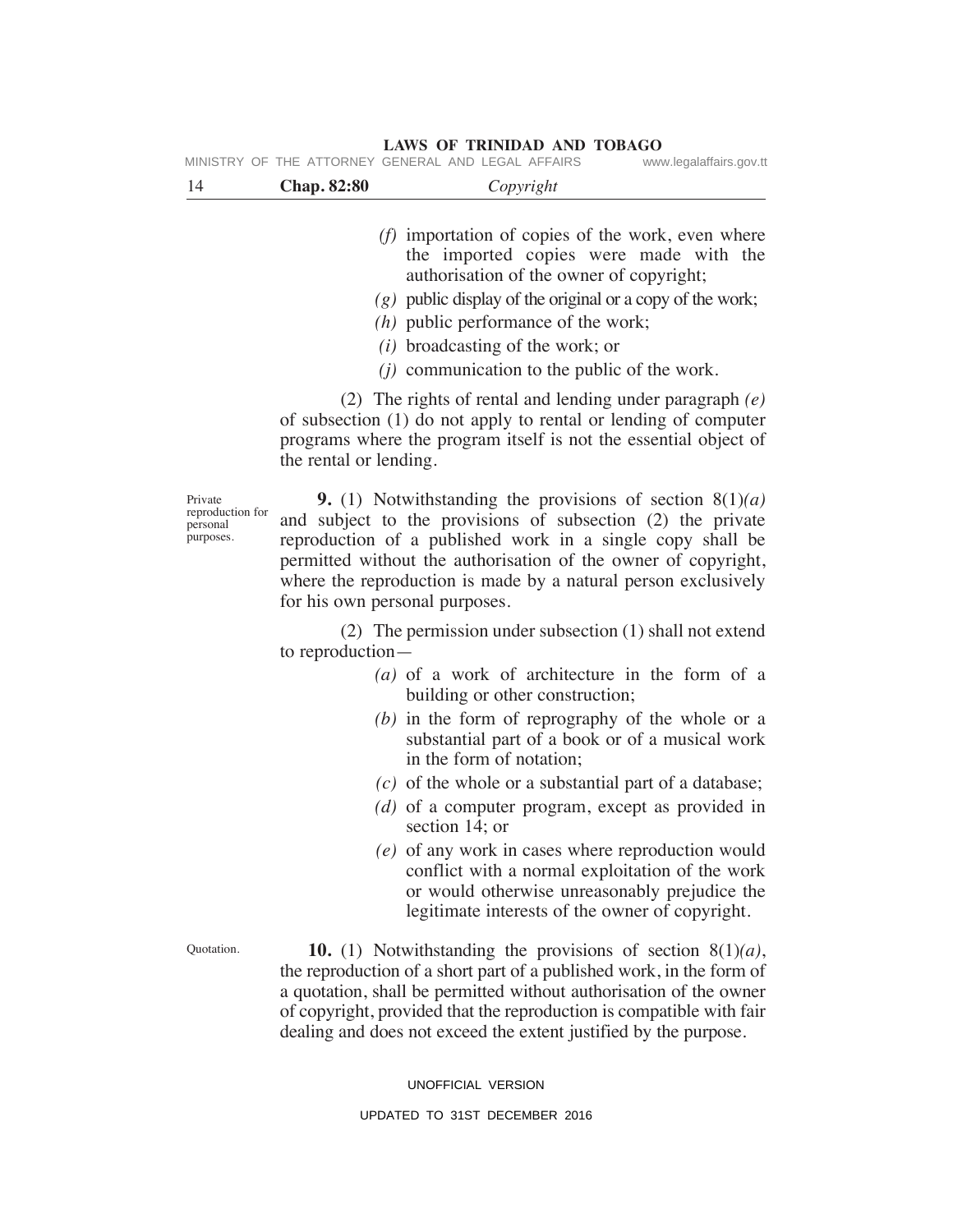*(f)* importation of copies of the work, even where the imported copies were made with the authorisation of the owner of copyright;

*(g)* public display of the original or a copy of the work;

*(h)* public performance of the work;

*(i)* broadcasting of the work; or

*(j)* communication to the public of the work.

(2) The rights of rental and lending under paragraph *(e)* of subsection (1) do not apply to rental or lending of computer programs where the program itself is not the essential object of the rental or lending.

Private reproduction for personal purposes.

**9.** (1) Notwithstanding the provisions of section 8(1)*(a)* and subject to the provisions of subsection (2) the private reproduction of a published work in a single copy shall be permitted without the authorisation of the owner of copyright, where the reproduction is made by a natural person exclusively for his own personal purposes.

(2) The permission under subsection (1) shall not extend to reproduction—

*(a)* of a work of architecture in the form of a building or other construction;

*(b)* in the form of reprography of the whole or a substantial part of a book or of a musical work in the form of notation;

*(c)* of the whole or a substantial part of a database;

*(d)* of a computer program, except as provided in section 14; or

*(e)* of any work in cases where reproduction would conflict with a normal exploitation of the work or would otherwise unreasonably prejudice the legitimate interests of the owner of copyright.

Quotation.

**10.** (1) Notwithstanding the provisions of section 8(1)*(a)*, the reproduction of a short part of a published work, in the form of a quotation, shall be permitted without authorisation of the owner of copyright, provided that the reproduction is compatible with fair dealing and does not exceed the extent justified by the purpose.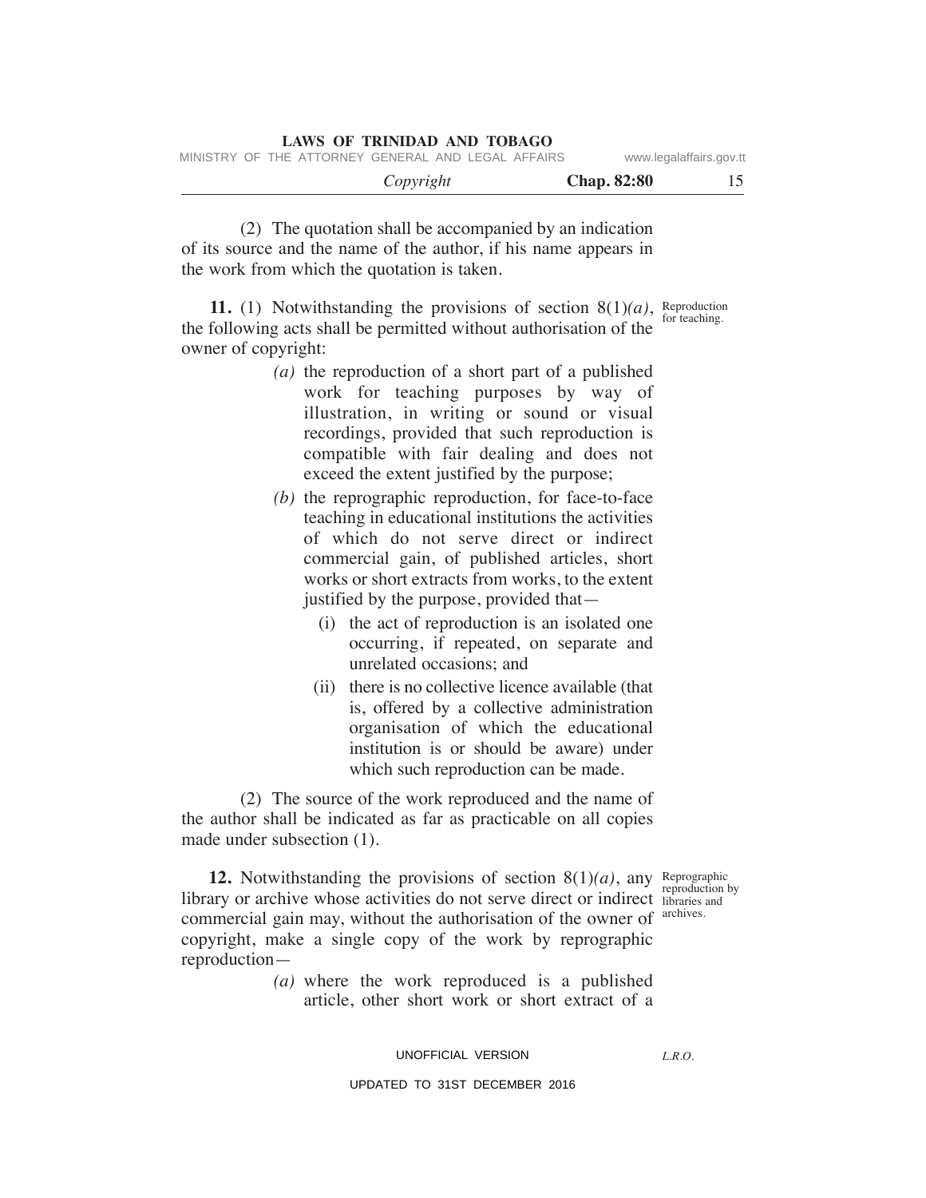(2) The quotation shall be accompanied by an indication of its source and the name of the author, if his name appears in the work from which the quotation is taken.

Reproduction for teaching.

**11.** (1) Notwithstanding the provisions of section 8(1)*(a)*, the following acts shall be permitted without authorisation of the owner of copyright:

*(a)* the reproduction of a short part of a published work for teaching purposes by way of illustration, in writing or sound or visual recordings, provided that such reproduction is compatible with fair dealing and does not exceed the extent justified by the purpose;

*(b)* the reprographic reproduction, for face-to-face teaching in educational institutions the activities of which do not serve direct or indirect commercial gain, of published articles, short works or short extracts from works, to the extent justified by the purpose, provided that—

(i) the act of reproduction is an isolated one occurring, if repeated, on separate and unrelated occasions; and

(ii) there is no collective licence available (that is, offered by a collective administration organisation of which the educational institution is or should be aware) under which such reproduction can be made.

(2) The source of the work reproduced and the name of the author shall be indicated as far as practicable on all copies made under subsection (1).

Reprographic reproduction by libraries and archives.

**12.** Notwithstanding the provisions of section 8(1)*(a)*, any library or archive whose activities do not serve direct or indirect commercial gain may, without the authorisation of the owner of copyright, make a single copy of the work by reprographic reproduction—

*(a)* where the work reproduced is a published article, other short work or short extract of a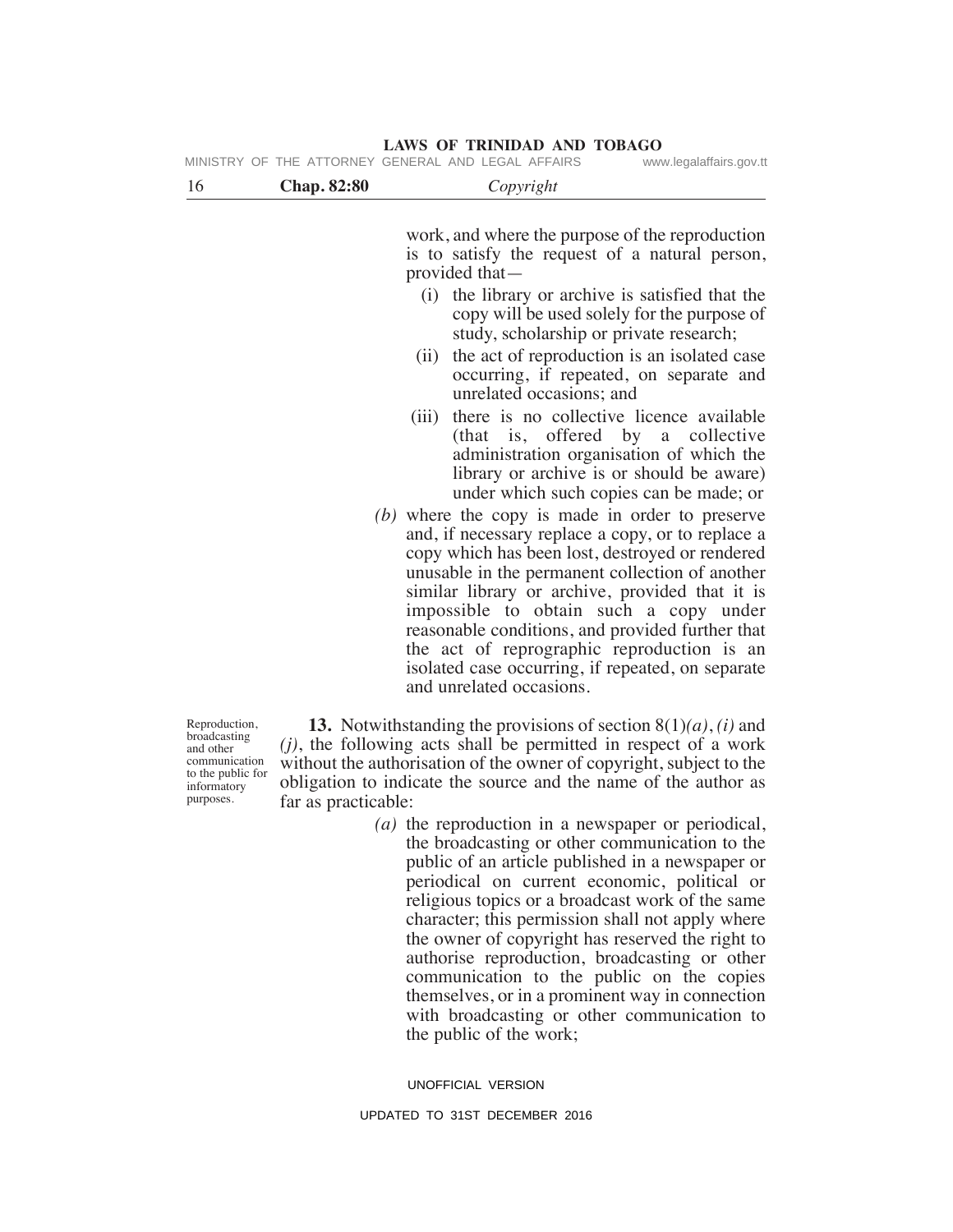work, and where the purpose of the reproduction is to satisfy the request of a natural person, provided that—

(i) the library or archive is satisfied that the copy will be used solely for the purpose of study, scholarship or private research;

(ii) the act of reproduction is an isolated case occurring, if repeated, on separate and unrelated occasions; and

(iii) there is no collective licence available (that is, offered by a collective administration organisation of which the library or archive is or should be aware) under which such copies can be made; or

*(b)* where the copy is made in order to preserve and, if necessary replace a copy, or to replace a copy which has been lost, destroyed or rendered unusable in the permanent collection of another similar library or archive, provided that it is impossible to obtain such a copy under reasonable conditions, and provided further that the act of reprographic reproduction is an isolated case occurring, if repeated, on separate and unrelated occasions.

Reproduction, broadcasting and other communication to the public for informatory purposes.

**13.** Notwithstanding the provisions of section 8(1)*(a)*, *(i)* and *(j)*, the following acts shall be permitted in respect of a work without the authorisation of the owner of copyright, subject to the obligation to indicate the source and the name of the author as far as practicable:

*(a)* the reproduction in a newspaper or periodical, the broadcasting or other communication to the public of an article published in a newspaper or periodical on current economic, political or religious topics or a broadcast work of the same character; this permission shall not apply where the owner of copyright has reserved the right to authorise reproduction, broadcasting or other communication to the public on the copies themselves, or in a prominent way in connection with broadcasting or other communication to the public of the work;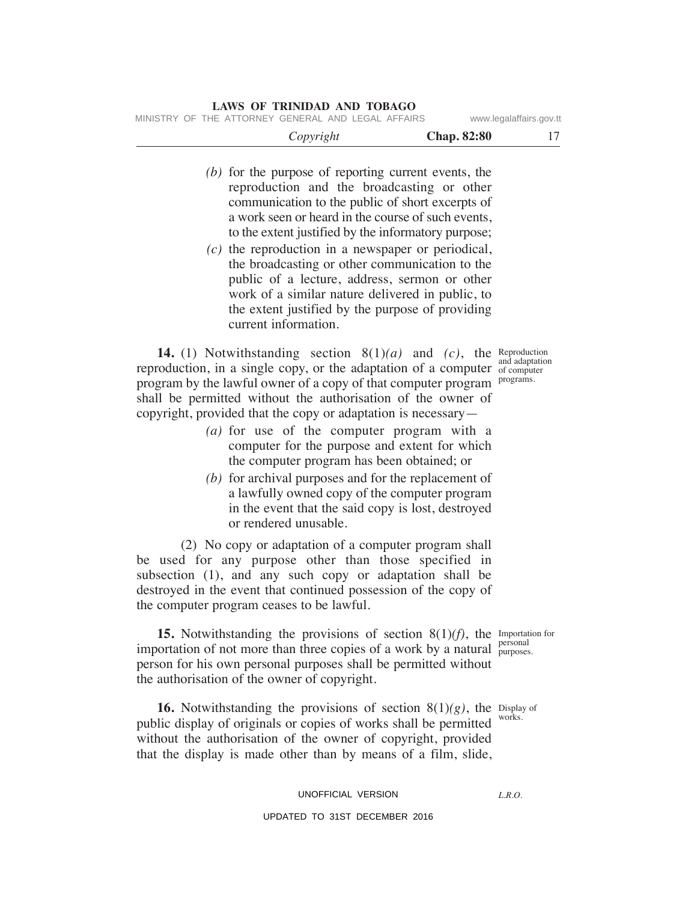*(b)* for the purpose of reporting current events, the reproduction and the broadcasting or other communication to the public of short excerpts of a work seen or heard in the course of such events, to the extent justified by the informatory purpose;

*(c)* the reproduction in a newspaper or periodical, the broadcasting or other communication to the public of a lecture, address, sermon or other work of a similar nature delivered in public, to the extent justified by the purpose of providing current information.

Reproduction and adaptation of computer programs.

**14.** (1) Notwithstanding section 8(1)*(a)* and *(c)*, the reproduction, in a single copy, or the adaptation of a computer program by the lawful owner of a copy of that computer program shall be permitted without the authorisation of the owner of copyright, provided that the copy or adaptation is necessary—

*(a)* for use of the computer program with a computer for the purpose and extent for which the computer program has been obtained; or

*(b)* for archival purposes and for the replacement of a lawfully owned copy of the computer program in the event that the said copy is lost, destroyed or rendered unusable.

(2) No copy or adaptation of a computer program shall be used for any purpose other than those specified in subsection (1), and any such copy or adaptation shall be destroyed in the event that continued possession of the copy of the computer program ceases to be lawful.

Importation for personal purposes.

**15.** Notwithstanding the provisions of section 8(1)*(f)*, the importation of not more than three copies of a work by a natural person for his own personal purposes shall be permitted without the authorisation of the owner of copyright.

Display of works.

**16.** Notwithstanding the provisions of section 8(1)*(g)*, the public display of originals or copies of works shall be permitted without the authorisation of the owner of copyright, provided that the display is made other than by means of a film, slide,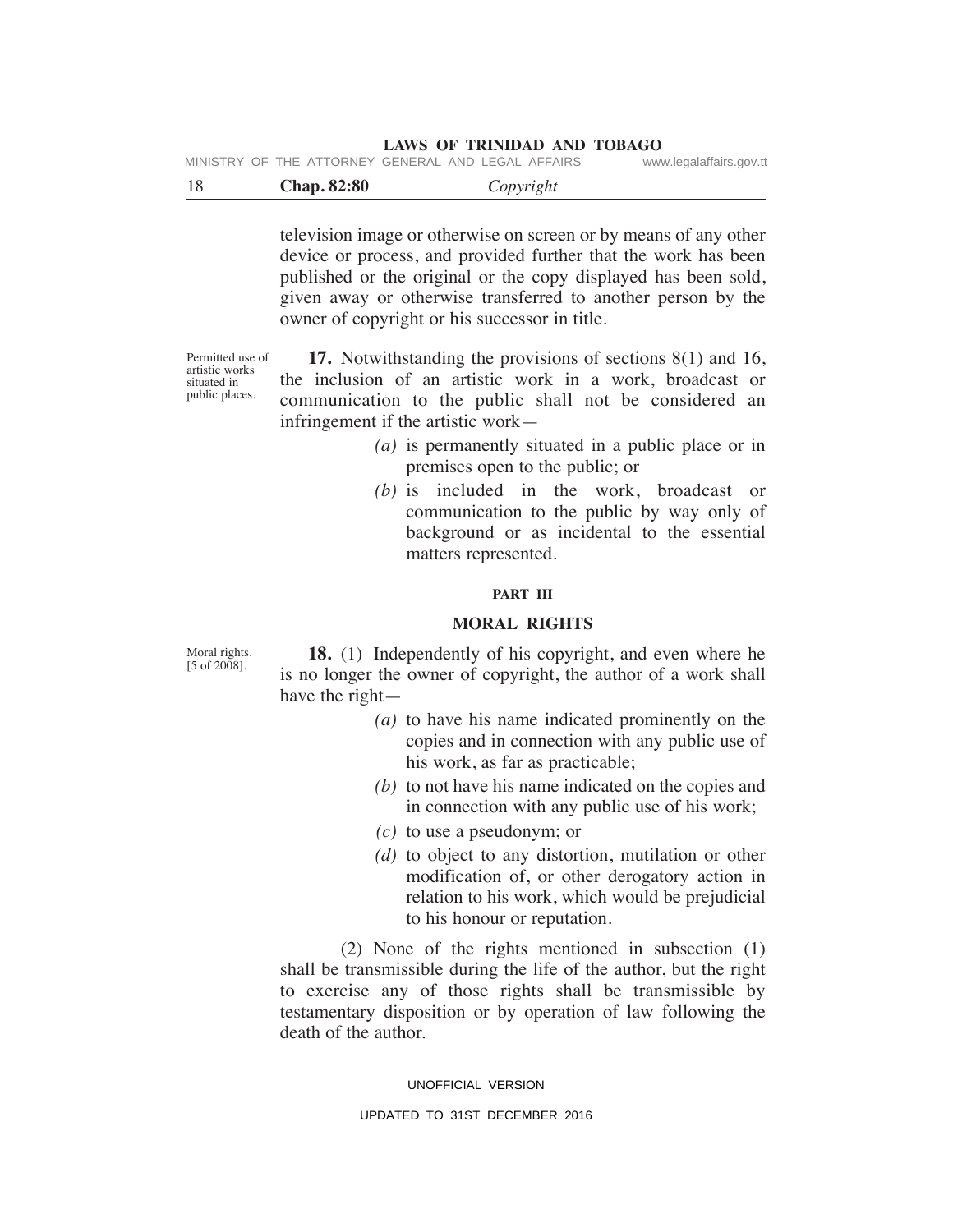television image or otherwise on screen or by means of any other device or process, and provided further that the work has been published or the original or the copy displayed has been sold, given away or otherwise transferred to another person by the owner of copyright or his successor in title.

Permitted use of artistic works situated in public places.

**17.** Notwithstanding the provisions of sections 8(1) and 16, the inclusion of an artistic work in a work, broadcast or communication to the public shall not be considered an infringement if the artistic work—

*(a)* is permanently situated in a public place or in premises open to the public; or

*(b)* is included in the work, broadcast or communication to the public by way only of background or as incidental to the essential matters represented.

## PART III

## MORAL RIGHTS

Moral rights. [5 of 2008].

**18.** (1) Independently of his copyright, and even where he is no longer the owner of copyright, the author of a work shall have the right—

*(a)* to have his name indicated prominently on the copies and in connection with any public use of his work, as far as practicable;

*(b)* to not have his name indicated on the copies and in connection with any public use of his work;

*(c)* to use a pseudonym; or

*(d)* to object to any distortion, mutilation or other modification of, or other derogatory action in relation to his work, which would be prejudicial to his honour or reputation.

(2) None of the rights mentioned in subsection (1) shall be transmissible during the life of the author, but the right to exercise any of those rights shall be transmissible by testamentary disposition or by operation of law following the death of the author.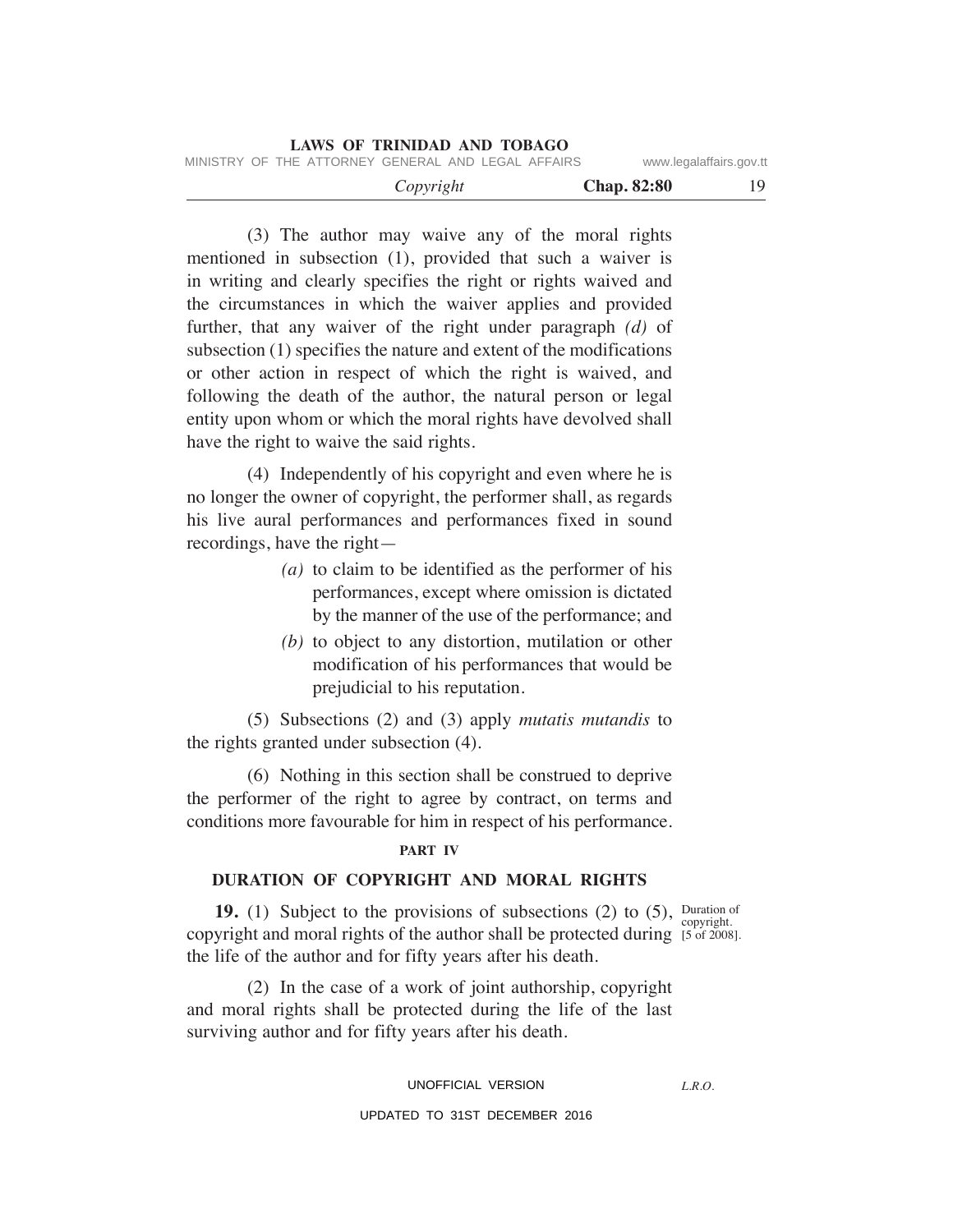(3) The author may waive any of the moral rights mentioned in subsection (1), provided that such a waiver is in writing and clearly specifies the right or rights waived and the circumstances in which the waiver applies and provided further, that any waiver of the right under paragraph *(d)* of subsection (1) specifies the nature and extent of the modifications or other action in respect of which the right is waived, and following the death of the author, the natural person or legal entity upon whom or which the moral rights have devolved shall have the right to waive the said rights.

(4) Independently of his copyright and even where he is no longer the owner of copyright, the performer shall, as regards his live aural performances and performances fixed in sound recordings, have the right—

*(a)* to claim to be identified as the performer of his performances, except where omission is dictated by the manner of the use of the performance; and

*(b)* to object to any distortion, mutilation or other modification of his performances that would be prejudicial to his reputation.

(5) Subsections (2) and (3) apply *mutatis mutandis* to the rights granted under subsection (4).

(6) Nothing in this section shall be construed to deprive the performer of the right to agree by contract, on terms and conditions more favourable for him in respect of his performance.

## PART IV

## DURATION OF COPYRIGHT AND MORAL RIGHTS

Duration of copyright. [5 of 2008].

**19.** (1) Subject to the provisions of subsections (2) to (5), copyright and moral rights of the author shall be protected during the life of the author and for fifty years after his death.

(2) In the case of a work of joint authorship, copyright and moral rights shall be protected during the life of the last surviving author and for fifty years after his death.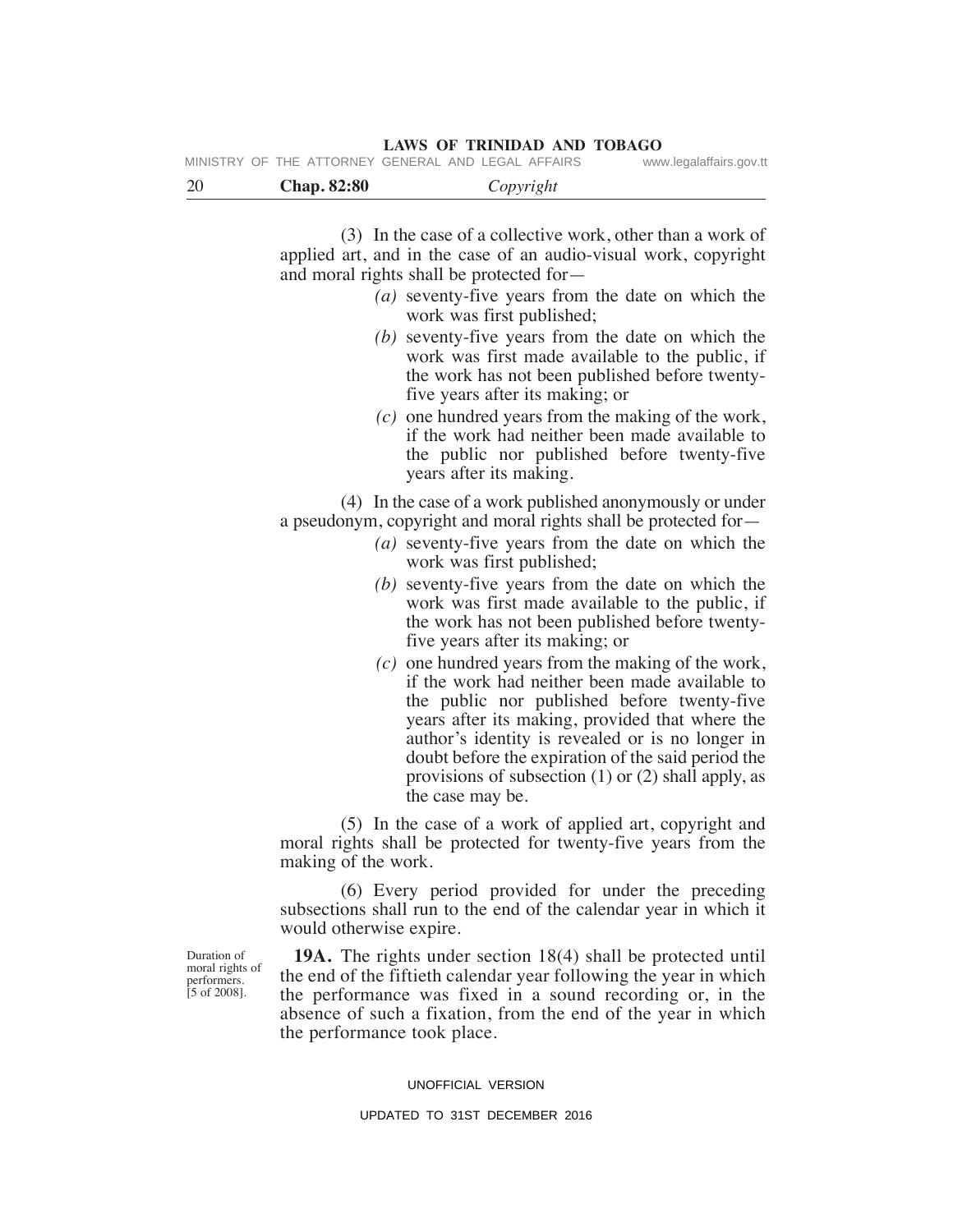(3) In the case of a collective work, other than a work of applied art, and in the case of an audio-visual work, copyright and moral rights shall be protected for—

*(a)* seventy-five years from the date on which the work was first published;

*(b)* seventy-five years from the date on which the work was first made available to the public, if the work has not been published before twenty-five years after its making; or

*(c)* one hundred years from the making of the work, if the work had neither been made available to the public nor published before twenty-five years after its making.

(4) In the case of a work published anonymously or under a pseudonym, copyright and moral rights shall be protected for—

*(a)* seventy-five years from the date on which the work was first published;

*(b)* seventy-five years from the date on which the work was first made available to the public, if the work has not been published before twenty-five years after its making; or

*(c)* one hundred years from the making of the work, if the work had neither been made available to the public nor published before twenty-five years after its making, provided that where the author's identity is revealed or is no longer in doubt before the expiration of the said period the provisions of subsection (1) or (2) shall apply, as the case may be.

(5) In the case of a work of applied art, copyright and moral rights shall be protected for twenty-five years from the making of the work.

(6) Every period provided for under the preceding subsections shall run to the end of the calendar year in which it would otherwise expire.

Duration of moral rights of performers. [5 of 2008].

**19A.** The rights under section 18(4) shall be protected until the end of the fiftieth calendar year following the year in which the performance was fixed in a sound recording or, in the absence of such a fixation, from the end of the year in which the performance took place.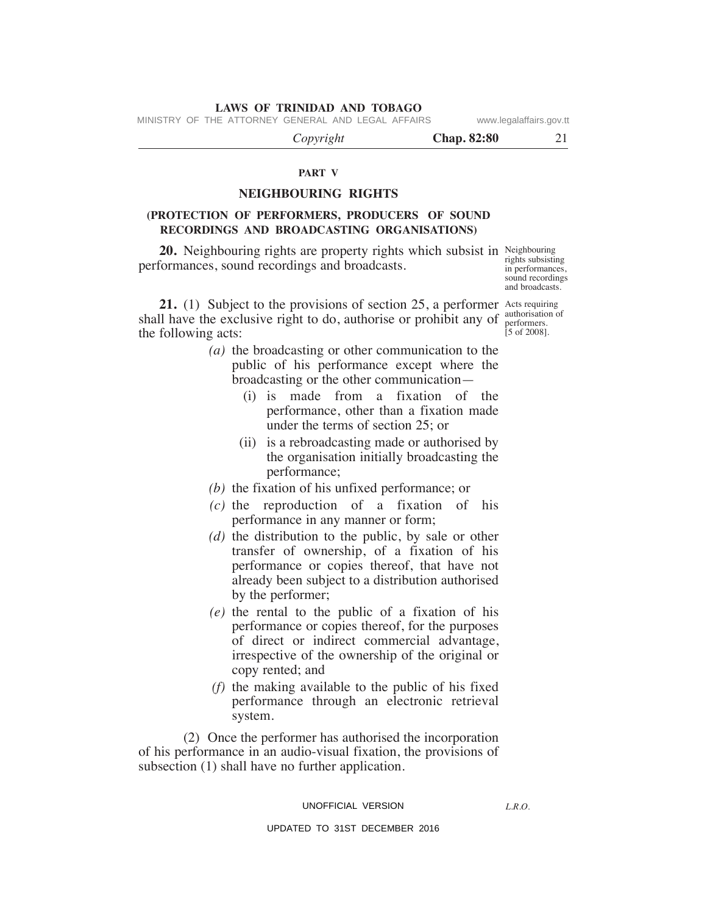## PART V

## NEIGHBOURING RIGHTS

### (PROTECTION OF PERFORMERS, PRODUCERS OF SOUND RECORDINGS AND BROADCASTING ORGANISATIONS)

Neighbouring rights subsisting in performances, sound recordings and broadcasts.

**20.** Neighbouring rights are property rights which subsist in performances, sound recordings and broadcasts.

Acts requiring authorisation of performers. [5 of 2008].

**21.** (1) Subject to the provisions of section 25, a performer shall have the exclusive right to do, authorise or prohibit any of the following acts:

*(a)* the broadcasting or other communication to the public of his performance except where the broadcasting or the other communication—

(i) is made from a fixation of the performance, other than a fixation made under the terms of section 25; or

(ii) is a rebroadcasting made or authorised by the organisation initially broadcasting the performance;

*(b)* the fixation of his unfixed performance; or

*(c)* the reproduction of a fixation of his performance in any manner or form;

*(d)* the distribution to the public, by sale or other transfer of ownership, of a fixation of his performance or copies thereof, that have not already been subject to a distribution authorised by the performer;

*(e)* the rental to the public of a fixation of his performance or copies thereof, for the purposes of direct or indirect commercial advantage, irrespective of the ownership of the original or copy rented; and

*(f)* the making available to the public of his fixed performance through an electronic retrieval system.

(2) Once the performer has authorised the incorporation of his performance in an audio-visual fixation, the provisions of subsection (1) shall have no further application.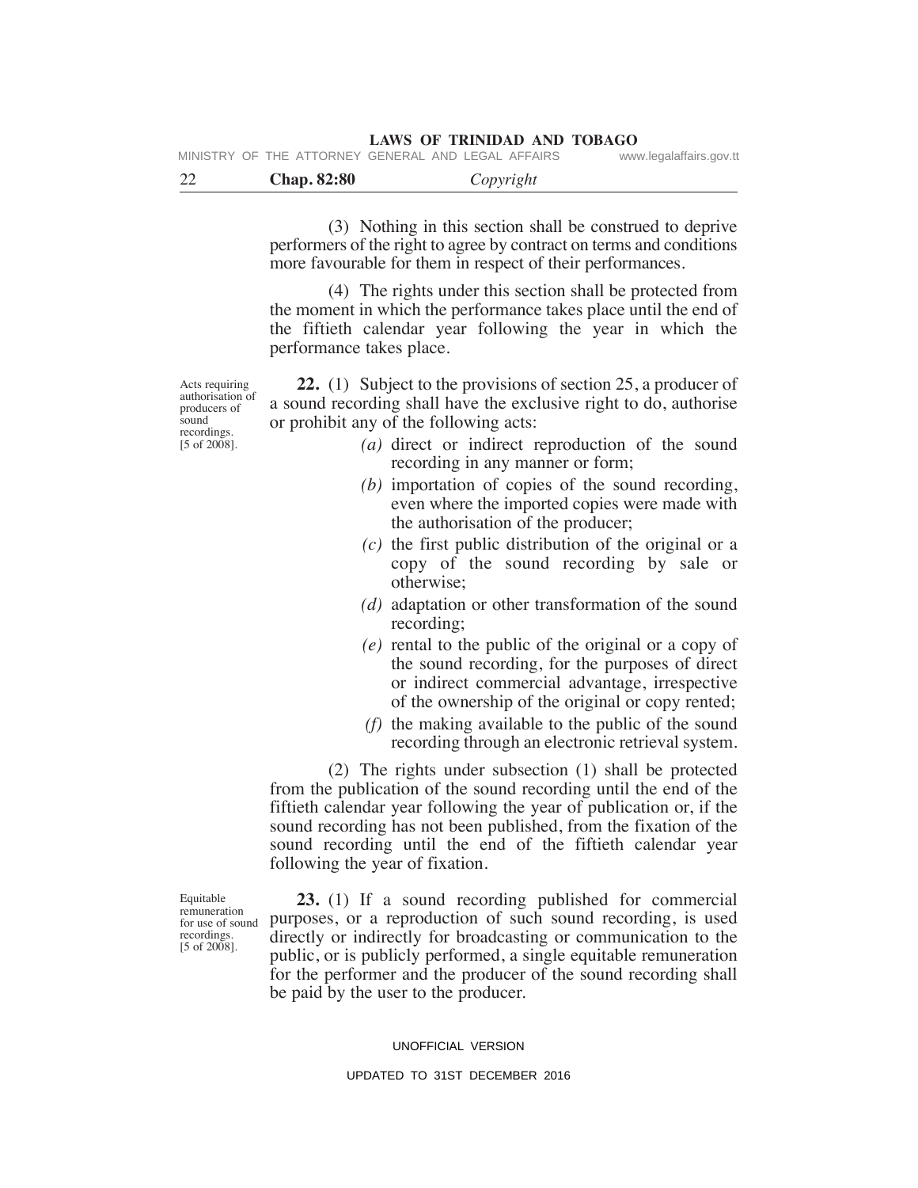(3) Nothing in this section shall be construed to deprive performers of the right to agree by contract on terms and conditions more favourable for them in respect of their performances.

(4) The rights under this section shall be protected from the moment in which the performance takes place until the end of the fiftieth calendar year following the year in which the performance takes place.

Acts requiring authorisation of producers of sound recordings. [5 of 2008].

**22.** (1) Subject to the provisions of section 25, a producer of a sound recording shall have the exclusive right to do, authorise or prohibit any of the following acts:

*(a)* direct or indirect reproduction of the sound recording in any manner or form;

*(b)* importation of copies of the sound recording, even where the imported copies were made with the authorisation of the producer;

*(c)* the first public distribution of the original or a copy of the sound recording by sale or otherwise;

*(d)* adaptation or other transformation of the sound recording;

*(e)* rental to the public of the original or a copy of the sound recording, for the purposes of direct or indirect commercial advantage, irrespective of the ownership of the original or copy rented;

*(f)* the making available to the public of the sound recording through an electronic retrieval system.

(2) The rights under subsection (1) shall be protected from the publication of the sound recording until the end of the fiftieth calendar year following the year of publication or, if the sound recording has not been published, from the fixation of the sound recording until the end of the fiftieth calendar year following the year of fixation.

Equitable remuneration for use of sound recordings. [5 of 2008].

**23.** (1) If a sound recording published for commercial purposes, or a reproduction of such sound recording, is used directly or indirectly for broadcasting or communication to the public, or is publicly performed, a single equitable remuneration for the performer and the producer of the sound recording shall be paid by the user to the producer.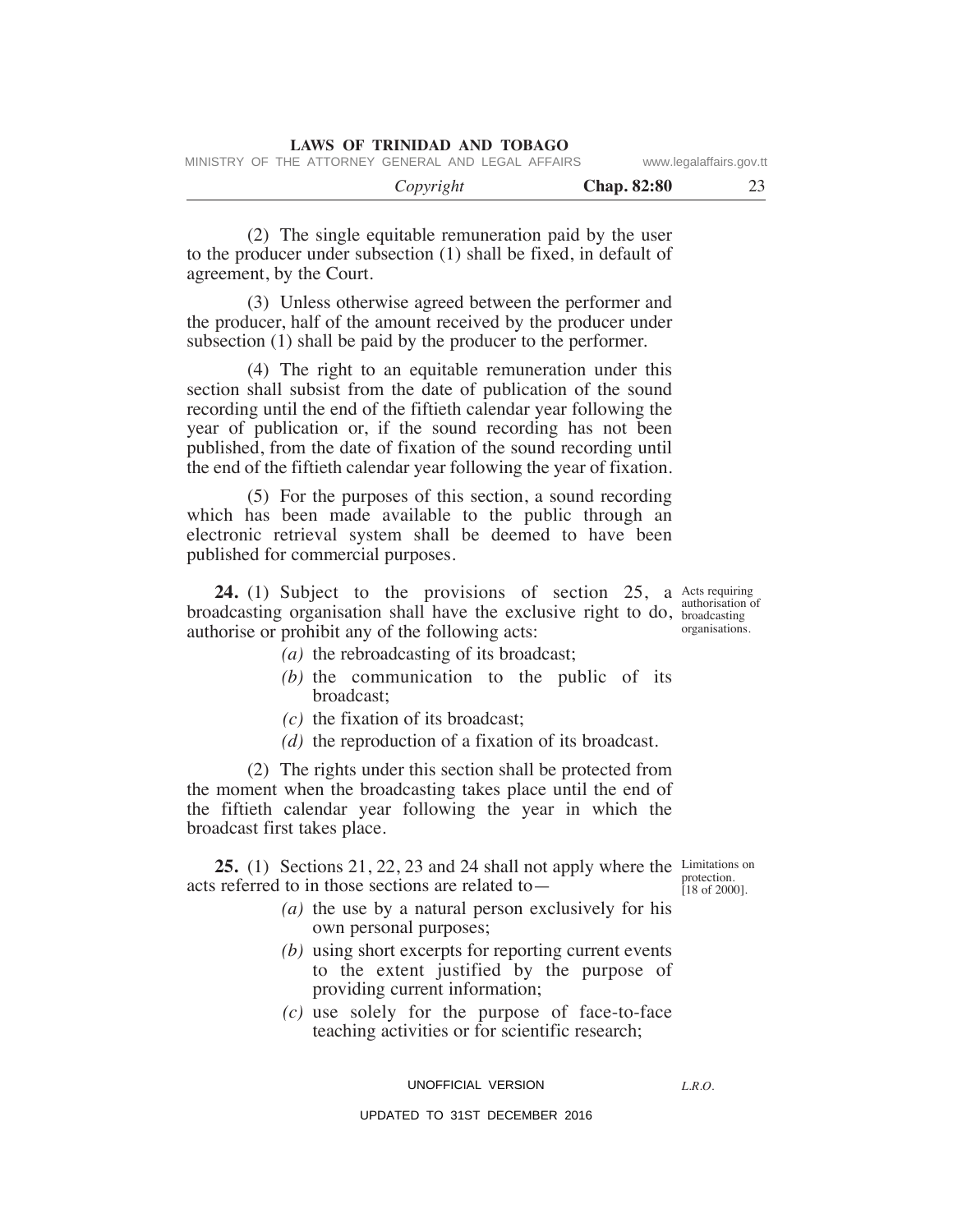(2) The single equitable remuneration paid by the user to the producer under subsection (1) shall be fixed, in default of agreement, by the Court.

(3) Unless otherwise agreed between the performer and the producer, half of the amount received by the producer under subsection (1) shall be paid by the producer to the performer.

(4) The right to an equitable remuneration under this section shall subsist from the date of publication of the sound recording until the end of the fiftieth calendar year following the year of publication or, if the sound recording has not been published, from the date of fixation of the sound recording until the end of the fiftieth calendar year following the year of fixation.

(5) For the purposes of this section, a sound recording which has been made available to the public through an electronic retrieval system shall be deemed to have been published for commercial purposes.

Acts requiring authorisation of broadcasting organisations.

**24.** (1) Subject to the provisions of section 25, a broadcasting organisation shall have the exclusive right to do, authorise or prohibit any of the following acts:

*(a)* the rebroadcasting of its broadcast;

*(b)* the communication to the public of its broadcast;

*(c)* the fixation of its broadcast;

*(d)* the reproduction of a fixation of its broadcast.

(2) The rights under this section shall be protected from the moment when the broadcasting takes place until the end of the fiftieth calendar year following the year in which the broadcast first takes place.

Limitations on protection. [18 of 2000].

**25.** (1) Sections 21, 22, 23 and 24 shall not apply where the acts referred to in those sections are related to—

*(a)* the use by a natural person exclusively for his own personal purposes;

*(b)* using short excerpts for reporting current events to the extent justified by the purpose of providing current information;

*(c)* use solely for the purpose of face-to-face teaching activities or for scientific research;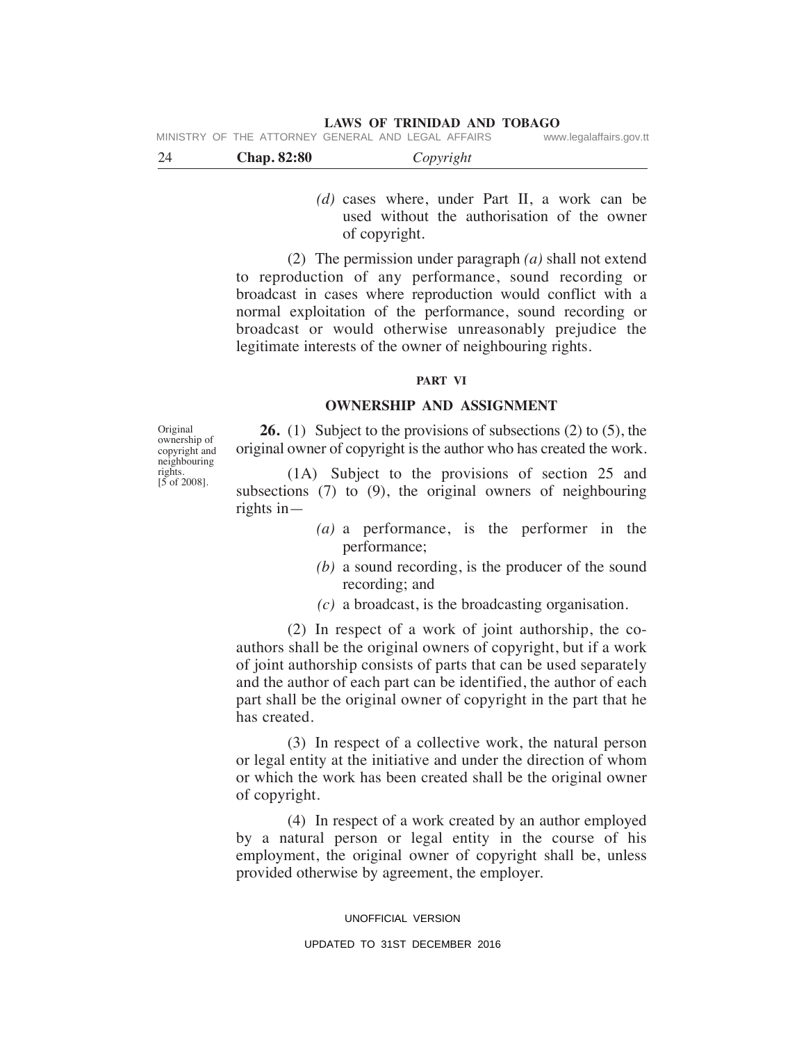*(d)* cases where, under Part II, a work can be used without the authorisation of the owner of copyright.

(2) The permission under paragraph *(a)* shall not extend to reproduction of any performance, sound recording or broadcast in cases where reproduction would conflict with a normal exploitation of the performance, sound recording or broadcast or would otherwise unreasonably prejudice the legitimate interests of the owner of neighbouring rights.

## PART VI

## OWNERSHIP AND ASSIGNMENT

Original ownership of copyright and neighbouring rights. [5 of 2008].

**26.** (1) Subject to the provisions of subsections (2) to (5), the original owner of copyright is the author who has created the work.

(1A) Subject to the provisions of section 25 and subsections (7) to (9), the original owners of neighbouring rights in—

*(a)* a performance, is the performer in the performance;

*(b)* a sound recording, is the producer of the sound recording; and

*(c)* a broadcast, is the broadcasting organisation.

(2) In respect of a work of joint authorship, the co-authors shall be the original owners of copyright, but if a work of joint authorship consists of parts that can be used separately and the author of each part can be identified, the author of each part shall be the original owner of copyright in the part that he has created.

(3) In respect of a collective work, the natural person or legal entity at the initiative and under the direction of whom or which the work has been created shall be the original owner of copyright.

(4) In respect of a work created by an author employed by a natural person or legal entity in the course of his employment, the original owner of copyright shall be, unless provided otherwise by agreement, the employer.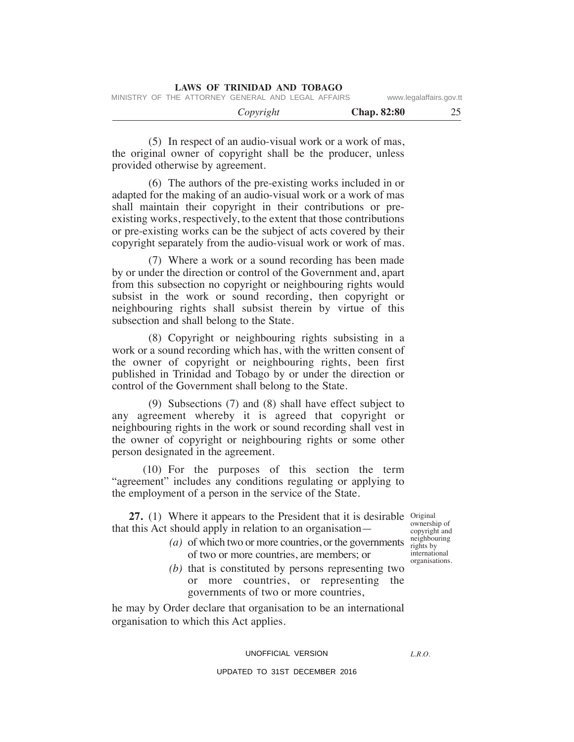(5) In respect of an audio-visual work or a work of mas, the original owner of copyright shall be the producer, unless provided otherwise by agreement.

(6) The authors of the pre-existing works included in or adapted for the making of an audio-visual work or a work of mas shall maintain their copyright in their contributions or pre-existing works, respectively, to the extent that those contributions or pre-existing works can be the subject of acts covered by their copyright separately from the audio-visual work or work of mas.

(7) Where a work or a sound recording has been made by or under the direction or control of the Government and, apart from this subsection no copyright or neighbouring rights would subsist in the work or sound recording, then copyright or neighbouring rights shall subsist therein by virtue of this subsection and shall belong to the State.

(8) Copyright or neighbouring rights subsisting in a work or a sound recording which has, with the written consent of the owner of copyright or neighbouring rights, been first published in Trinidad and Tobago by or under the direction or control of the Government shall belong to the State.

(9) Subsections (7) and (8) shall have effect subject to any agreement whereby it is agreed that copyright or neighbouring rights in the work or sound recording shall vest in the owner of copyright or neighbouring rights or some other person designated in the agreement.

(10) For the purposes of this section the term "agreement" includes any conditions regulating or applying to the employment of a person in the service of the State.

Original ownership of copyright and neighbouring rights by international organisations.

**27.** (1) Where it appears to the President that it is desirable that this Act should apply in relation to an organisation—

*(a)* of which two or more countries, or the governments of two or more countries, are members; or

*(b)* that is constituted by persons representing two or more countries, or representing the governments of two or more countries,

he may by Order declare that organisation to be an international organisation to which this Act applies.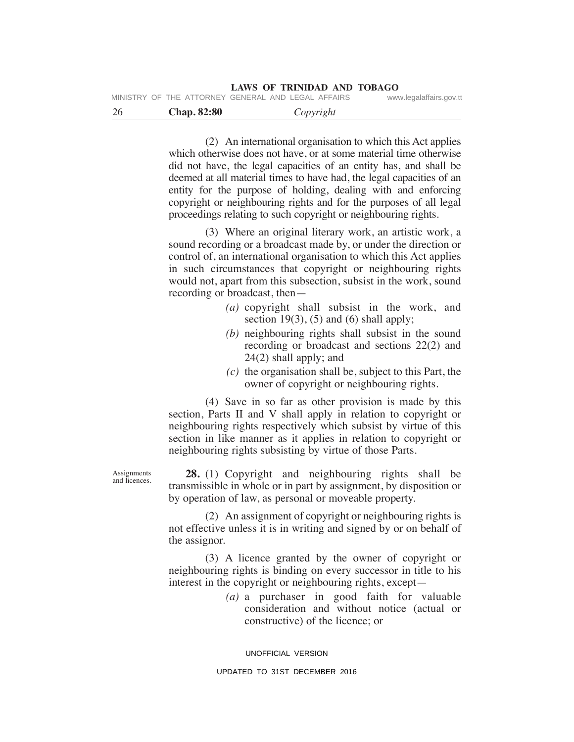(2) An international organisation to which this Act applies which otherwise does not have, or at some material time otherwise did not have, the legal capacities of an entity has, and shall be deemed at all material times to have had, the legal capacities of an entity for the purpose of holding, dealing with and enforcing copyright or neighbouring rights and for the purposes of all legal proceedings relating to such copyright or neighbouring rights.

(3) Where an original literary work, an artistic work, a sound recording or a broadcast made by, or under the direction or control of, an international organisation to which this Act applies in such circumstances that copyright or neighbouring rights would not, apart from this subsection, subsist in the work, sound recording or broadcast, then—

- *(a)* copyright shall subsist in the work, and section 19(3), (5) and (6) shall apply;
- *(b)* neighbouring rights shall subsist in the sound recording or broadcast and sections 22(2) and 24(2) shall apply; and
- *(c)* the organisation shall be, subject to this Part, the owner of copyright or neighbouring rights.

(4) Save in so far as other provision is made by this section, Parts II and V shall apply in relation to copyright or neighbouring rights respectively which subsist by virtue of this section in like manner as it applies in relation to copyright or neighbouring rights subsisting by virtue of those Parts.

Assignments and licences.

**28.** (1) Copyright and neighbouring rights shall be transmissible in whole or in part by assignment, by disposition or by operation of law, as personal or moveable property.

(2) An assignment of copyright or neighbouring rights is not effective unless it is in writing and signed by or on behalf of the assignor.

(3) A licence granted by the owner of copyright or neighbouring rights is binding on every successor in title to his interest in the copyright or neighbouring rights, except—

- *(a)* a purchaser in good faith for valuable consideration and without notice (actual or constructive) of the licence; or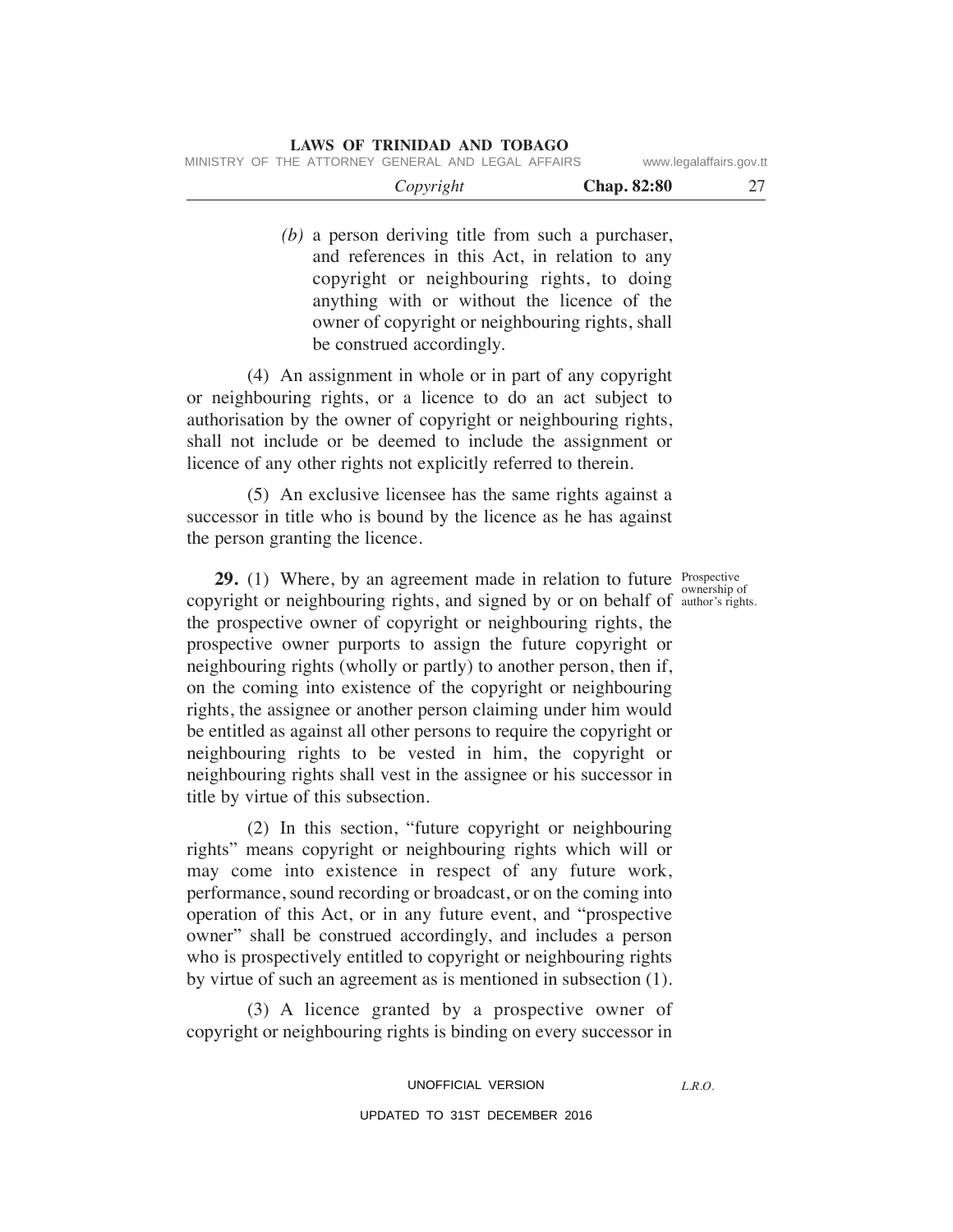*(b)* a person deriving title from such a purchaser, and references in this Act, in relation to any copyright or neighbouring rights, to doing anything with or without the licence of the owner of copyright or neighbouring rights, shall be construed accordingly.

(4) An assignment in whole or in part of any copyright or neighbouring rights, or a licence to do an act subject to authorisation by the owner of copyright or neighbouring rights, shall not include or be deemed to include the assignment or licence of any other rights not explicitly referred to therein.

(5) An exclusive licensee has the same rights against a successor in title who is bound by the licence as he has against the person granting the licence.

Prospective ownership of author's rights.

**29.** (1) Where, by an agreement made in relation to future copyright or neighbouring rights, and signed by or on behalf of the prospective owner of copyright or neighbouring rights, the prospective owner purports to assign the future copyright or neighbouring rights (wholly or partly) to another person, then if, on the coming into existence of the copyright or neighbouring rights, the assignee or another person claiming under him would be entitled as against all other persons to require the copyright or neighbouring rights to be vested in him, the copyright or neighbouring rights shall vest in the assignee or his successor in title by virtue of this subsection.

(2) In this section, "future copyright or neighbouring rights" means copyright or neighbouring rights which will or may come into existence in respect of any future work, performance, sound recording or broadcast, or on the coming into operation of this Act, or in any future event, and "prospective owner" shall be construed accordingly, and includes a person who is prospectively entitled to copyright or neighbouring rights by virtue of such an agreement as is mentioned in subsection (1).

(3) A licence granted by a prospective owner of copyright or neighbouring rights is binding on every successor in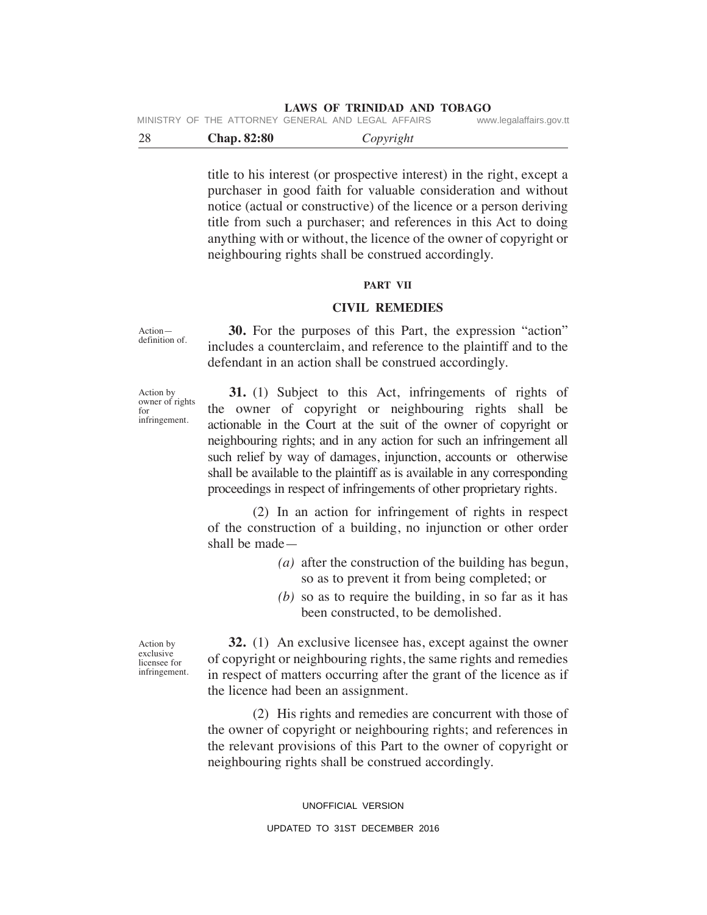title to his interest (or prospective interest) in the right, except a purchaser in good faith for valuable consideration and without notice (actual or constructive) of the licence or a person deriving title from such a purchaser; and references in this Act to doing anything with or without, the licence of the owner of copyright or neighbouring rights shall be construed accordingly.

## PART VII

## CIVIL REMEDIES

Action—definition of.

**30.** For the purposes of this Part, the expression "action" includes a counterclaim, and reference to the plaintiff and to the defendant in an action shall be construed accordingly.

Action by owner of rights for infringement.

**31.** (1) Subject to this Act, infringements of rights of the owner of copyright or neighbouring rights shall be actionable in the Court at the suit of the owner of copyright or neighbouring rights; and in any action for such an infringement all such relief by way of damages, injunction, accounts or otherwise shall be available to the plaintiff as is available in any corresponding proceedings in respect of infringements of other proprietary rights.

(2) In an action for infringement of rights in respect of the construction of a building, no injunction or other order shall be made—

*(a)* after the construction of the building has begun, so as to prevent it from being completed; or

*(b)* so as to require the building, in so far as it has been constructed, to be demolished.

Action by exclusive licensee for infringement.

**32.** (1) An exclusive licensee has, except against the owner of copyright or neighbouring rights, the same rights and remedies in respect of matters occurring after the grant of the licence as if the licence had been an assignment.

(2) His rights and remedies are concurrent with those of the owner of copyright or neighbouring rights; and references in the relevant provisions of this Part to the owner of copyright or neighbouring rights shall be construed accordingly.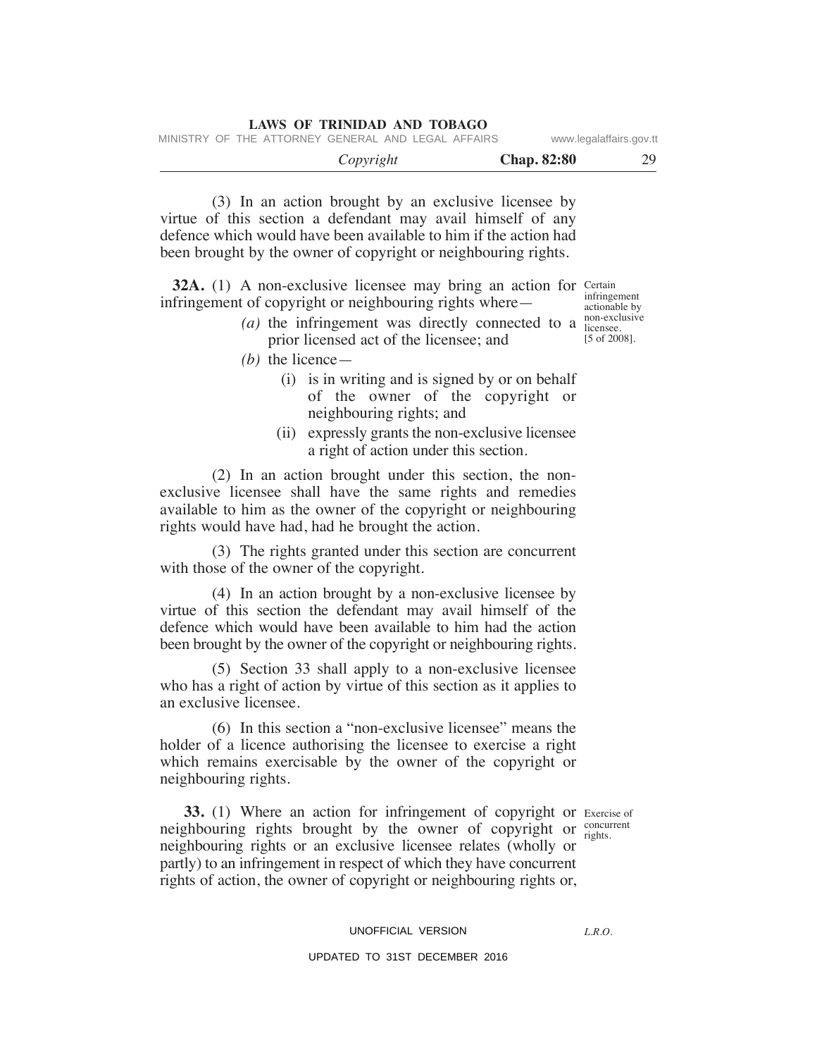(3) In an action brought by an exclusive licensee by virtue of this section a defendant may avail himself of any defence which would have been available to him if the action had been brought by the owner of copyright or neighbouring rights.

Certain infringement actionable by non-exclusive licensee. [5 of 2008].

**32A.** (1) A non-exclusive licensee may bring an action for infringement of copyright or neighbouring rights where—

*(a)* the infringement was directly connected to a prior licensed act of the licensee; and

*(b)* the licence—

(i) is in writing and is signed by or on behalf of the owner of the copyright or neighbouring rights; and

(ii) expressly grants the non-exclusive licensee a right of action under this section.

(2) In an action brought under this section, the non-exclusive licensee shall have the same rights and remedies available to him as the owner of the copyright or neighbouring rights would have had, had he brought the action.

(3) The rights granted under this section are concurrent with those of the owner of the copyright.

(4) In an action brought by a non-exclusive licensee by virtue of this section the defendant may avail himself of the defence which would have been available to him had the action been brought by the owner of the copyright or neighbouring rights.

(5) Section 33 shall apply to a non-exclusive licensee who has a right of action by virtue of this section as it applies to an exclusive licensee.

(6) In this section a "non-exclusive licensee" means the holder of a licence authorising the licensee to exercise a right which remains exercisable by the owner of the copyright or neighbouring rights.

Exercise of concurrent rights.

**33.** (1) Where an action for infringement of copyright or neighbouring rights brought by the owner of copyright or neighbouring rights or an exclusive licensee relates (wholly or partly) to an infringement in respect of which they have concurrent rights of action, the owner of copyright or neighbouring rights or,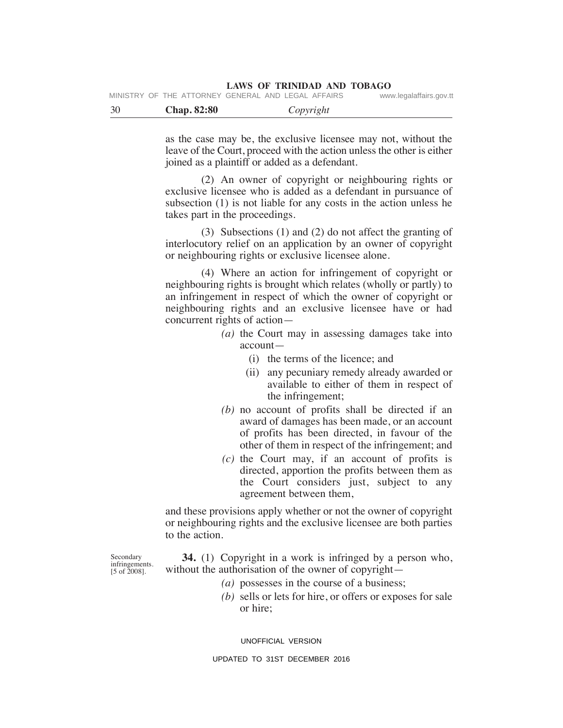as the case may be, the exclusive licensee may not, without the leave of the Court, proceed with the action unless the other is either joined as a plaintiff or added as a defendant.

(2) An owner of copyright or neighbouring rights or exclusive licensee who is added as a defendant in pursuance of subsection (1) is not liable for any costs in the action unless he takes part in the proceedings.

(3) Subsections (1) and (2) do not affect the granting of interlocutory relief on an application by an owner of copyright or neighbouring rights or exclusive licensee alone.

(4) Where an action for infringement of copyright or neighbouring rights is brought which relates (wholly or partly) to an infringement in respect of which the owner of copyright or neighbouring rights and an exclusive licensee have or had concurrent rights of action—

*(a)* the Court may in assessing damages take into account—

(i) the terms of the licence; and

(ii) any pecuniary remedy already awarded or available to either of them in respect of the infringement;

*(b)* no account of profits shall be directed if an award of damages has been made, or an account of profits has been directed, in favour of the other of them in respect of the infringement; and

*(c)* the Court may, if an account of profits is directed, apportion the profits between them as the Court considers just, subject to any agreement between them,

and these provisions apply whether or not the owner of copyright or neighbouring rights and the exclusive licensee are both parties to the action.

Secondary infringements. [5 of 2008].

**34.** (1) Copyright in a work is infringed by a person who, without the authorisation of the owner of copyright—

*(a)* possesses in the course of a business;

*(b)* sells or lets for hire, or offers or exposes for sale or hire;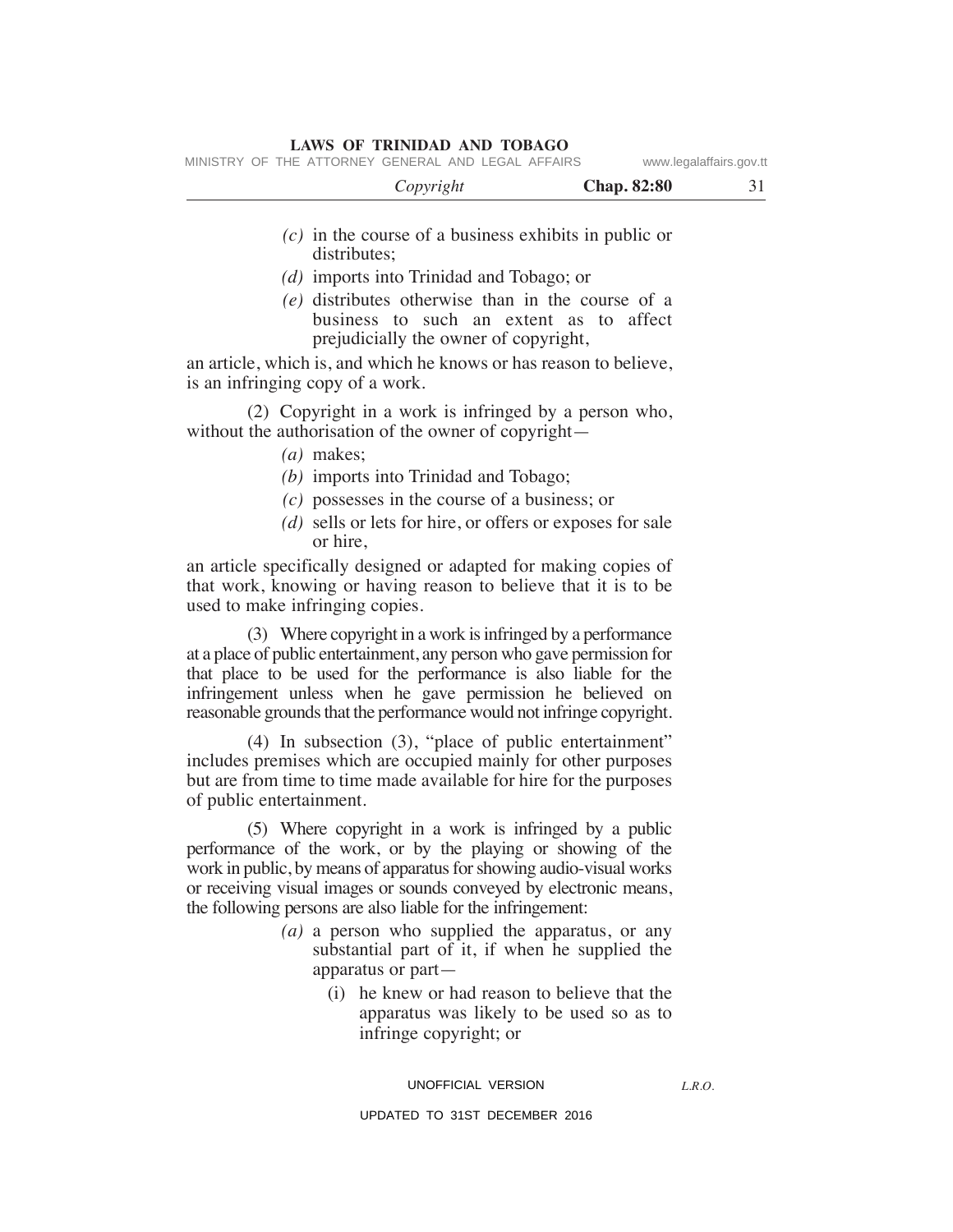*(c)* in the course of a business exhibits in public or distributes;

*(d)* imports into Trinidad and Tobago; or

*(e)* distributes otherwise than in the course of a business to such an extent as to affect prejudicially the owner of copyright,

an article, which is, and which he knows or has reason to believe, is an infringing copy of a work.

(2) Copyright in a work is infringed by a person who, without the authorisation of the owner of copyright—

*(a)* makes;

*(b)* imports into Trinidad and Tobago;

*(c)* possesses in the course of a business; or

*(d)* sells or lets for hire, or offers or exposes for sale or hire,

an article specifically designed or adapted for making copies of that work, knowing or having reason to believe that it is to be used to make infringing copies.

(3) Where copyright in a work is infringed by a performance at a place of public entertainment, any person who gave permission for that place to be used for the performance is also liable for the infringement unless when he gave permission he believed on reasonable grounds that the performance would not infringe copyright.

(4) In subsection (3), "place of public entertainment" includes premises which are occupied mainly for other purposes but are from time to time made available for hire for the purposes of public entertainment.

(5) Where copyright in a work is infringed by a public performance of the work, or by the playing or showing of the work in public, by means of apparatus for showing audio-visual works or receiving visual images or sounds conveyed by electronic means, the following persons are also liable for the infringement:

*(a)* a person who supplied the apparatus, or any substantial part of it, if when he supplied the apparatus or part—

(i) he knew or had reason to believe that the apparatus was likely to be used so as to infringe copyright; or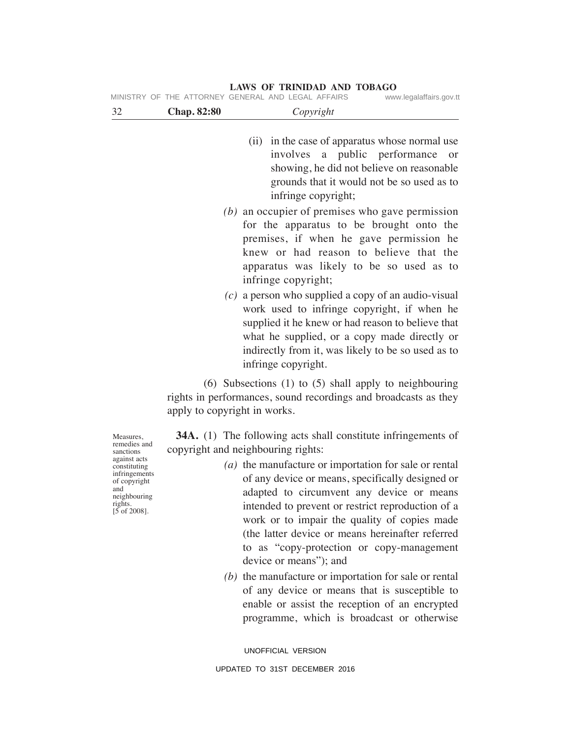(ii) in the case of apparatus whose normal use involves a public performance or showing, he did not believe on reasonable grounds that it would not be so used as to infringe copyright;

*(b)* an occupier of premises who gave permission for the apparatus to be brought onto the premises, if when he gave permission he knew or had reason to believe that the apparatus was likely to be so used as to infringe copyright;

*(c)* a person who supplied a copy of an audio-visual work used to infringe copyright, if when he supplied it he knew or had reason to believe that what he supplied, or a copy made directly or indirectly from it, was likely to be so used as to infringe copyright.

(6) Subsections (1) to (5) shall apply to neighbouring rights in performances, sound recordings and broadcasts as they apply to copyright in works.

Measures, remedies and sanctions against acts constituting infringements of copyright and neighbouring rights. [5 of 2008].

**34A.** (1) The following acts shall constitute infringements of copyright and neighbouring rights:

*(a)* the manufacture or importation for sale or rental of any device or means, specifically designed or adapted to circumvent any device or means intended to prevent or restrict reproduction of a work or to impair the quality of copies made (the latter device or means hereinafter referred to as "copy-protection or copy-management device or means"); and

*(b)* the manufacture or importation for sale or rental of any device or means that is susceptible to enable or assist the reception of an encrypted programme, which is broadcast or otherwise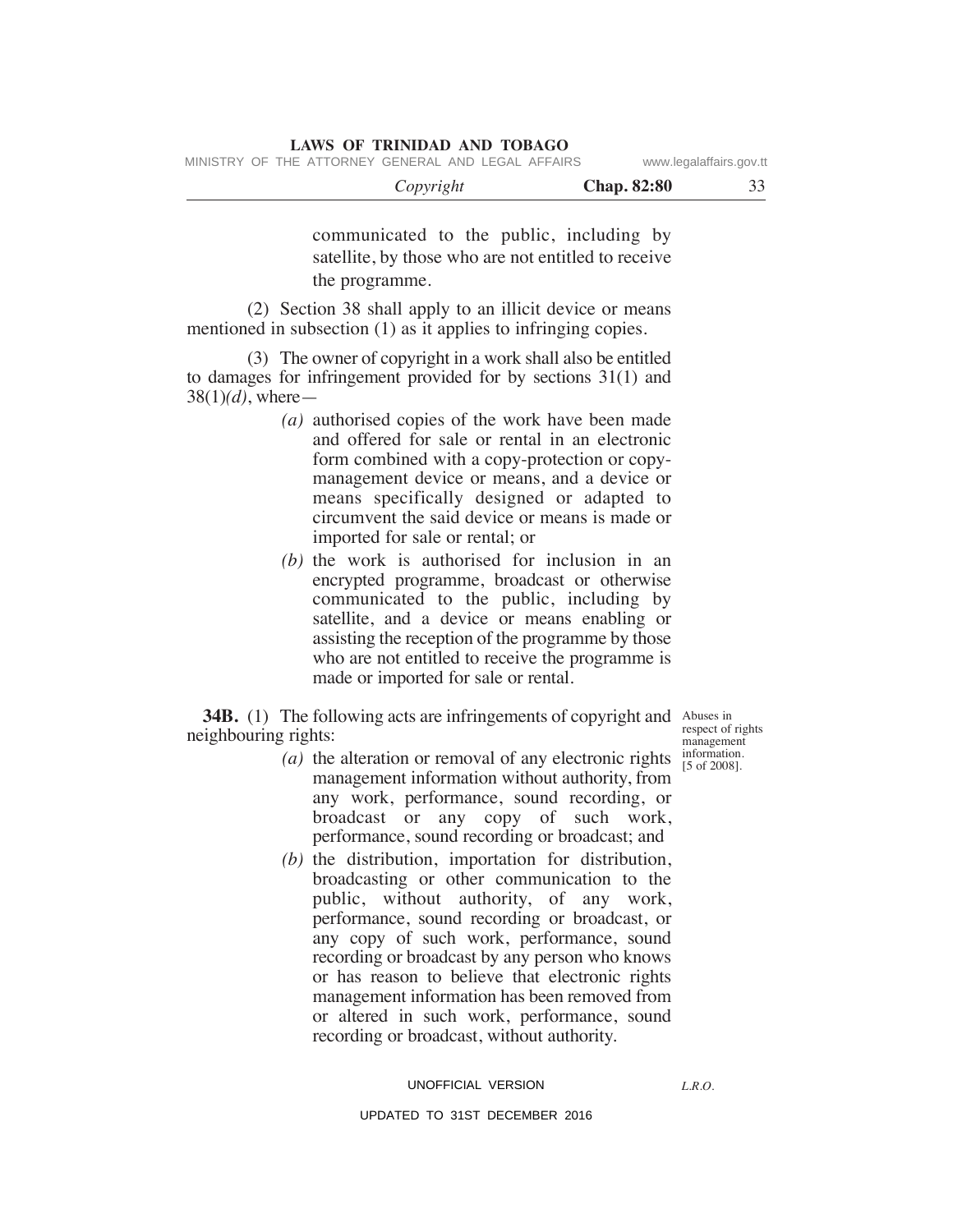communicated to the public, including by satellite, by those who are not entitled to receive the programme.

(2) Section 38 shall apply to an illicit device or means mentioned in subsection (1) as it applies to infringing copies.

(3) The owner of copyright in a work shall also be entitled to damages for infringement provided for by sections 31(1) and 38(1)*(d)*, where—

*(a)* authorised copies of the work have been made and offered for sale or rental in an electronic form combined with a copy-protection or copy-management device or means, and a device or means specifically designed or adapted to circumvent the said device or means is made or imported for sale or rental; or

*(b)* the work is authorised for inclusion in an encrypted programme, broadcast or otherwise communicated to the public, including by satellite, and a device or means enabling or assisting the reception of the programme by those who are not entitled to receive the programme is made or imported for sale or rental.

Abuses in respect of rights management information. [5 of 2008].

**34B.** (1) The following acts are infringements of copyright and neighbouring rights:

*(a)* the alteration or removal of any electronic rights management information without authority, from any work, performance, sound recording, or broadcast or any copy of such work, performance, sound recording or broadcast; and

*(b)* the distribution, importation for distribution, broadcasting or other communication to the public, without authority, of any work, performance, sound recording or broadcast, or any copy of such work, performance, sound recording or broadcast by any person who knows or has reason to believe that electronic rights management information has been removed from or altered in such work, performance, sound recording or broadcast, without authority.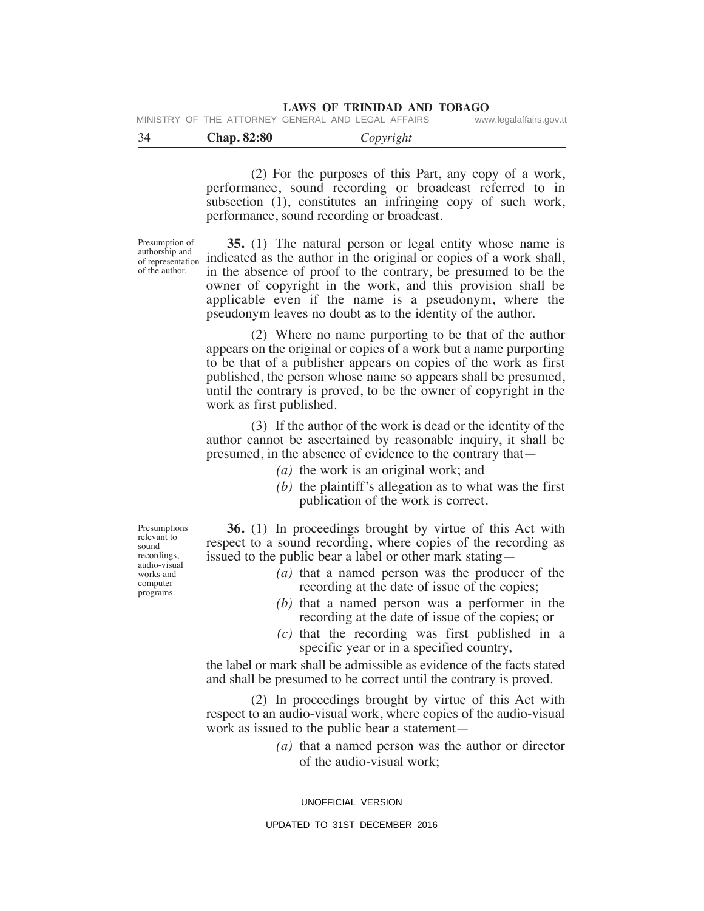(2) For the purposes of this Part, any copy of a work, performance, sound recording or broadcast referred to in subsection (1), constitutes an infringing copy of such work, performance, sound recording or broadcast.

Presumption of authorship and of representation of the author.

**35.** (1) The natural person or legal entity whose name is indicated as the author in the original or copies of a work shall, in the absence of proof to the contrary, be presumed to be the owner of copyright in the work, and this provision shall be applicable even if the name is a pseudonym, where the pseudonym leaves no doubt as to the identity of the author.

(2) Where no name purporting to be that of the author appears on the original or copies of a work but a name purporting to be that of a publisher appears on copies of the work as first published, the person whose name so appears shall be presumed, until the contrary is proved, to be the owner of copyright in the work as first published.

(3) If the author of the work is dead or the identity of the author cannot be ascertained by reasonable inquiry, it shall be presumed, in the absence of evidence to the contrary that—

*(a)* the work is an original work; and

*(b)* the plaintiff's allegation as to what was the first publication of the work is correct.

Presumptions relevant to sound recordings, audio-visual works and computer programs.

**36.** (1) In proceedings brought by virtue of this Act with respect to a sound recording, where copies of the recording as issued to the public bear a label or other mark stating—

*(a)* that a named person was the producer of the recording at the date of issue of the copies;

*(b)* that a named person was a performer in the recording at the date of issue of the copies; or

*(c)* that the recording was first published in a specific year or in a specified country,

the label or mark shall be admissible as evidence of the facts stated and shall be presumed to be correct until the contrary is proved.

(2) In proceedings brought by virtue of this Act with respect to an audio-visual work, where copies of the audio-visual work as issued to the public bear a statement—

*(a)* that a named person was the author or director of the audio-visual work;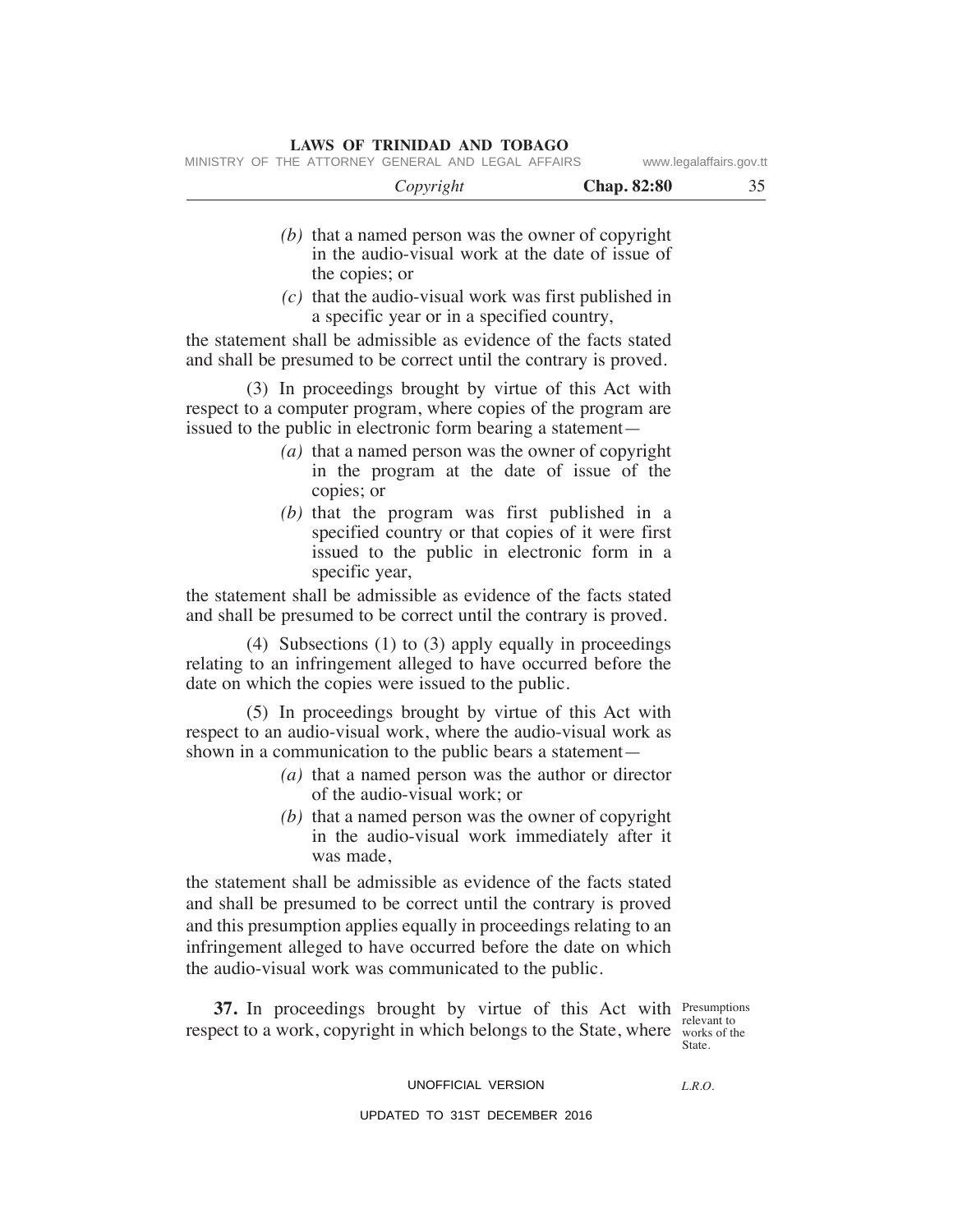*(b)* that a named person was the owner of copyright in the audio-visual work at the date of issue of the copies; or

*(c)* that the audio-visual work was first published in a specific year or in a specified country,

the statement shall be admissible as evidence of the facts stated and shall be presumed to be correct until the contrary is proved.

(3) In proceedings brought by virtue of this Act with respect to a computer program, where copies of the program are issued to the public in electronic form bearing a statement—

*(a)* that a named person was the owner of copyright in the program at the date of issue of the copies; or

*(b)* that the program was first published in a specified country or that copies of it were first issued to the public in electronic form in a specific year,

the statement shall be admissible as evidence of the facts stated and shall be presumed to be correct until the contrary is proved.

(4) Subsections (1) to (3) apply equally in proceedings relating to an infringement alleged to have occurred before the date on which the copies were issued to the public.

(5) In proceedings brought by virtue of this Act with respect to an audio-visual work, where the audio-visual work as shown in a communication to the public bears a statement—

*(a)* that a named person was the author or director of the audio-visual work; or

*(b)* that a named person was the owner of copyright in the audio-visual work immediately after it was made,

the statement shall be admissible as evidence of the facts stated and shall be presumed to be correct until the contrary is proved and this presumption applies equally in proceedings relating to an infringement alleged to have occurred before the date on which the audio-visual work was communicated to the public.

Presumptions relevant to works of the State.

**37.** In proceedings brought by virtue of this Act with respect to a work, copyright in which belongs to the State, where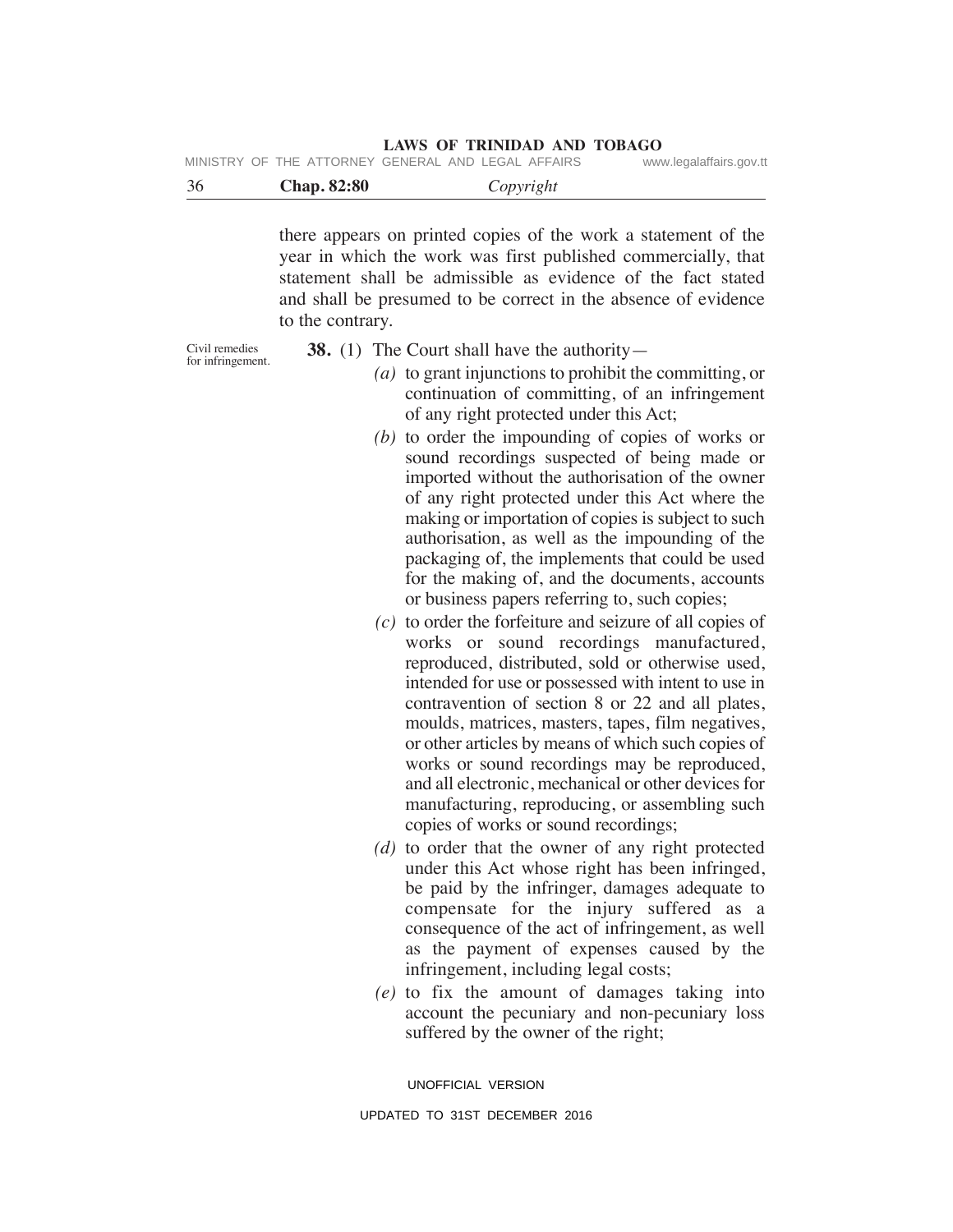there appears on printed copies of the work a statement of the year in which the work was first published commercially, that statement shall be admissible as evidence of the fact stated and shall be presumed to be correct in the absence of evidence to the contrary.

Civil remedies for infringement.

**38.** (1) The Court shall have the authority—

*(a)* to grant injunctions to prohibit the committing, or continuation of committing, of an infringement of any right protected under this Act;

*(b)* to order the impounding of copies of works or sound recordings suspected of being made or imported without the authorisation of the owner of any right protected under this Act where the making or importation of copies is subject to such authorisation, as well as the impounding of the packaging of, the implements that could be used for the making of, and the documents, accounts or business papers referring to, such copies;

*(c)* to order the forfeiture and seizure of all copies of works or sound recordings manufactured, reproduced, distributed, sold or otherwise used, intended for use or possessed with intent to use in contravention of section 8 or 22 and all plates, moulds, matrices, masters, tapes, film negatives, or other articles by means of which such copies of works or sound recordings may be reproduced, and all electronic, mechanical or other devices for manufacturing, reproducing, or assembling such copies of works or sound recordings;

*(d)* to order that the owner of any right protected under this Act whose right has been infringed, be paid by the infringer, damages adequate to compensate for the injury suffered as a consequence of the act of infringement, as well as the payment of expenses caused by the infringement, including legal costs;

*(e)* to fix the amount of damages taking into account the pecuniary and non-pecuniary loss suffered by the owner of the right;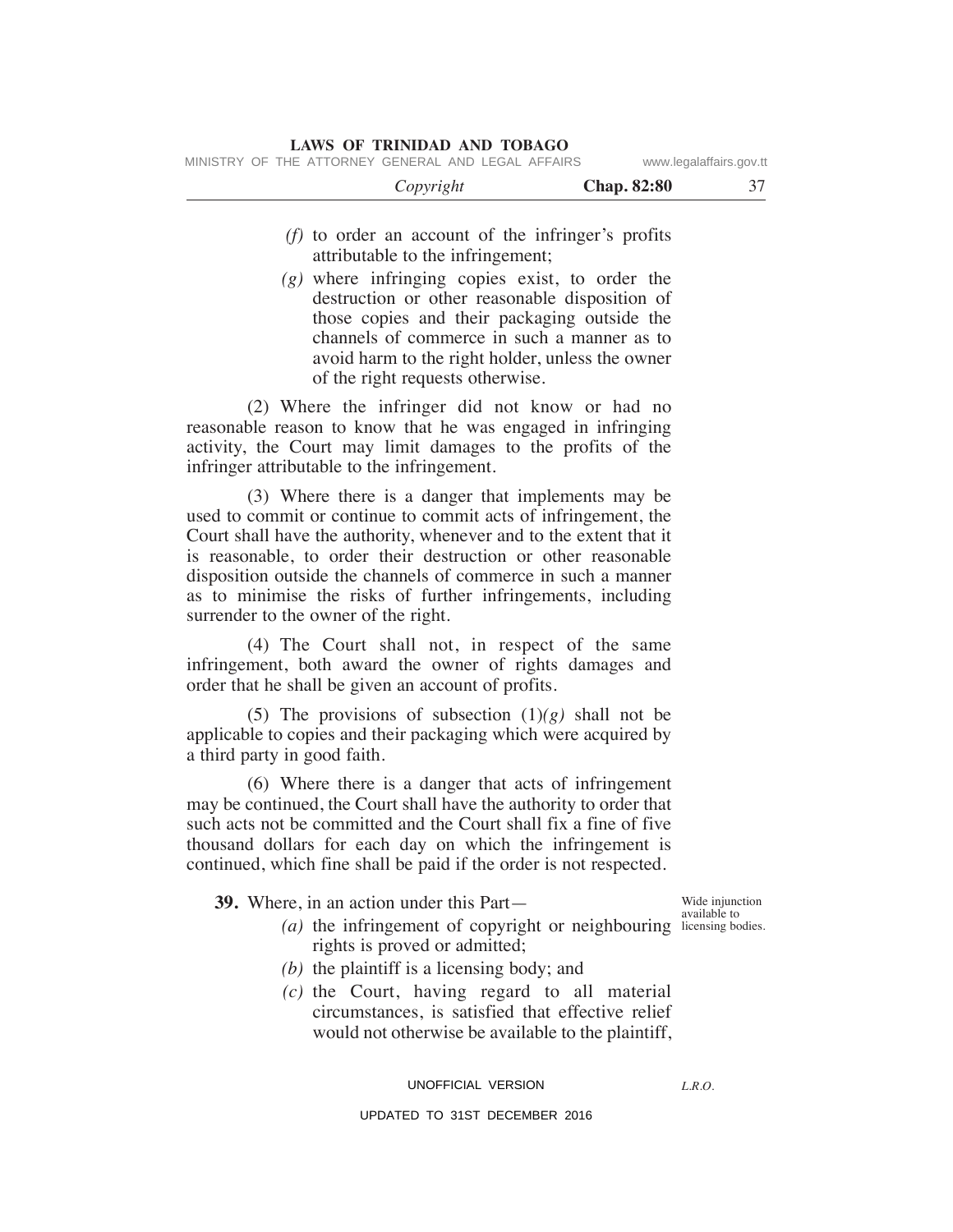*(f)* to order an account of the infringer's profits attributable to the infringement;

*(g)* where infringing copies exist, to order the destruction or other reasonable disposition of those copies and their packaging outside the channels of commerce in such a manner as to avoid harm to the right holder, unless the owner of the right requests otherwise.

(2) Where the infringer did not know or had no reasonable reason to know that he was engaged in infringing activity, the Court may limit damages to the profits of the infringer attributable to the infringement.

(3) Where there is a danger that implements may be used to commit or continue to commit acts of infringement, the Court shall have the authority, whenever and to the extent that it is reasonable, to order their destruction or other reasonable disposition outside the channels of commerce in such a manner as to minimise the risks of further infringements, including surrender to the owner of the right.

(4) The Court shall not, in respect of the same infringement, both award the owner of rights damages and order that he shall be given an account of profits.

(5) The provisions of subsection (1)*(g)* shall not be applicable to copies and their packaging which were acquired by a third party in good faith.

(6) Where there is a danger that acts of infringement may be continued, the Court shall have the authority to order that such acts not be committed and the Court shall fix a fine of five thousand dollars for each day on which the infringement is continued, which fine shall be paid if the order is not respected.

Wide injunction available to licensing bodies.

**39.** Where, in an action under this Part—

*(a)* the infringement of copyright or neighbouring rights is proved or admitted;

*(b)* the plaintiff is a licensing body; and

*(c)* the Court, having regard to all material circumstances, is satisfied that effective relief would not otherwise be available to the plaintiff,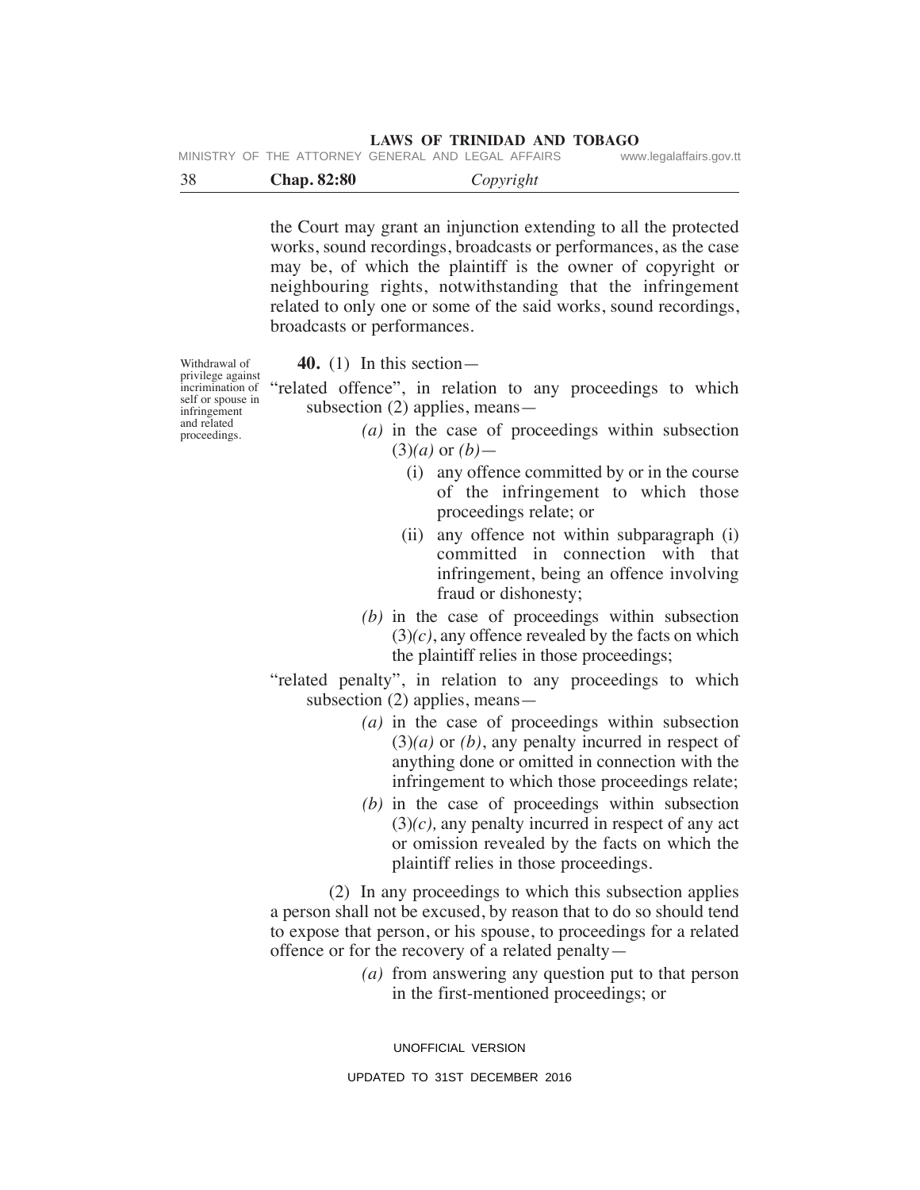the Court may grant an injunction extending to all the protected works, sound recordings, broadcasts or performances, as the case may be, of which the plaintiff is the owner of copyright or neighbouring rights, notwithstanding that the infringement related to only one or some of the said works, sound recordings, broadcasts or performances.

Withdrawal of privilege against incrimination of self or spouse in infringement and related proceedings.

**40.** (1) In this section—

"related offence", in relation to any proceedings to which subsection (2) applies, means—

*(a)* in the case of proceedings within subsection (3)*(a)* or *(b)*—

(i) any offence committed by or in the course of the infringement to which those proceedings relate; or

(ii) any offence not within subparagraph (i) committed in connection with that infringement, being an offence involving fraud or dishonesty;

*(b)* in the case of proceedings within subsection (3)*(c)*, any offence revealed by the facts on which the plaintiff relies in those proceedings;

"related penalty", in relation to any proceedings to which subsection (2) applies, means—

*(a)* in the case of proceedings within subsection (3)*(a)* or *(b)*, any penalty incurred in respect of anything done or omitted in connection with the infringement to which those proceedings relate;

*(b)* in the case of proceedings within subsection (3)*(c),* any penalty incurred in respect of any act or omission revealed by the facts on which the plaintiff relies in those proceedings.

(2) In any proceedings to which this subsection applies a person shall not be excused, by reason that to do so should tend to expose that person, or his spouse, to proceedings for a related offence or for the recovery of a related penalty—

*(a)* from answering any question put to that person in the first-mentioned proceedings; or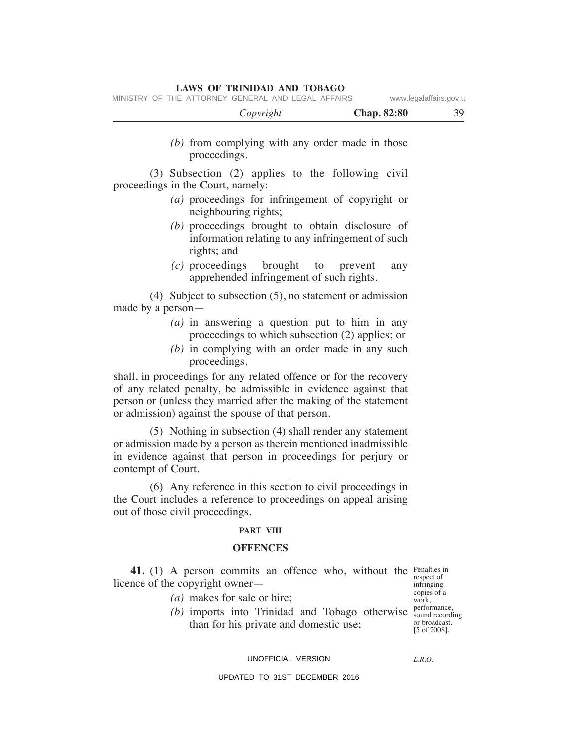(b) from complying with any order made in those proceedings.

(3) Subsection (2) applies to the following civil proceedings in the Court, namely:

(a) proceedings for infringement of copyright or neighbouring rights;

(b) proceedings brought to obtain disclosure of information relating to any infringement of such rights; and

(c) proceedings brought to prevent any apprehended infringement of such rights.

(4) Subject to subsection (5), no statement or admission made by a person—

(a) in answering a question put to him in any proceedings to which subsection (2) applies; or

(b) in complying with an order made in any such proceedings,

shall, in proceedings for any related offence or for the recovery of any related penalty, be admissible in evidence against that person or (unless they married after the making of the statement or admission) against the spouse of that person.

(5) Nothing in subsection (4) shall render any statement or admission made by a person as therein mentioned inadmissible in evidence against that person in proceedings for perjury or contempt of Court.

(6) Any reference in this section to civil proceedings in the Court includes a reference to proceedings on appeal arising out of those civil proceedings.

## PART VIII

## OFFENCES

Penalties in respect of infringing copies of a work, performance, sound recording or broadcast. [5 of 2008].

**41.** (1) A person commits an offence who, without the licence of the copyright owner—

(a) makes for sale or hire;

(b) imports into Trinidad and Tobago otherwise than for his private and domestic use;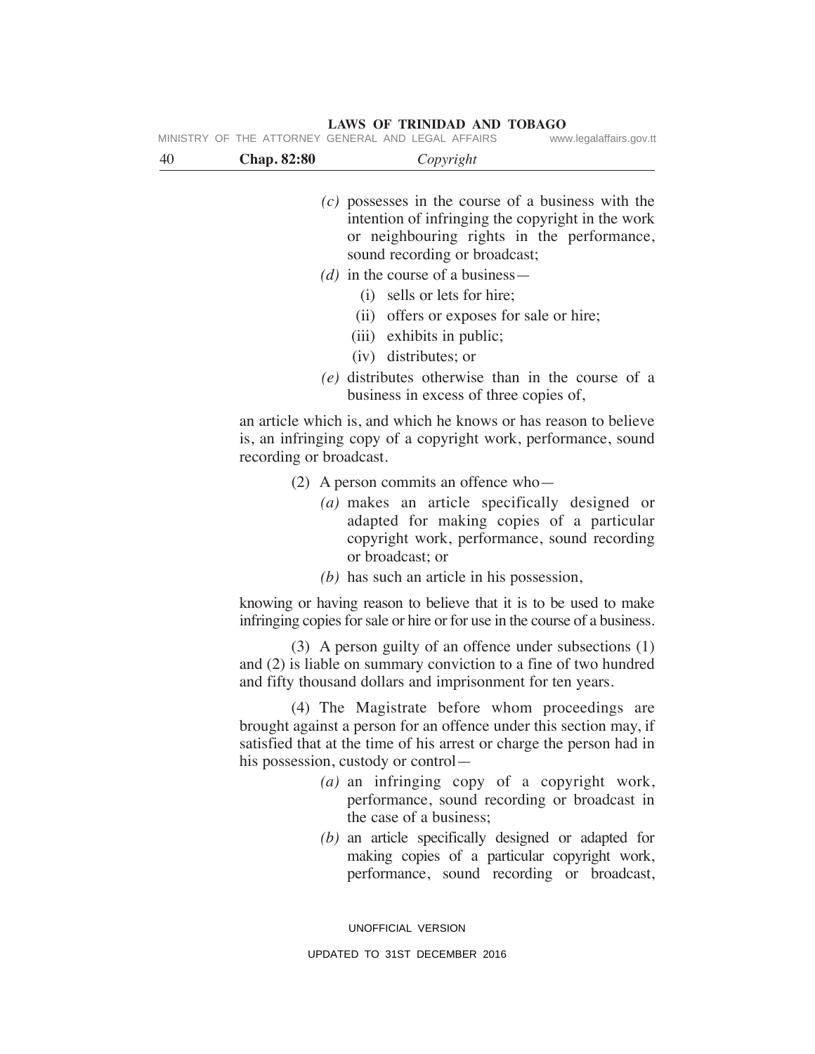(c) possesses in the course of a business with the intention of infringing the copyright in the work or neighbouring rights in the performance, sound recording or broadcast;

(d) in the course of a business—

  (i) sells or lets for hire;

  (ii) offers or exposes for sale or hire;

  (iii) exhibits in public;

  (iv) distributes; or

(e) distributes otherwise than in the course of a business in excess of three copies of,

an article which is, and which he knows or has reason to believe is, an infringing copy of a copyright work, performance, sound recording or broadcast.

(2) A person commits an offence who—

(a) makes an article specifically designed or adapted for making copies of a particular copyright work, performance, sound recording or broadcast; or

(b) has such an article in his possession,

knowing or having reason to believe that it is to be used to make infringing copies for sale or hire or for use in the course of a business.

(3) A person guilty of an offence under subsections (1) and (2) is liable on summary conviction to a fine of two hundred and fifty thousand dollars and imprisonment for ten years.

(4) The Magistrate before whom proceedings are brought against a person for an offence under this section may, if satisfied that at the time of his arrest or charge the person had in his possession, custody or control—

(a) an infringing copy of a copyright work, performance, sound recording or broadcast in the case of a business;

(b) an article specifically designed or adapted for making copies of a particular copyright work, performance, sound recording or broadcast,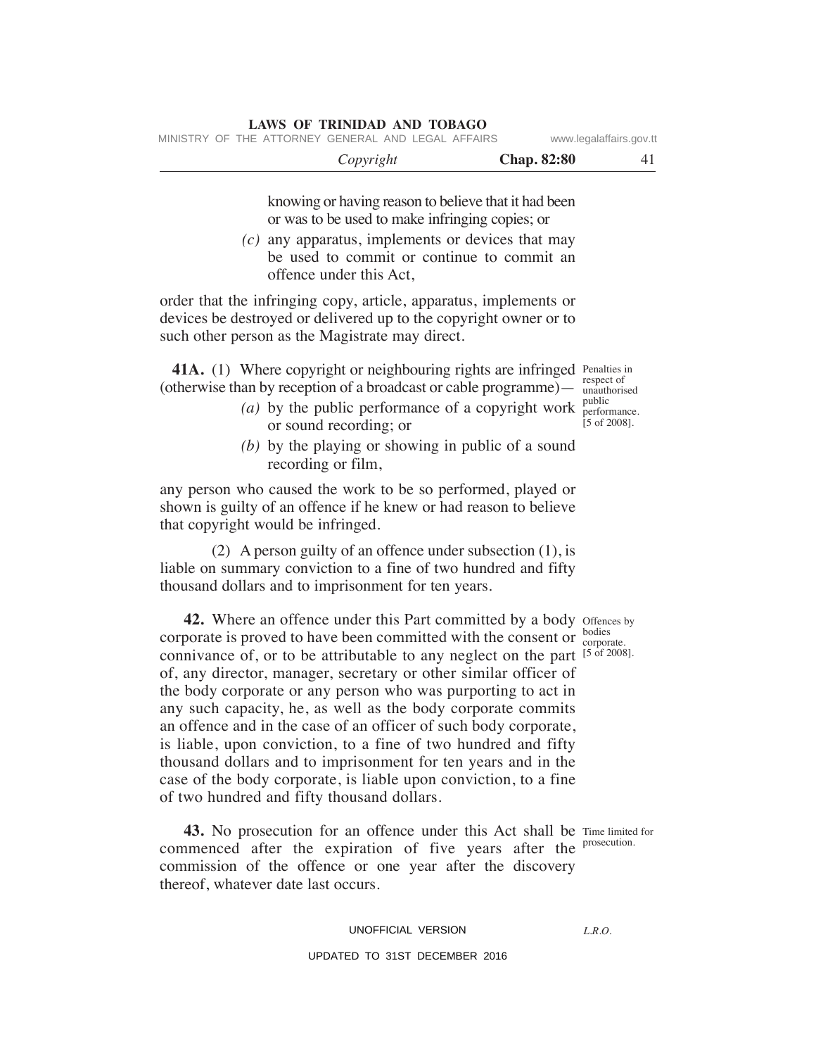knowing or having reason to believe that it had been or was to be used to make infringing copies; or

*(c)* any apparatus, implements or devices that may be used to commit or continue to commit an offence under this Act,

order that the infringing copy, article, apparatus, implements or devices be destroyed or delivered up to the copyright owner or to such other person as the Magistrate may direct.

Penalties in respect of unauthorised public performance. [5 of 2008].

**41A.** (1) Where copyright or neighbouring rights are infringed (otherwise than by reception of a broadcast or cable programme)—

*(a)* by the public performance of a copyright work or sound recording; or

*(b)* by the playing or showing in public of a sound recording or film,

any person who caused the work to be so performed, played or shown is guilty of an offence if he knew or had reason to believe that copyright would be infringed.

(2) A person guilty of an offence under subsection (1), is liable on summary conviction to a fine of two hundred and fifty thousand dollars and to imprisonment for ten years.

Offences by bodies corporate. [5 of 2008].

**42.** Where an offence under this Part committed by a body corporate is proved to have been committed with the consent or connivance of, or to be attributable to any neglect on the part of, any director, manager, secretary or other similar officer of the body corporate or any person who was purporting to act in any such capacity, he, as well as the body corporate commits an offence and in the case of an officer of such body corporate, is liable, upon conviction, to a fine of two hundred and fifty thousand dollars and to imprisonment for ten years and in the case of the body corporate, is liable upon conviction, to a fine of two hundred and fifty thousand dollars.

Time limited for prosecution.

**43.** No prosecution for an offence under this Act shall be commenced after the expiration of five years after the commission of the offence or one year after the discovery thereof, whatever date last occurs.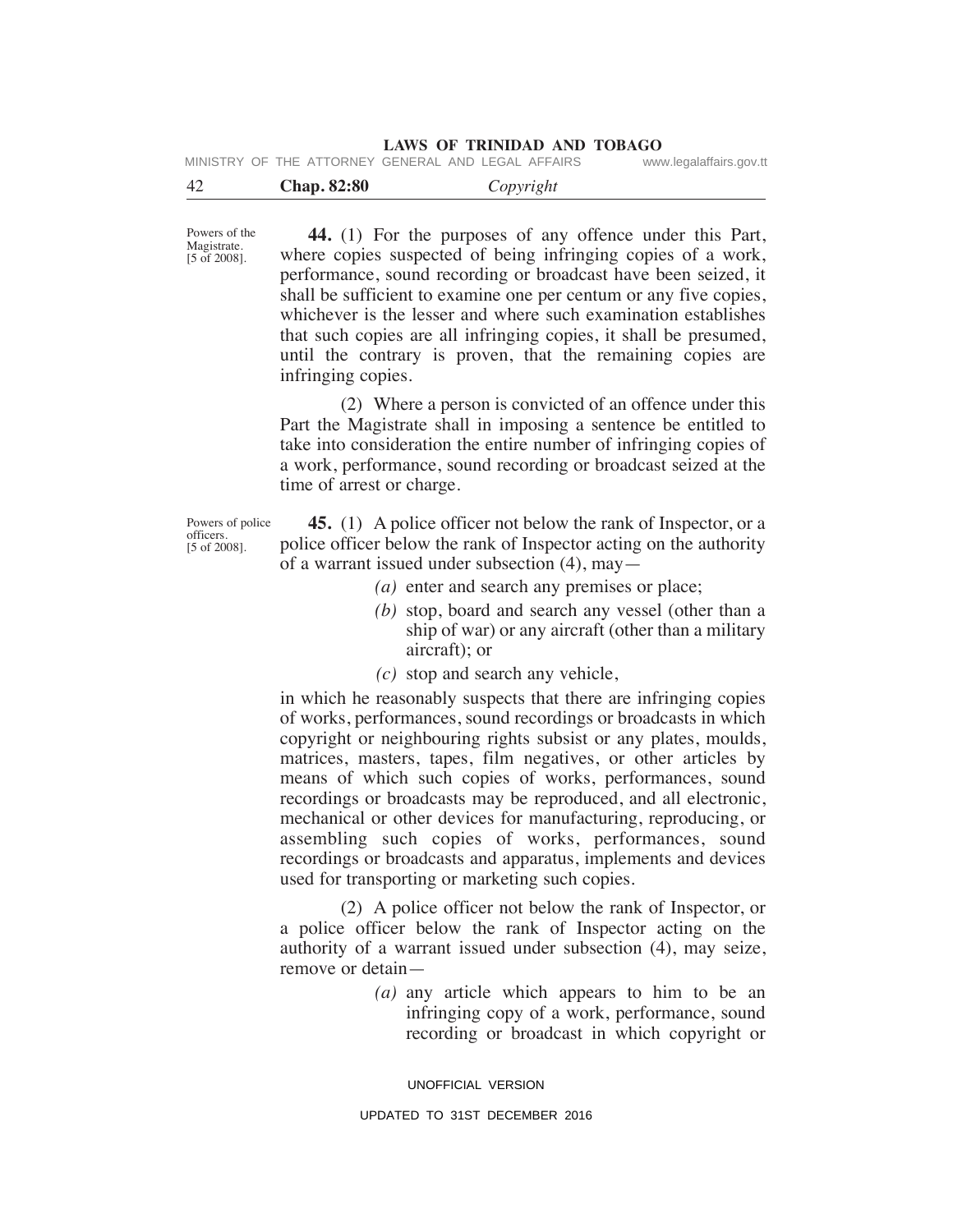Powers of the Magistrate. [5 of 2008].

**44.** (1) For the purposes of any offence under this Part, where copies suspected of being infringing copies of a work, performance, sound recording or broadcast have been seized, it shall be sufficient to examine one per centum or any five copies, whichever is the lesser and where such examination establishes that such copies are all infringing copies, it shall be presumed, until the contrary is proven, that the remaining copies are infringing copies.

(2) Where a person is convicted of an offence under this Part the Magistrate shall in imposing a sentence be entitled to take into consideration the entire number of infringing copies of a work, performance, sound recording or broadcast seized at the time of arrest or charge.

Powers of police officers. [5 of 2008].

**45.** (1) A police officer not below the rank of Inspector, or a police officer below the rank of Inspector acting on the authority of a warrant issued under subsection (4), may—

*(a)* enter and search any premises or place;

*(b)* stop, board and search any vessel (other than a ship of war) or any aircraft (other than a military aircraft); or

*(c)* stop and search any vehicle,

in which he reasonably suspects that there are infringing copies of works, performances, sound recordings or broadcasts in which copyright or neighbouring rights subsist or any plates, moulds, matrices, masters, tapes, film negatives, or other articles by means of which such copies of works, performances, sound recordings or broadcasts may be reproduced, and all electronic, mechanical or other devices for manufacturing, reproducing, or assembling such copies of works, performances, sound recordings or broadcasts and apparatus, implements and devices used for transporting or marketing such copies.

(2) A police officer not below the rank of Inspector, or a police officer below the rank of Inspector acting on the authority of a warrant issued under subsection (4), may seize, remove or detain—

*(a)* any article which appears to him to be an infringing copy of a work, performance, sound recording or broadcast in which copyright or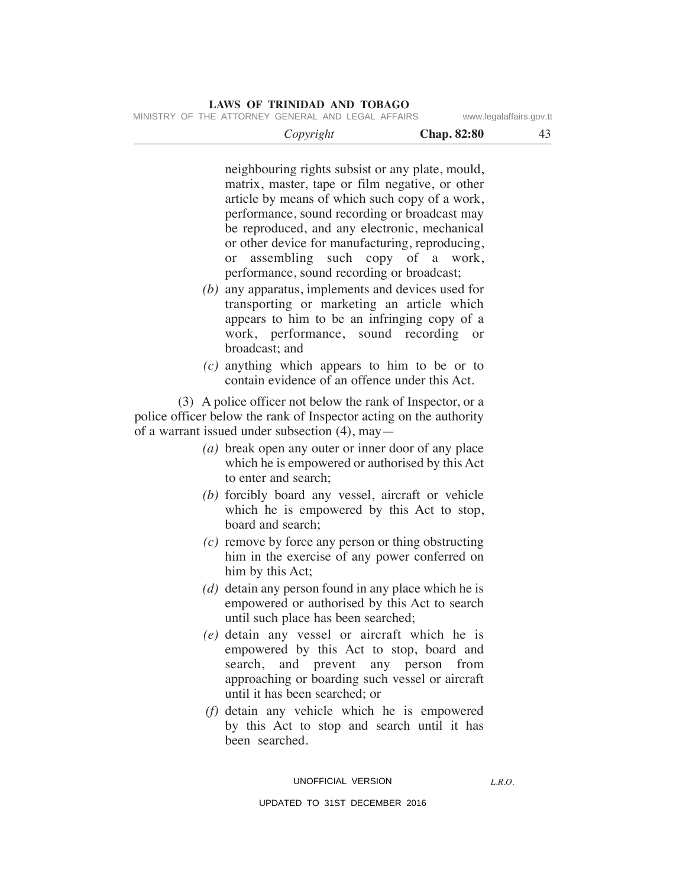neighbouring rights subsist or any plate, mould, matrix, master, tape or film negative, or other article by means of which such copy of a work, performance, sound recording or broadcast may be reproduced, and any electronic, mechanical or other device for manufacturing, reproducing, or assembling such copy of a work, performance, sound recording or broadcast;

*(b)* any apparatus, implements and devices used for transporting or marketing an article which appears to him to be an infringing copy of a work, performance, sound recording or broadcast; and

*(c)* anything which appears to him to be or to contain evidence of an offence under this Act.

(3) A police officer not below the rank of Inspector, or a police officer below the rank of Inspector acting on the authority of a warrant issued under subsection (4), may—

*(a)* break open any outer or inner door of any place which he is empowered or authorised by this Act to enter and search;

*(b)* forcibly board any vessel, aircraft or vehicle which he is empowered by this Act to stop, board and search;

*(c)* remove by force any person or thing obstructing him in the exercise of any power conferred on him by this Act;

*(d)* detain any person found in any place which he is empowered or authorised by this Act to search until such place has been searched;

*(e)* detain any vessel or aircraft which he is empowered by this Act to stop, board and search, and prevent any person from approaching or boarding such vessel or aircraft until it has been searched; or

*(f)* detain any vehicle which he is empowered by this Act to stop and search until it has been searched.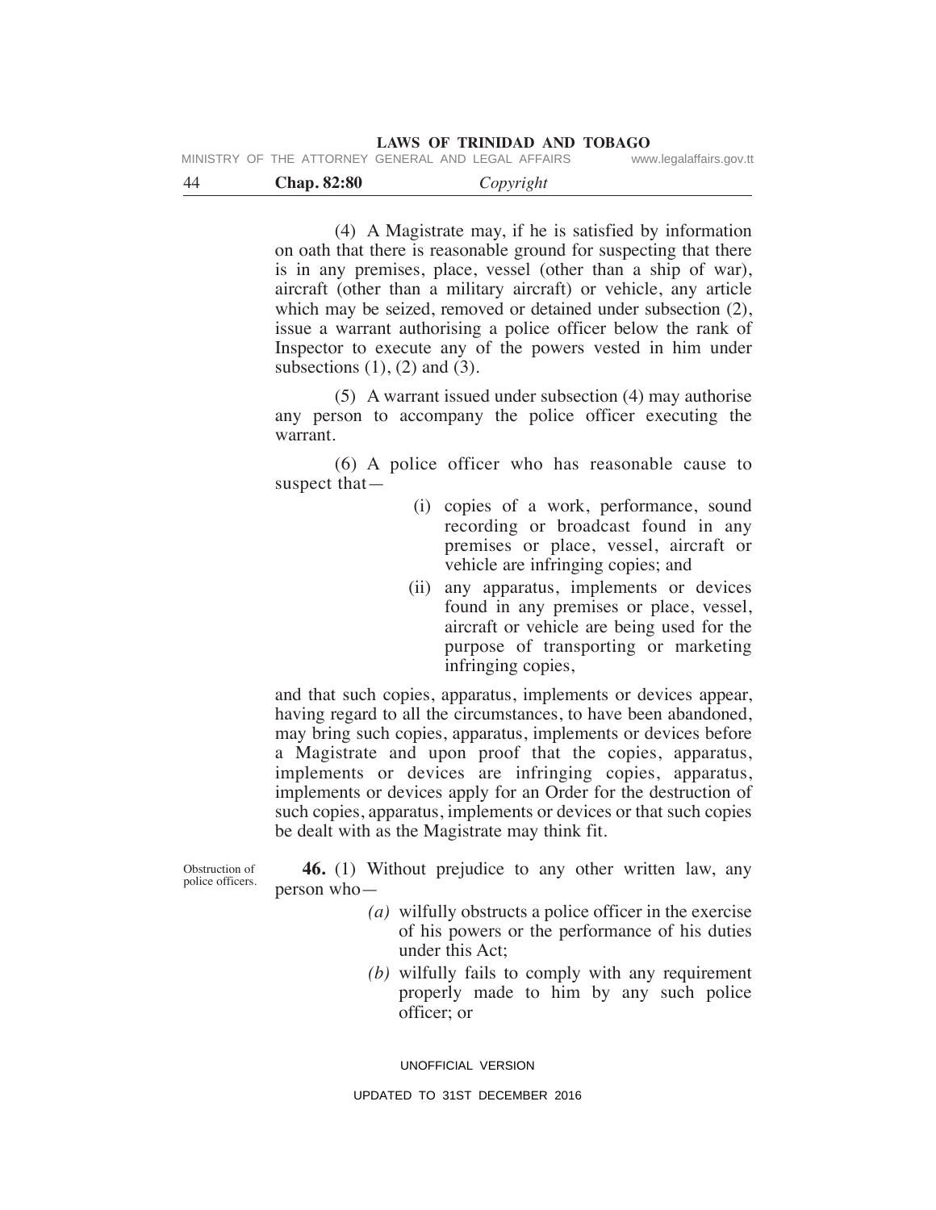(4) A Magistrate may, if he is satisfied by information on oath that there is reasonable ground for suspecting that there is in any premises, place, vessel (other than a ship of war), aircraft (other than a military aircraft) or vehicle, any article which may be seized, removed or detained under subsection (2), issue a warrant authorising a police officer below the rank of Inspector to execute any of the powers vested in him under subsections (1), (2) and (3).

(5) A warrant issued under subsection (4) may authorise any person to accompany the police officer executing the warrant.

(6) A police officer who has reasonable cause to suspect that—

(i) copies of a work, performance, sound recording or broadcast found in any premises or place, vessel, aircraft or vehicle are infringing copies; and

(ii) any apparatus, implements or devices found in any premises or place, vessel, aircraft or vehicle are being used for the purpose of transporting or marketing infringing copies,

and that such copies, apparatus, implements or devices appear, having regard to all the circumstances, to have been abandoned, may bring such copies, apparatus, implements or devices before a Magistrate and upon proof that the copies, apparatus, implements or devices are infringing copies, apparatus, implements or devices apply for an Order for the destruction of such copies, apparatus, implements or devices or that such copies be dealt with as the Magistrate may think fit.

Obstruction of police officers.

**46.** (1) Without prejudice to any other written law, any person who—

*(a)* wilfully obstructs a police officer in the exercise of his powers or the performance of his duties under this Act;

*(b)* wilfully fails to comply with any requirement properly made to him by any such police officer; or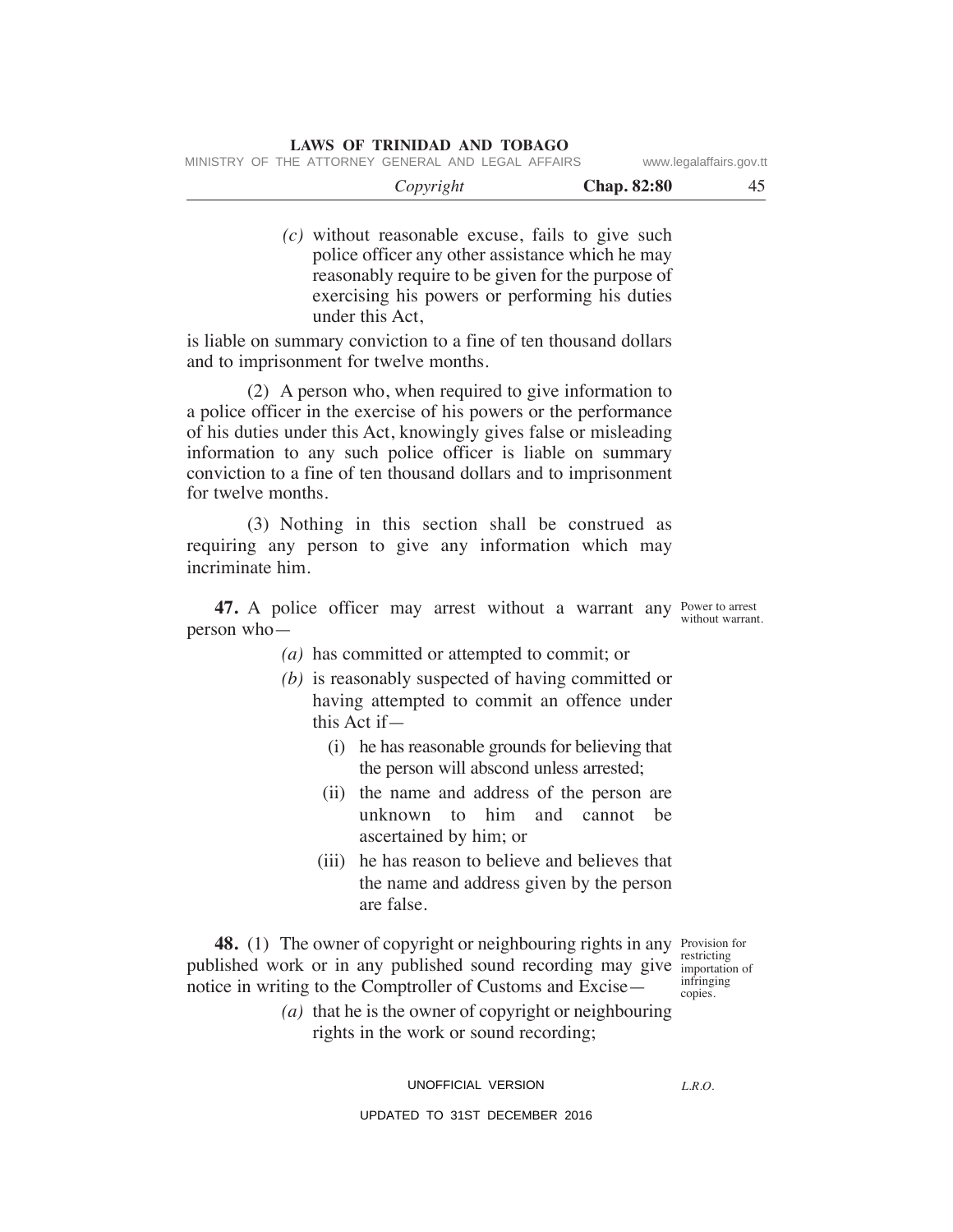*(c)* without reasonable excuse, fails to give such police officer any other assistance which he may reasonably require to be given for the purpose of exercising his powers or performing his duties under this Act,

is liable on summary conviction to a fine of ten thousand dollars and to imprisonment for twelve months.

(2) A person who, when required to give information to a police officer in the exercise of his powers or the performance of his duties under this Act, knowingly gives false or misleading information to any such police officer is liable on summary conviction to a fine of ten thousand dollars and to imprisonment for twelve months.

(3) Nothing in this section shall be construed as requiring any person to give any information which may incriminate him.

Power to arrest without warrant.

**47.** A police officer may arrest without a warrant any person who—

*(a)* has committed or attempted to commit; or

*(b)* is reasonably suspected of having committed or having attempted to commit an offence under this Act if—

(i) he has reasonable grounds for believing that the person will abscond unless arrested;

(ii) the name and address of the person are unknown to him and cannot be ascertained by him; or

(iii) he has reason to believe and believes that the name and address given by the person are false.

Provision for restricting importation of infringing copies.

**48.** (1) The owner of copyright or neighbouring rights in any published work or in any published sound recording may give notice in writing to the Comptroller of Customs and Excise—

*(a)* that he is the owner of copyright or neighbouring rights in the work or sound recording;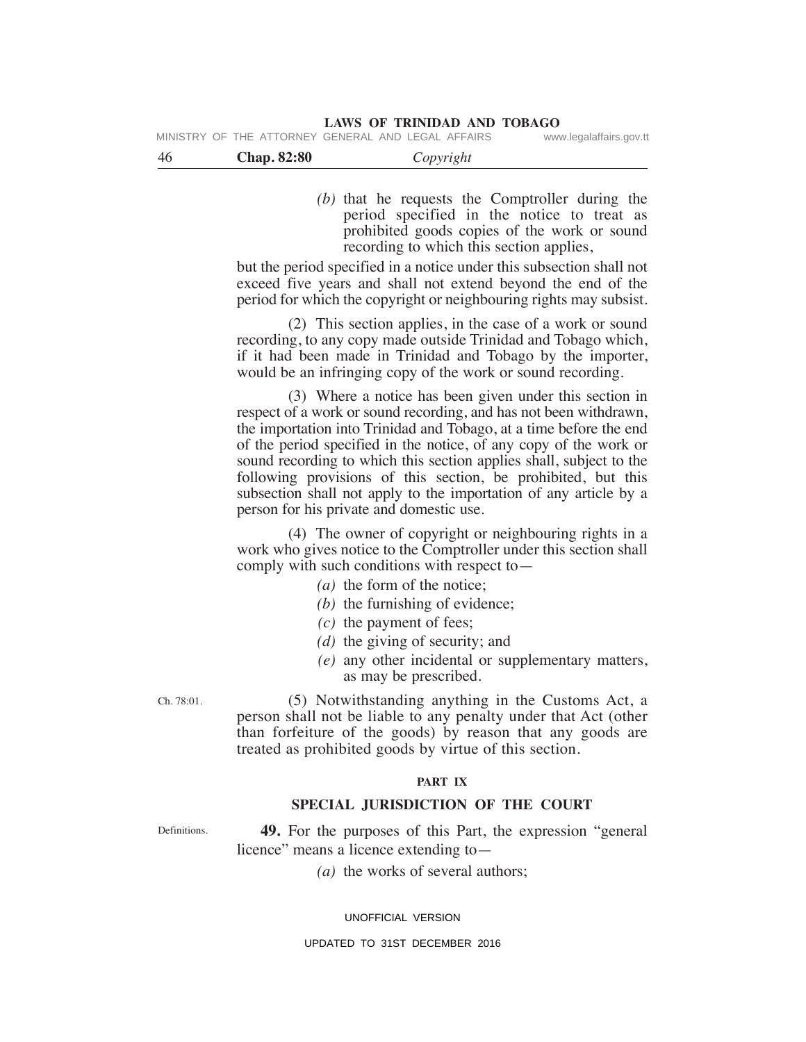*(b)* that he requests the Comptroller during the period specified in the notice to treat as prohibited goods copies of the work or sound recording to which this section applies,

but the period specified in a notice under this subsection shall not exceed five years and shall not extend beyond the end of the period for which the copyright or neighbouring rights may subsist.

(2) This section applies, in the case of a work or sound recording, to any copy made outside Trinidad and Tobago which, if it had been made in Trinidad and Tobago by the importer, would be an infringing copy of the work or sound recording.

(3) Where a notice has been given under this section in respect of a work or sound recording, and has not been withdrawn, the importation into Trinidad and Tobago, at a time before the end of the period specified in the notice, of any copy of the work or sound recording to which this section applies shall, subject to the following provisions of this section, be prohibited, but this subsection shall not apply to the importation of any article by a person for his private and domestic use.

(4) The owner of copyright or neighbouring rights in a work who gives notice to the Comptroller under this section shall comply with such conditions with respect to—

*(a)* the form of the notice;

*(b)* the furnishing of evidence;

*(c)* the payment of fees;

*(d)* the giving of security; and

*(e)* any other incidental or supplementary matters,

as may be prescribed.

Ch. 78:01.

(5) Notwithstanding anything in the Customs Act, a person shall not be liable to any penalty under that Act (other than forfeiture of the goods) by reason that any goods are treated as prohibited goods by virtue of this section.

## PART IX

## SPECIAL JURISDICTION OF THE COURT

Definitions.

**49.** For the purposes of this Part, the expression "general licence" means a licence extending to—

*(a)* the works of several authors;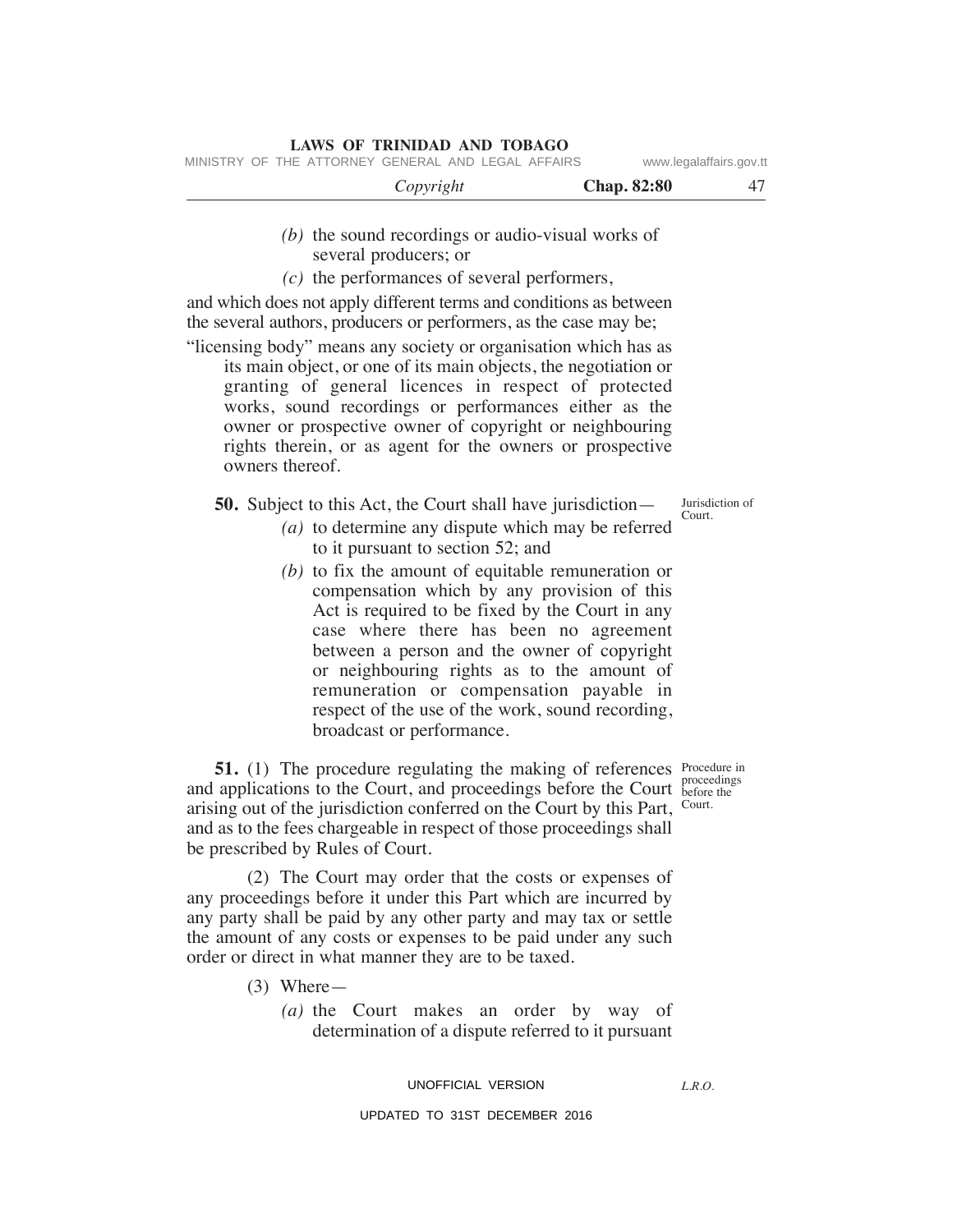*(b)* the sound recordings or audio-visual works of several producers; or

*(c)* the performances of several performers,

and which does not apply different terms and conditions as between the several authors, producers or performers, as the case may be;

"licensing body" means any society or organisation which has as its main object, or one of its main objects, the negotiation or granting of general licences in respect of protected works, sound recordings or performances either as the owner or prospective owner of copyright or neighbouring rights therein, or as agent for the owners or prospective owners thereof.

Jurisdiction of Court.

**50.** Subject to this Act, the Court shall have jurisdiction—

*(a)* to determine any dispute which may be referred to it pursuant to section 52; and

*(b)* to fix the amount of equitable remuneration or compensation which by any provision of this Act is required to be fixed by the Court in any case where there has been no agreement between a person and the owner of copyright or neighbouring rights as to the amount of remuneration or compensation payable in respect of the use of the work, sound recording, broadcast or performance.

Procedure in proceedings before the Court.

**51.** (1) The procedure regulating the making of references and applications to the Court, and proceedings before the Court arising out of the jurisdiction conferred on the Court by this Part, and as to the fees chargeable in respect of those proceedings shall be prescribed by Rules of Court.

(2) The Court may order that the costs or expenses of any proceedings before it under this Part which are incurred by any party shall be paid by any other party and may tax or settle the amount of any costs or expenses to be paid under any such order or direct in what manner they are to be taxed.

(3) Where—

*(a)* the Court makes an order by way of determination of a dispute referred to it pursuant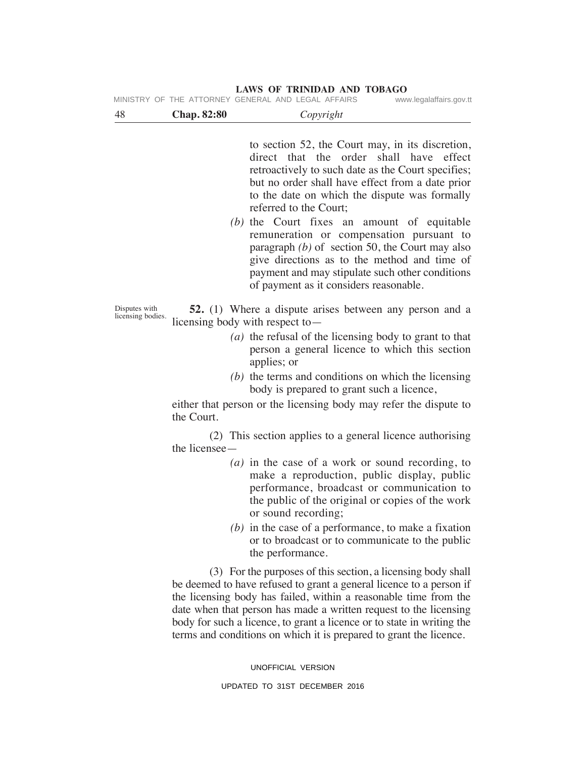to section 52, the Court may, in its discretion, direct that the order shall have effect retroactively to such date as the Court specifies; but no order shall have effect from a date prior to the date on which the dispute was formally referred to the Court;

*(b)* the Court fixes an amount of equitable remuneration or compensation pursuant to paragraph *(b)* of section 50, the Court may also give directions as to the method and time of payment and may stipulate such other conditions of payment as it considers reasonable.

Disputes with licensing bodies.

**52.** (1) Where a dispute arises between any person and a licensing body with respect to—

*(a)* the refusal of the licensing body to grant to that person a general licence to which this section applies; or

*(b)* the terms and conditions on which the licensing body is prepared to grant such a licence,

either that person or the licensing body may refer the dispute to the Court.

(2) This section applies to a general licence authorising the licensee—

*(a)* in the case of a work or sound recording, to make a reproduction, public display, public performance, broadcast or communication to the public of the original or copies of the work or sound recording;

*(b)* in the case of a performance, to make a fixation or to broadcast or to communicate to the public the performance.

(3) For the purposes of this section, a licensing body shall be deemed to have refused to grant a general licence to a person if the licensing body has failed, within a reasonable time from the date when that person has made a written request to the licensing body for such a licence, to grant a licence or to state in writing the terms and conditions on which it is prepared to grant the licence.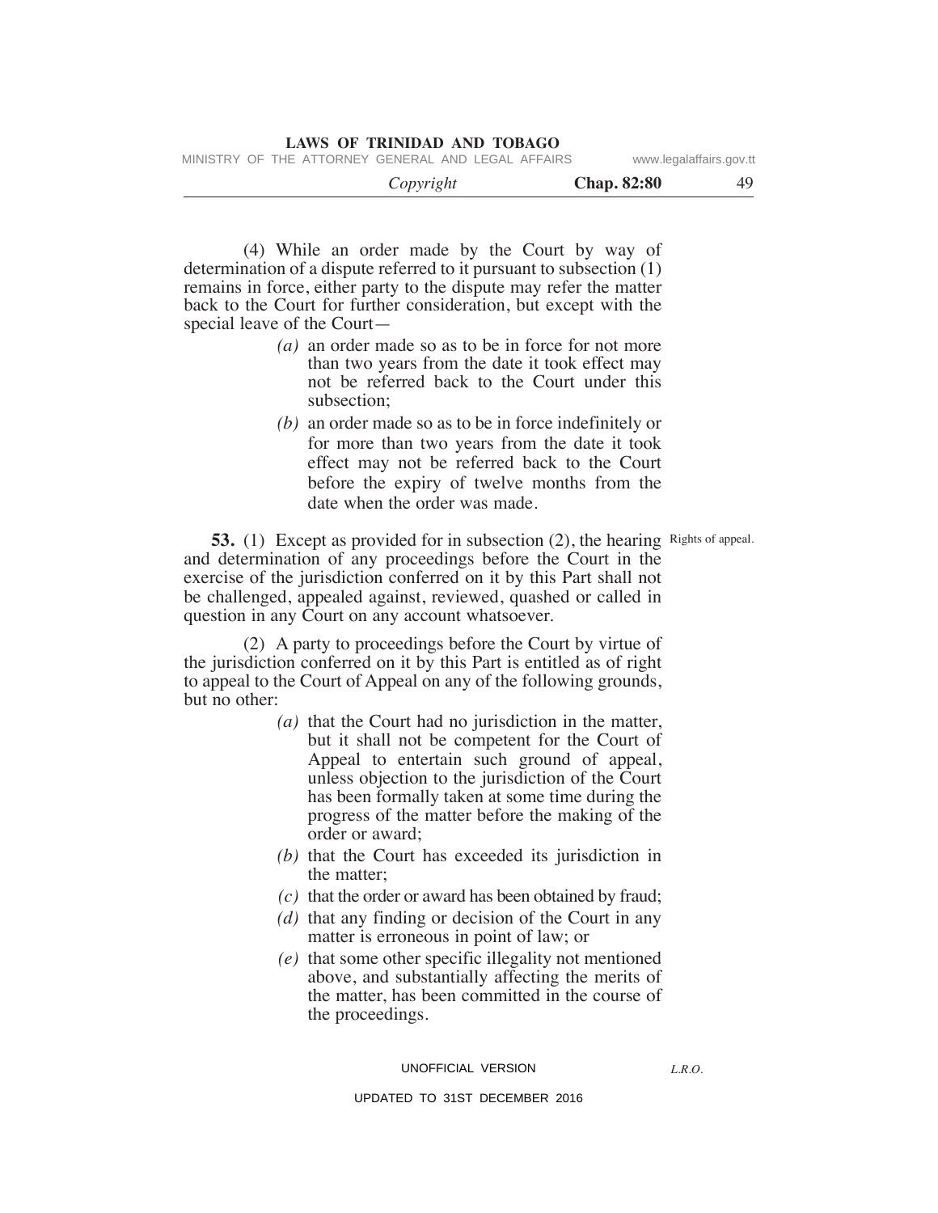(4) While an order made by the Court by way of determination of a dispute referred to it pursuant to subsection (1) remains in force, either party to the dispute may refer the matter back to the Court for further consideration, but except with the special leave of the Court—

*(a)* an order made so as to be in force for not more than two years from the date it took effect may not be referred back to the Court under this subsection;

*(b)* an order made so as to be in force indefinitely or for more than two years from the date it took effect may not be referred back to the Court before the expiry of twelve months from the date when the order was made.

Rights of appeal.

**53.** (1) Except as provided for in subsection (2), the hearing and determination of any proceedings before the Court in the exercise of the jurisdiction conferred on it by this Part shall not be challenged, appealed against, reviewed, quashed or called in question in any Court on any account whatsoever.

(2) A party to proceedings before the Court by virtue of the jurisdiction conferred on it by this Part is entitled as of right to appeal to the Court of Appeal on any of the following grounds, but no other:

*(a)* that the Court had no jurisdiction in the matter, but it shall not be competent for the Court of Appeal to entertain such ground of appeal, unless objection to the jurisdiction of the Court has been formally taken at some time during the progress of the matter before the making of the order or award;

*(b)* that the Court has exceeded its jurisdiction in the matter;

*(c)* that the order or award has been obtained by fraud;

*(d)* that any finding or decision of the Court in any matter is erroneous in point of law; or

*(e)* that some other specific illegality not mentioned above, and substantially affecting the merits of the matter, has been committed in the course of the proceedings.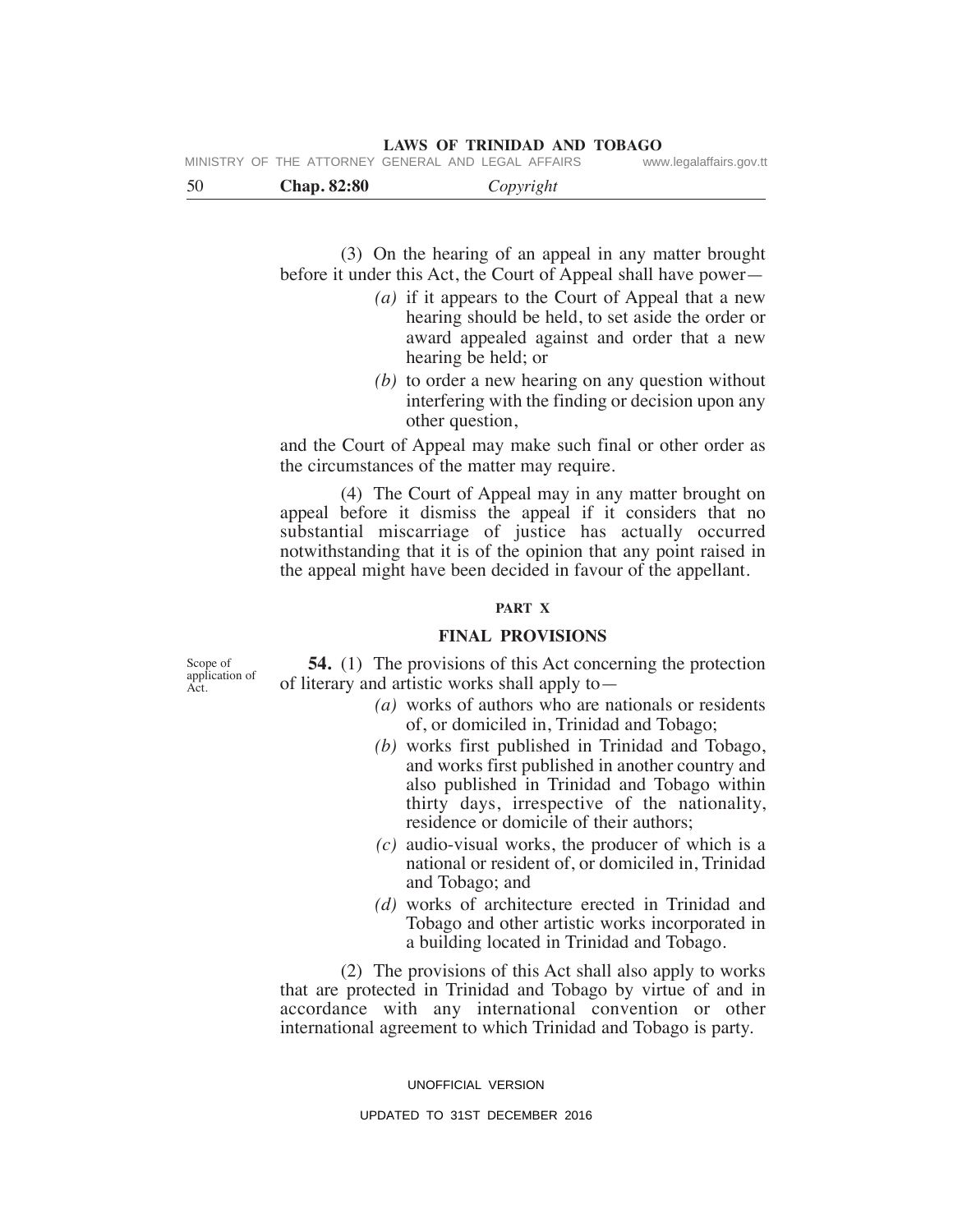(3) On the hearing of an appeal in any matter brought before it under this Act, the Court of Appeal shall have power—

*(a)* if it appears to the Court of Appeal that a new hearing should be held, to set aside the order or award appealed against and order that a new hearing be held; or

*(b)* to order a new hearing on any question without interfering with the finding or decision upon any other question,

and the Court of Appeal may make such final or other order as the circumstances of the matter may require.

(4) The Court of Appeal may in any matter brought on appeal before it dismiss the appeal if it considers that no substantial miscarriage of justice has actually occurred notwithstanding that it is of the opinion that any point raised in the appeal might have been decided in favour of the appellant.

## PART X

## FINAL PROVISIONS

Scope of application of Act.

**54.** (1) The provisions of this Act concerning the protection of literary and artistic works shall apply to—

*(a)* works of authors who are nationals or residents of, or domiciled in, Trinidad and Tobago;

*(b)* works first published in Trinidad and Tobago, and works first published in another country and also published in Trinidad and Tobago within thirty days, irrespective of the nationality, residence or domicile of their authors;

*(c)* audio-visual works, the producer of which is a national or resident of, or domiciled in, Trinidad and Tobago; and

*(d)* works of architecture erected in Trinidad and Tobago and other artistic works incorporated in a building located in Trinidad and Tobago.

(2) The provisions of this Act shall also apply to works that are protected in Trinidad and Tobago by virtue of and in accordance with any international convention or other international agreement to which Trinidad and Tobago is party.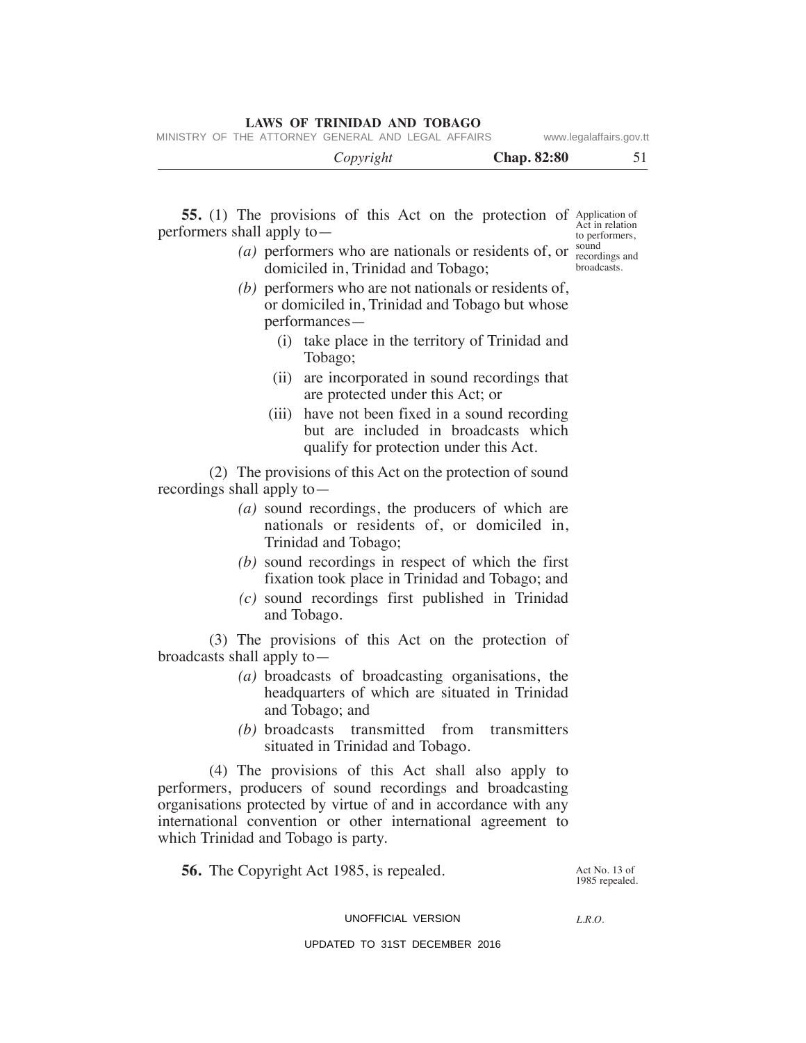**55.** (1) The provisions of this Act on the protection of performers shall apply to—

Application of Act in relation to performers, sound recordings and broadcasts.

*(a)* performers who are nationals or residents of, or domiciled in, Trinidad and Tobago;

*(b)* performers who are not nationals or residents of, or domiciled in, Trinidad and Tobago but whose performances—

(i) take place in the territory of Trinidad and Tobago;

(ii) are incorporated in sound recordings that are protected under this Act; or

(iii) have not been fixed in a sound recording but are included in broadcasts which qualify for protection under this Act.

(2) The provisions of this Act on the protection of sound recordings shall apply to—

*(a)* sound recordings, the producers of which are nationals or residents of, or domiciled in, Trinidad and Tobago;

*(b)* sound recordings in respect of which the first fixation took place in Trinidad and Tobago; and

*(c)* sound recordings first published in Trinidad and Tobago.

(3) The provisions of this Act on the protection of broadcasts shall apply to—

*(a)* broadcasts of broadcasting organisations, the headquarters of which are situated in Trinidad and Tobago; and

*(b)* broadcasts transmitted from transmitters situated in Trinidad and Tobago.

(4) The provisions of this Act shall also apply to performers, producers of sound recordings and broadcasting organisations protected by virtue of and in accordance with any international convention or other international agreement to which Trinidad and Tobago is party.

**56.** The Copyright Act 1985, is repealed.

Act No. 13 of 1985 repealed.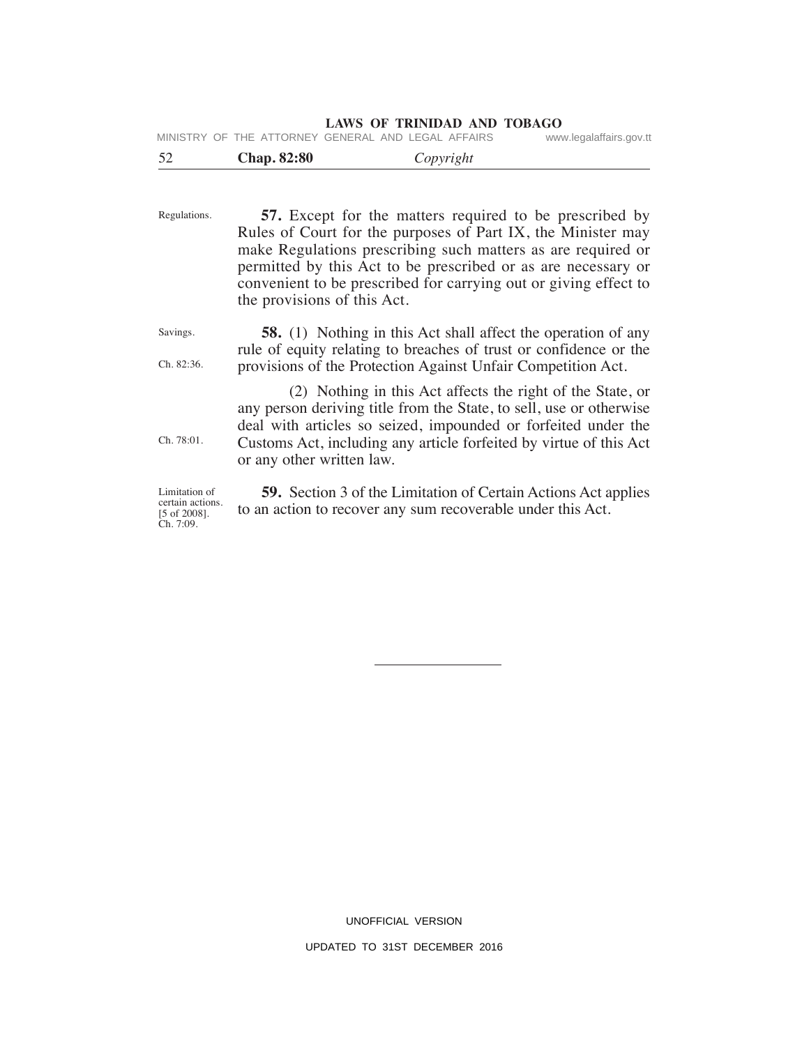Regulations.

**57.** Except for the matters required to be prescribed by Rules of Court for the purposes of Part IX, the Minister may make Regulations prescribing such matters as are required or permitted by this Act to be prescribed or as are necessary or convenient to be prescribed for carrying out or giving effect to the provisions of this Act.

Savings.

Ch. 82:36.

**58.** (1) Nothing in this Act shall affect the operation of any rule of equity relating to breaches of trust or confidence or the provisions of the Protection Against Unfair Competition Act.

Ch. 78:01.

(2) Nothing in this Act affects the right of the State, or any person deriving title from the State, to sell, use or otherwise deal with articles so seized, impounded or forfeited under the Customs Act, including any article forfeited by virtue of this Act or any other written law.

Limitation of certain actions. [5 of 2008]. Ch. 7:09.

**59.** Section 3 of the Limitation of Certain Actions Act applies to an action to recover any sum recoverable under this Act.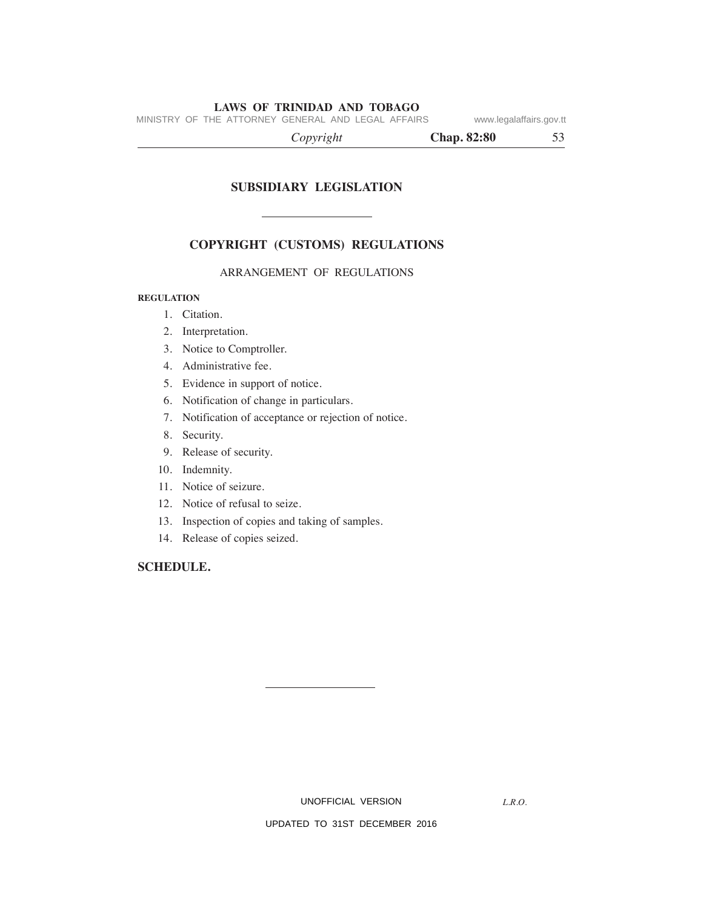## SUBSIDIARY LEGISLATION

---

## COPYRIGHT (CUSTOMS) REGULATIONS

ARRANGEMENT OF REGULATIONS

**REGULATION**

1. Citation.
2. Interpretation.
3. Notice to Comptroller.
4. Administrative fee.
5. Evidence in support of notice.
6. Notification of change in particulars.
7. Notification of acceptance or rejection of notice.
8. Security.
9. Release of security.
10. Indemnity.
11. Notice of seizure.
12. Notice of refusal to seize.
13. Inspection of copies and taking of samples.
14. Release of copies seized.

**SCHEDULE.**

---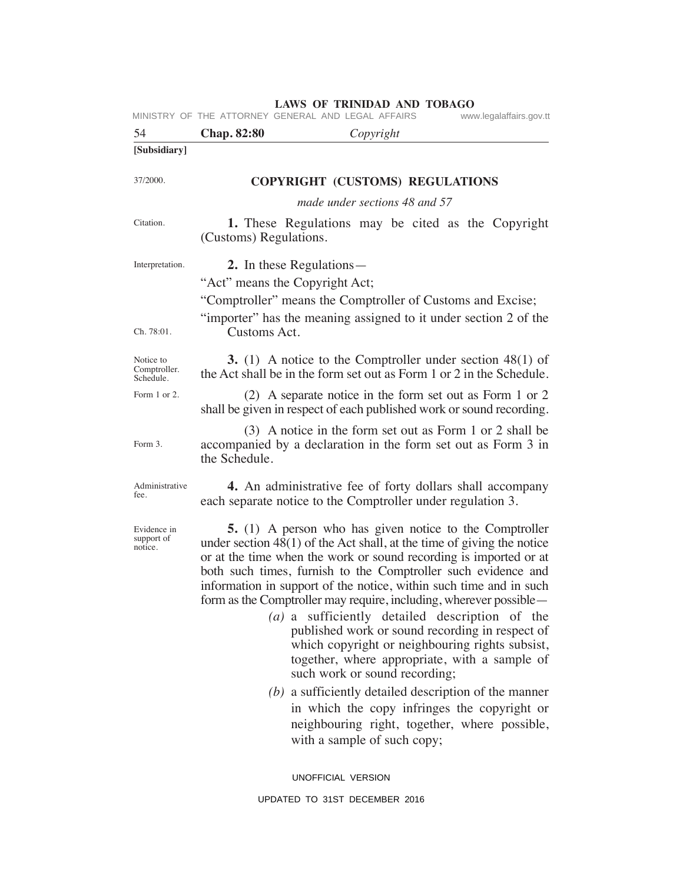[Subsidiary]

37/2000.

## COPYRIGHT (CUSTOMS) REGULATIONS

*made under sections 48 and 57*

Citation.

**1.** These Regulations may be cited as the Copyright (Customs) Regulations.

Interpretation.

**2.** In these Regulations—

"Act" means the Copyright Act;

"Comptroller" means the Comptroller of Customs and Excise;

"importer" has the meaning assigned to it under section 2 of the Customs Act.

Ch. 78:01.

Notice to Comptroller. Schedule.

**3.** (1) A notice to the Comptroller under section 48(1) of the Act shall be in the form set out as Form 1 or 2 in the Schedule.

Form 1 or 2.

(2) A separate notice in the form set out as Form 1 or 2 shall be given in respect of each published work or sound recording.

Form 3.

(3) A notice in the form set out as Form 1 or 2 shall be accompanied by a declaration in the form set out as Form 3 in the Schedule.

Administrative fee.

**4.** An administrative fee of forty dollars shall accompany each separate notice to the Comptroller under regulation 3.

Evidence in support of notice.

**5.** (1) A person who has given notice to the Comptroller under section 48(1) of the Act shall, at the time of giving the notice or at the time when the work or sound recording is imported or at both such times, furnish to the Comptroller such evidence and information in support of the notice, within such time and in such form as the Comptroller may require, including, wherever possible—

*(a)* a sufficiently detailed description of the published work or sound recording in respect of which copyright or neighbouring rights subsist, together, where appropriate, with a sample of such work or sound recording;

*(b)* a sufficiently detailed description of the manner in which the copy infringes the copyright or neighbouring right, together, where possible, with a sample of such copy;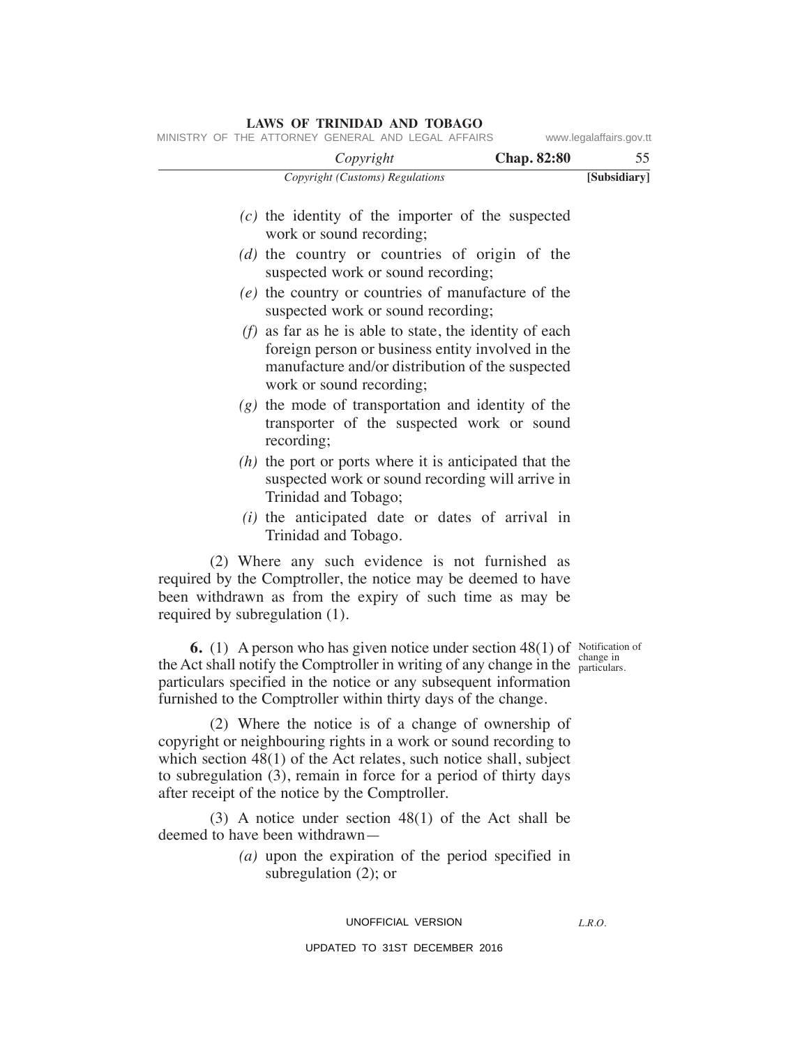*(c)* the identity of the importer of the suspected work or sound recording;

*(d)* the country or countries of origin of the suspected work or sound recording;

*(e)* the country or countries of manufacture of the suspected work or sound recording;

*(f)* as far as he is able to state, the identity of each foreign person or business entity involved in the manufacture and/or distribution of the suspected work or sound recording;

*(g)* the mode of transportation and identity of the transporter of the suspected work or sound recording;

*(h)* the port or ports where it is anticipated that the suspected work or sound recording will arrive in Trinidad and Tobago;

*(i)* the anticipated date or dates of arrival in Trinidad and Tobago.

(2) Where any such evidence is not furnished as required by the Comptroller, the notice may be deemed to have been withdrawn as from the expiry of such time as may be required by subregulation (1).

Notification of change in particulars.

**6.** (1) A person who has given notice under section 48(1) of the Act shall notify the Comptroller in writing of any change in the particulars specified in the notice or any subsequent information furnished to the Comptroller within thirty days of the change.

(2) Where the notice is of a change of ownership of copyright or neighbouring rights in a work or sound recording to which section 48(1) of the Act relates, such notice shall, subject to subregulation (3), remain in force for a period of thirty days after receipt of the notice by the Comptroller.

(3) A notice under section 48(1) of the Act shall be deemed to have been withdrawn—

*(a)* upon the expiration of the period specified in subregulation (2); or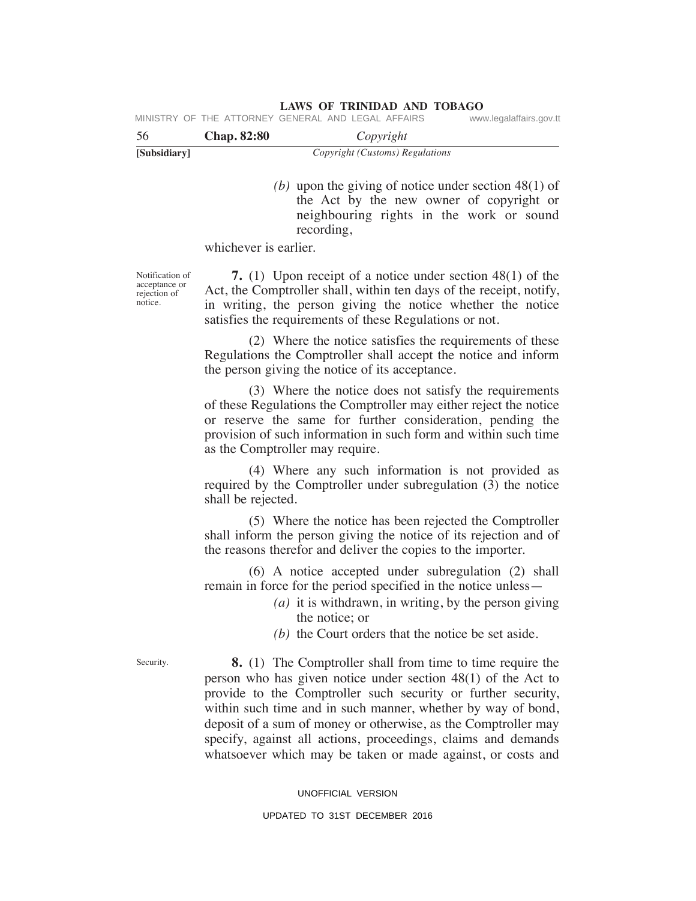*(b)* upon the giving of notice under section 48(1) of the Act by the new owner of copyright or neighbouring rights in the work or sound recording,

whichever is earlier.

Notification of acceptance or rejection of notice.

**7.** (1) Upon receipt of a notice under section 48(1) of the Act, the Comptroller shall, within ten days of the receipt, notify, in writing, the person giving the notice whether the notice satisfies the requirements of these Regulations or not.

(2) Where the notice satisfies the requirements of these Regulations the Comptroller shall accept the notice and inform the person giving the notice of its acceptance.

(3) Where the notice does not satisfy the requirements of these Regulations the Comptroller may either reject the notice or reserve the same for further consideration, pending the provision of such information in such form and within such time as the Comptroller may require.

(4) Where any such information is not provided as required by the Comptroller under subregulation (3) the notice shall be rejected.

(5) Where the notice has been rejected the Comptroller shall inform the person giving the notice of its rejection and of the reasons therefor and deliver the copies to the importer.

(6) A notice accepted under subregulation (2) shall remain in force for the period specified in the notice unless—

*(a)* it is withdrawn, in writing, by the person giving the notice; or

*(b)* the Court orders that the notice be set aside.

Security.

**8.** (1) The Comptroller shall from time to time require the person who has given notice under section 48(1) of the Act to provide to the Comptroller such security or further security, within such time and in such manner, whether by way of bond, deposit of a sum of money or otherwise, as the Comptroller may specify, against all actions, proceedings, claims and demands whatsoever which may be taken or made against, or costs and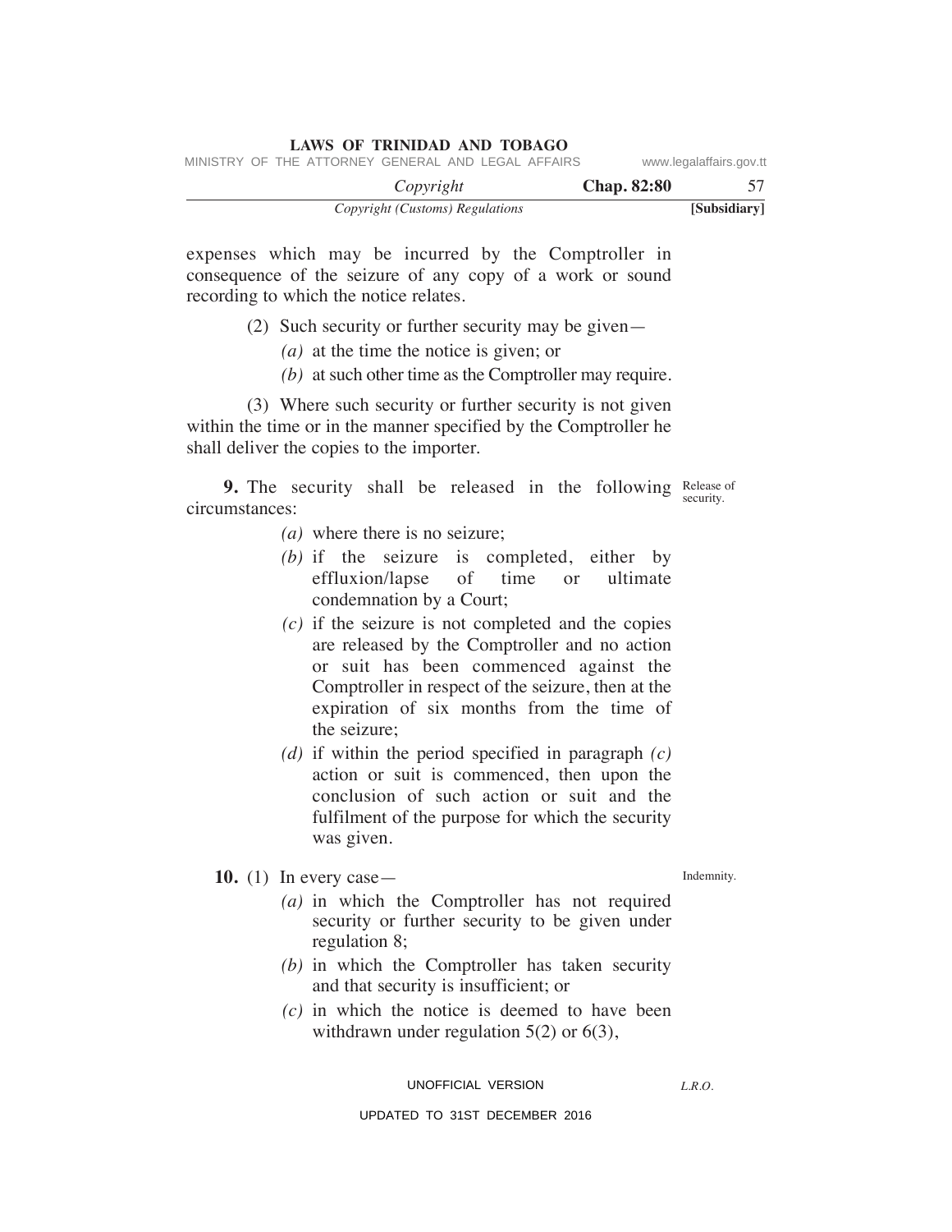expenses which may be incurred by the Comptroller in consequence of the seizure of any copy of a work or sound recording to which the notice relates.

(2) Such security or further security may be given—

*(a)* at the time the notice is given; or

*(b)* at such other time as the Comptroller may require.

(3) Where such security or further security is not given within the time or in the manner specified by the Comptroller he shall deliver the copies to the importer.

Release of security.

**9.** The security shall be released in the following circumstances:

*(a)* where there is no seizure;

*(b)* if the seizure is completed, either by effluxion/lapse of time or ultimate condemnation by a Court;

*(c)* if the seizure is not completed and the copies are released by the Comptroller and no action or suit has been commenced against the Comptroller in respect of the seizure, then at the expiration of six months from the time of the seizure;

*(d)* if within the period specified in paragraph *(c)* action or suit is commenced, then upon the conclusion of such action or suit and the fulfilment of the purpose for which the security was given.

Indemnity.

**10.** (1) In every case—

*(a)* in which the Comptroller has not required security or further security to be given under regulation 8;

*(b)* in which the Comptroller has taken security and that security is insufficient; or

*(c)* in which the notice is deemed to have been withdrawn under regulation 5(2) or 6(3),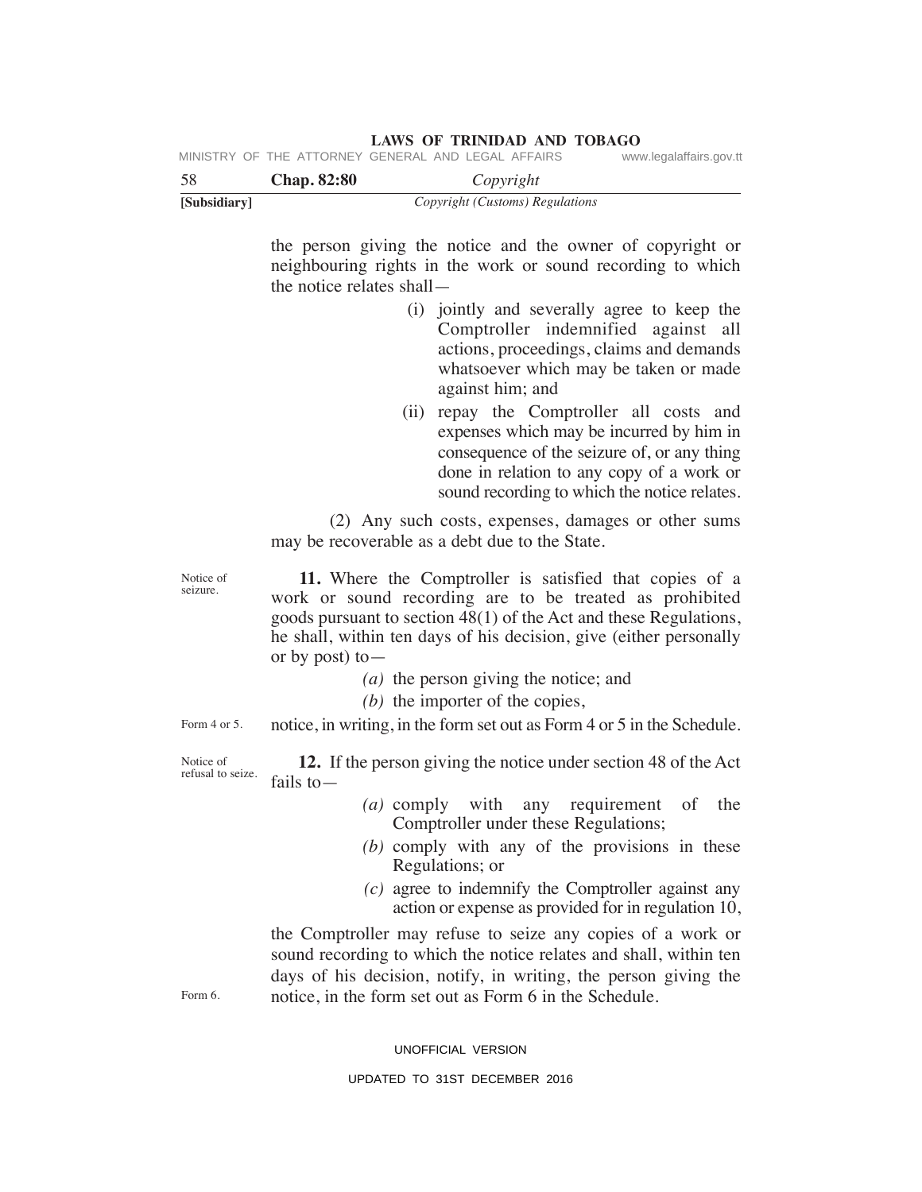the person giving the notice and the owner of copyright or neighbouring rights in the work or sound recording to which the notice relates shall—

(i) jointly and severally agree to keep the Comptroller indemnified against all actions, proceedings, claims and demands whatsoever which may be taken or made against him; and

(ii) repay the Comptroller all costs and expenses which may be incurred by him in consequence of the seizure of, or any thing done in relation to any copy of a work or sound recording to which the notice relates.

(2) Any such costs, expenses, damages or other sums may be recoverable as a debt due to the State.

Notice of seizure.

**11.** Where the Comptroller is satisfied that copies of a work or sound recording are to be treated as prohibited goods pursuant to section 48(1) of the Act and these Regulations, he shall, within ten days of his decision, give (either personally or by post) to—

*(a)* the person giving the notice; and

*(b)* the importer of the copies,

notice, in writing, in the form set out as Form 4 or 5 in the Schedule.

Form 4 or 5.

Notice of refusal to seize.

**12.** If the person giving the notice under section 48 of the Act fails to—

*(a)* comply with any requirement of the Comptroller under these Regulations;

*(b)* comply with any of the provisions in these Regulations; or

*(c)* agree to indemnify the Comptroller against any action or expense as provided for in regulation 10,

the Comptroller may refuse to seize any copies of a work or sound recording to which the notice relates and shall, within ten days of his decision, notify, in writing, the person giving the notice, in the form set out as Form 6 in the Schedule.

Form 6.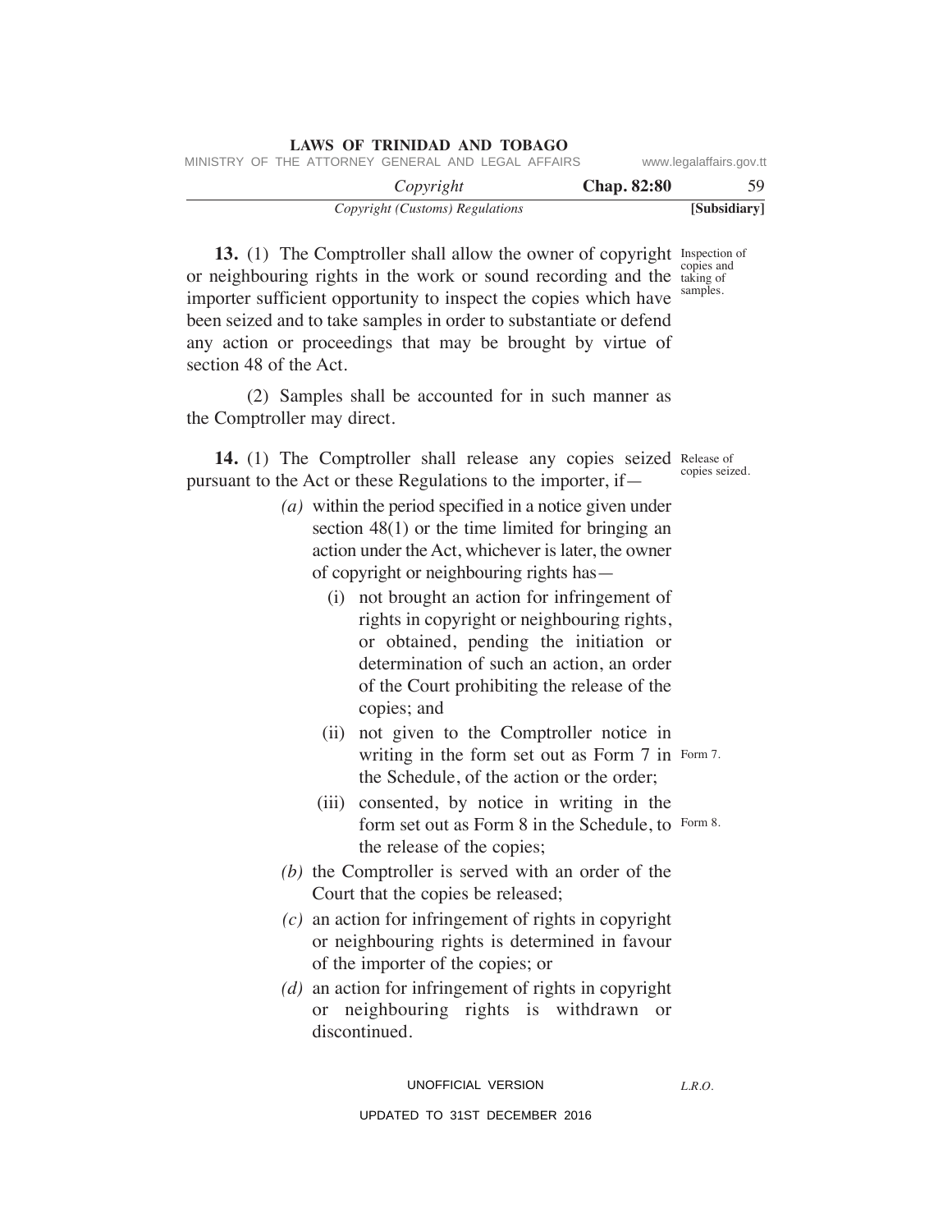**13.** (1) The Comptroller shall allow the owner of copyright or neighbouring rights in the work or sound recording and the importer sufficient opportunity to inspect the copies which have been seized and to take samples in order to substantiate or defend any action or proceedings that may be brought by virtue of section 48 of the Act.

*Inspection of copies and taking of samples.*

(2) Samples shall be accounted for in such manner as the Comptroller may direct.

**14.** (1) The Comptroller shall release any copies seized pursuant to the Act or these Regulations to the importer, if—

*Release of copies seized.*

*(a)* within the period specified in a notice given under section 48(1) or the time limited for bringing an action under the Act, whichever is later, the owner of copyright or neighbouring rights has—

- (i) not brought an action for infringement of rights in copyright or neighbouring rights, or obtained, pending the initiation or determination of such an action, an order of the Court prohibiting the release of the copies; and
- (ii) not given to the Comptroller notice in writing in the form set out as Form 7 in the Schedule, of the action or the order; *Form 7.*
- (iii) consented, by notice in writing in the form set out as Form 8 in the Schedule, to the release of the copies; *Form 8.*

*(b)* the Comptroller is served with an order of the Court that the copies be released;

*(c)* an action for infringement of rights in copyright or neighbouring rights is determined in favour of the importer of the copies; or

*(d)* an action for infringement of rights in copyright or neighbouring rights is withdrawn or discontinued.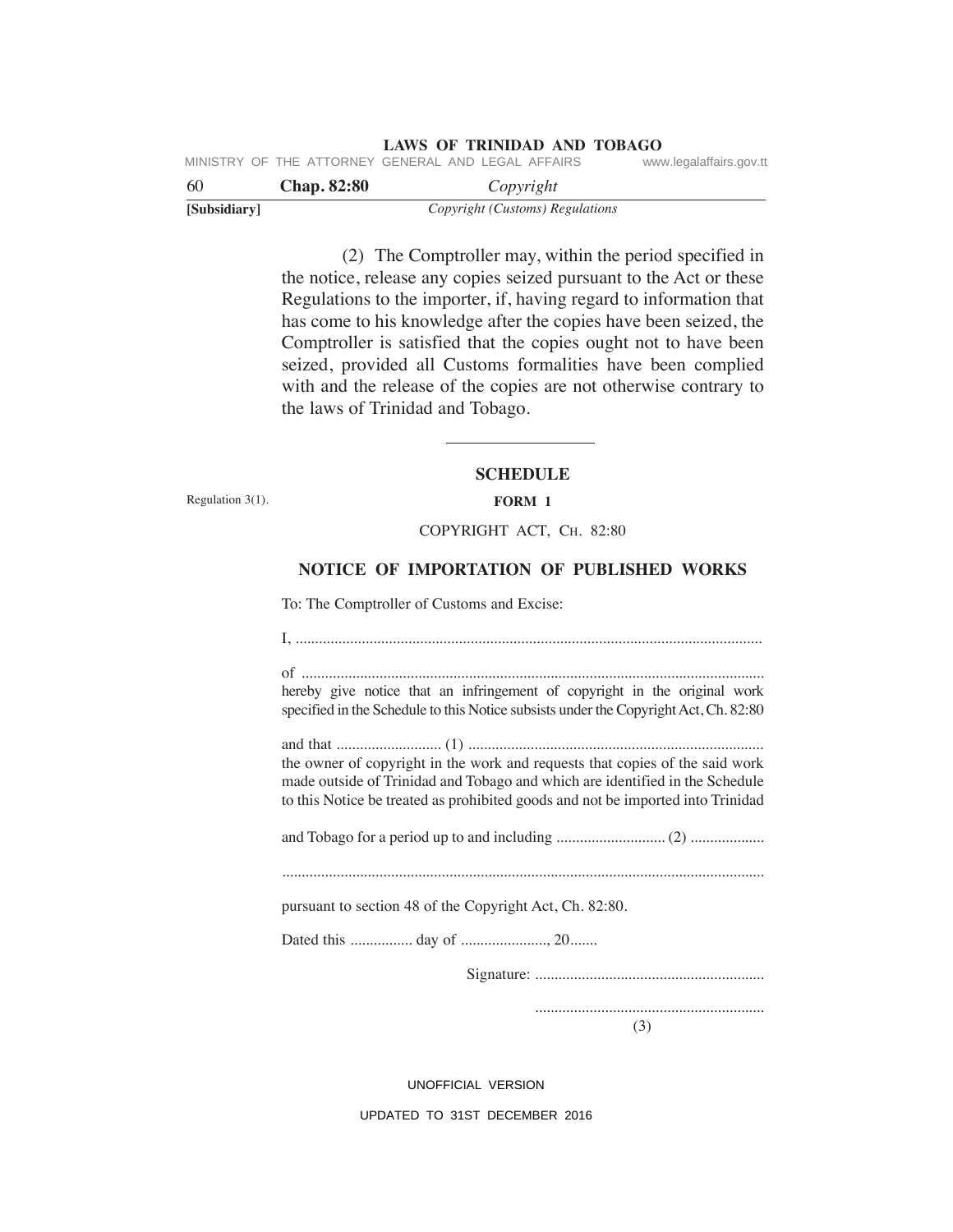(2) The Comptroller may, within the period specified in the notice, release any copies seized pursuant to the Act or these Regulations to the importer, if, having regard to information that has come to his knowledge after the copies have been seized, the Comptroller is satisfied that the copies ought not to have been seized, provided all Customs formalities have been complied with and the release of the copies are not otherwise contrary to the laws of Trinidad and Tobago.

---

## SCHEDULE

Regulation 3(1).

**FORM 1**

COPYRIGHT ACT, CH. 82:80

### NOTICE OF IMPORTATION OF PUBLISHED WORKS

To: The Comptroller of Customs and Excise:

I, ..........................................................................................................................

of ..........................................................................................................................
hereby give notice that an infringement of copyright in the original work specified in the Schedule to this Notice subsists under the Copyright Act, Ch. 82:80

and that ........................... (1) ............................................................................
the owner of copyright in the work and requests that copies of the said work made outside of Trinidad and Tobago and which are identified in the Schedule to this Notice be treated as prohibited goods and not be imported into Trinidad

and Tobago for a period up to and including ............................ (2) ..................

..........................................................................................................................

pursuant to section 48 of the Copyright Act, Ch. 82:80.

Dated this ................ day of ......................, 20.......

Signature: ...........................................................

...........................................................
(3)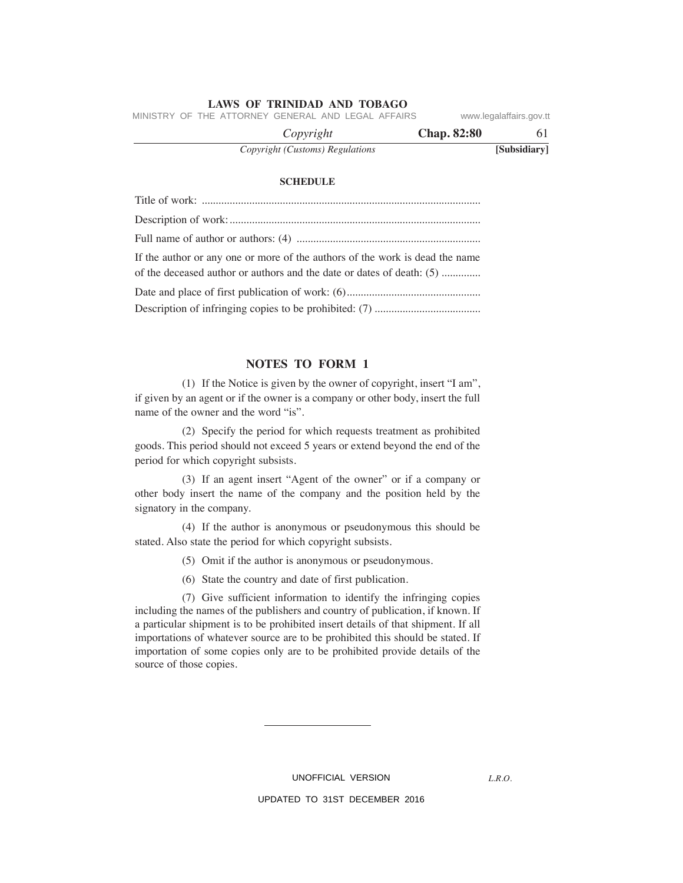**SCHEDULE**

Title of work: ...................................................................................................

Description of work: .........................................................................................

Full name of author or authors: (4) .................................................................

If the author or any one or more of the authors of the work is dead the name of the deceased author or authors and the date or dates of death: (5) .............

Date and place of first publication of work: (6)...............................................

Description of infringing copies to be prohibited: (7) ......................................

## NOTES TO FORM 1

(1) If the Notice is given by the owner of copyright, insert "I am", if given by an agent or if the owner is a company or other body, insert the full name of the owner and the word "is".

(2) Specify the period for which requests treatment as prohibited goods. This period should not exceed 5 years or extend beyond the end of the period for which copyright subsists.

(3) If an agent insert "Agent of the owner" or if a company or other body insert the name of the company and the position held by the signatory in the company.

(4) If the author is anonymous or pseudonymous this should be stated. Also state the period for which copyright subsists.

(5) Omit if the author is anonymous or pseudonymous.

(6) State the country and date of first publication.

(7) Give sufficient information to identify the infringing copies including the names of the publishers and country of publication, if known. If a particular shipment is to be prohibited insert details of that shipment. If all importations of whatever source are to be prohibited this should be stated. If importation of some copies only are to be prohibited provide details of the source of those copies.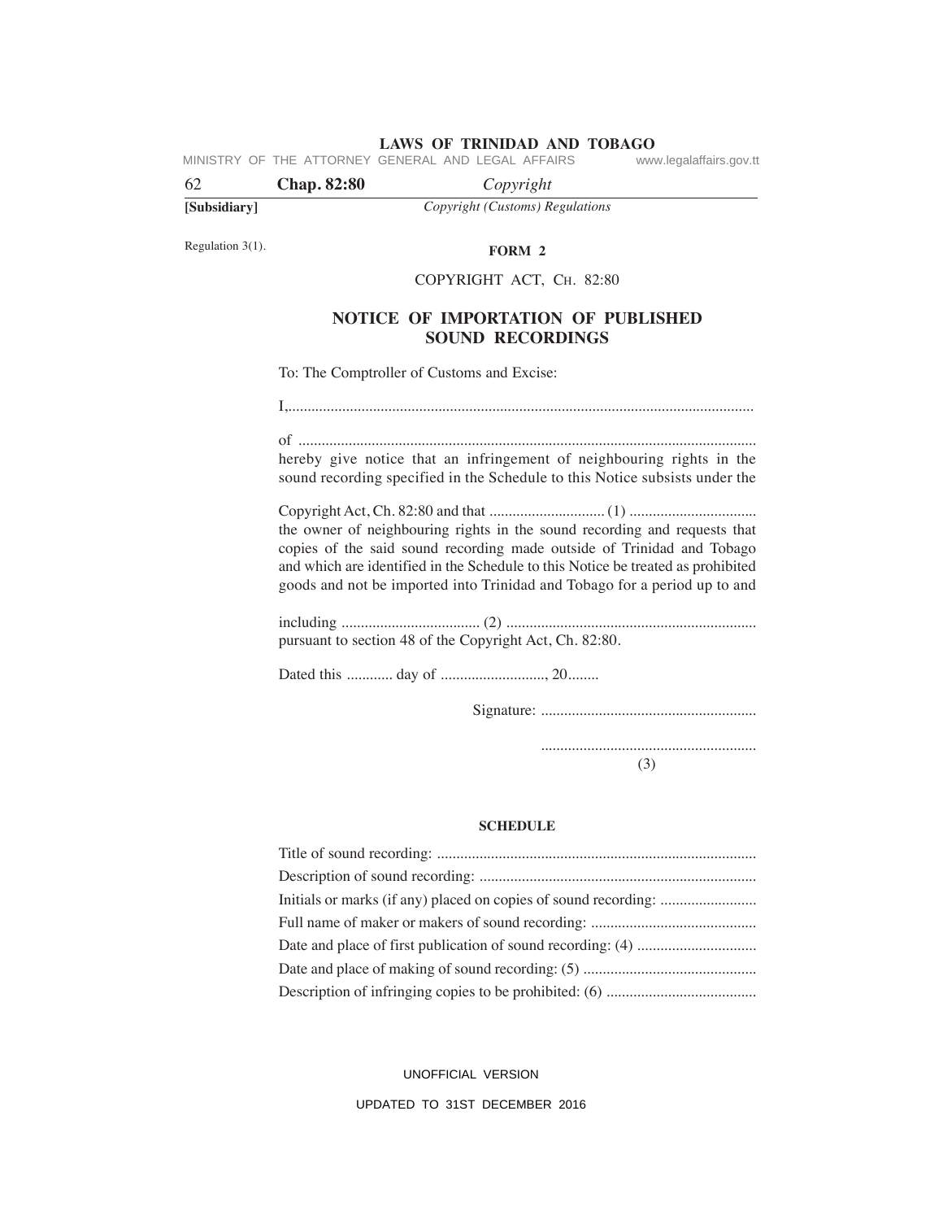Regulation 3(1).

**FORM 2**

COPYRIGHT ACT, CH. 82:80

## NOTICE OF IMPORTATION OF PUBLISHED SOUND RECORDINGS

To: The Comptroller of Customs and Excise:

I,.........................................................................................................................

of .......................................................................................................................
hereby give notice that an infringement of neighbouring rights in the sound recording specified in the Schedule to this Notice subsists under the

Copyright Act, Ch. 82:80 and that .............................. (1) ................................
the owner of neighbouring rights in the sound recording and requests that copies of the said sound recording made outside of Trinidad and Tobago and which are identified in the Schedule to this Notice be treated as prohibited goods and not be imported into Trinidad and Tobago for a period up to and

including .................................... (2) ................................................................
pursuant to section 48 of the Copyright Act, Ch. 82:80.

Dated this ............ day of ..........................., 20........

Signature: ........................................................

........................................................
(3)

**SCHEDULE**

Title of sound recording: ..................................................................................
Description of sound recording: .......................................................................
Initials or marks (if any) placed on copies of sound recording: .........................
Full name of maker or makers of sound recording: ...........................................
Date and place of first publication of sound recording: (4) ...............................
Date and place of making of sound recording: (5) ............................................
Description of infringing copies to be prohibited: (6) .......................................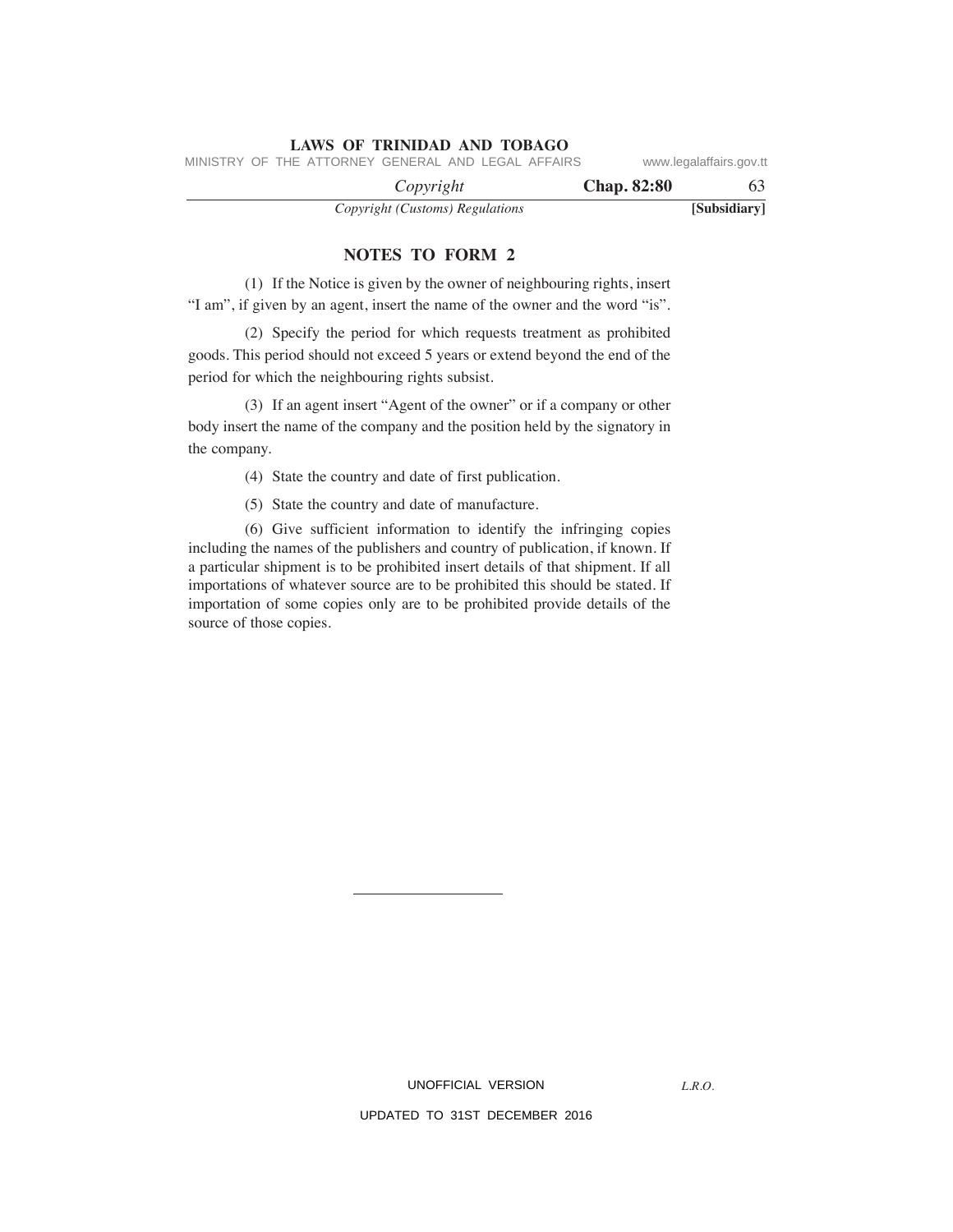## NOTES TO FORM 2

(1) If the Notice is given by the owner of neighbouring rights, insert "I am", if given by an agent, insert the name of the owner and the word "is".

(2) Specify the period for which requests treatment as prohibited goods. This period should not exceed 5 years or extend beyond the end of the period for which the neighbouring rights subsist.

(3) If an agent insert "Agent of the owner" or if a company or other body insert the name of the company and the position held by the signatory in the company.

(4) State the country and date of first publication.

(5) State the country and date of manufacture.

(6) Give sufficient information to identify the infringing copies including the names of the publishers and country of publication, if known. If a particular shipment is to be prohibited insert details of that shipment. If all importations of whatever source are to be prohibited this should be stated. If importation of some copies only are to be prohibited provide details of the source of those copies.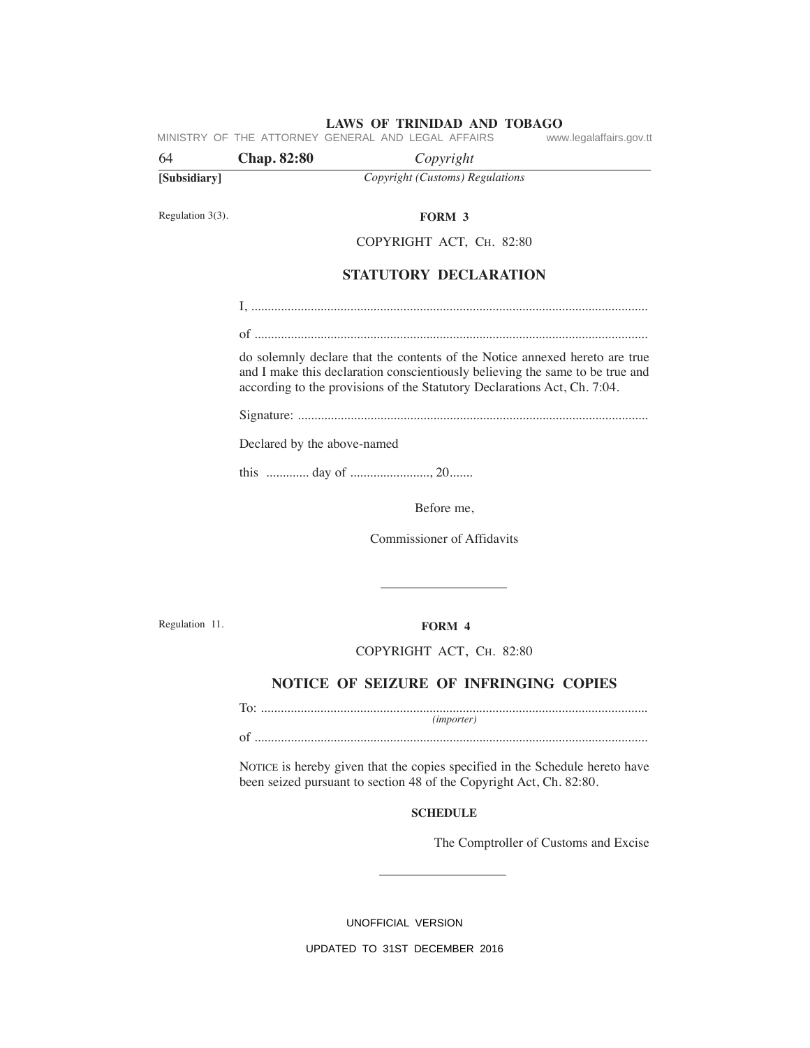Regulation 3(3).

**FORM 3**

COPYRIGHT ACT, CH. 82:80

## STATUTORY DECLARATION

I, .......................................................................................................................

of .......................................................................................................................

do solemnly declare that the contents of the Notice annexed hereto are true and I make this declaration conscientiously believing the same to be true and according to the provisions of the Statutory Declarations Act, Ch. 7:04.

Signature: ..........................................................................................................

Declared by the above-named

this ............. day of ........................, 20.......

Before me,

Commissioner of Affidavits

---

Regulation 11.

**FORM 4**

COPYRIGHT ACT, CH. 82:80

## NOTICE OF SEIZURE OF INFRINGING COPIES

To: ....................................................................................................................
*(importer)*

of .......................................................................................................................

NOTICE is hereby given that the copies specified in the Schedule hereto have been seized pursuant to section 48 of the Copyright Act, Ch. 82:80.

**SCHEDULE**

The Comptroller of Customs and Excise

---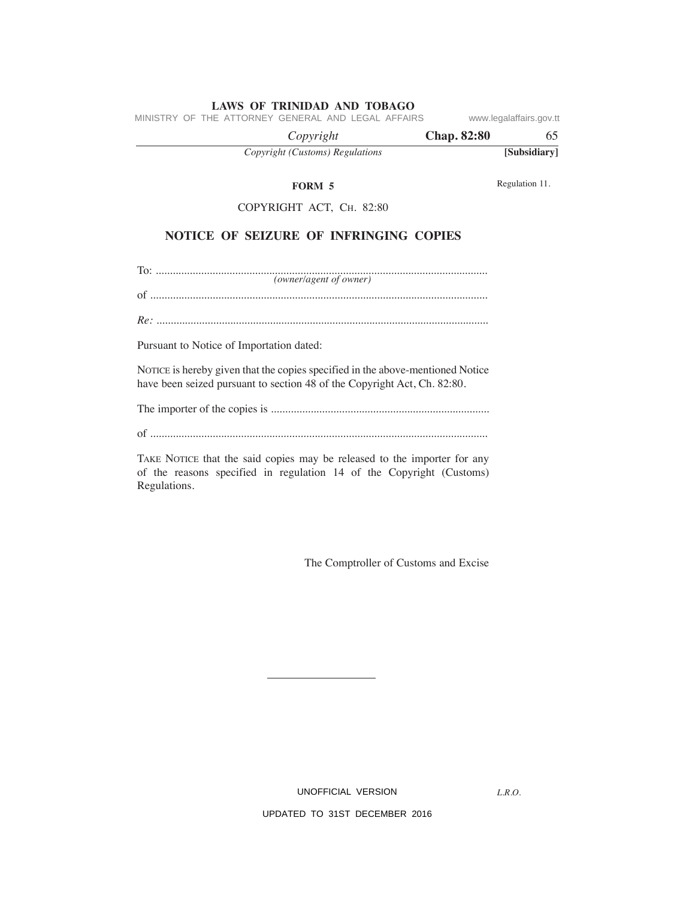**FORM 5**

Regulation 11.

COPYRIGHT ACT, CH. 82:80

## NOTICE OF SEIZURE OF INFRINGING COPIES

To: ......................................................................................................................
*(owner/agent of owner)*

of ........................................................................................................................

*Re:* ......................................................................................................................

Pursuant to Notice of Importation dated:

NOTICE is hereby given that the copies specified in the above-mentioned Notice have been seized pursuant to section 48 of the Copyright Act, Ch. 82:80.

The importer of the copies is ............................................................................

of ........................................................................................................................

TAKE NOTICE that the said copies may be released to the importer for any of the reasons specified in regulation 14 of the Copyright (Customs) Regulations.

The Comptroller of Customs and Excise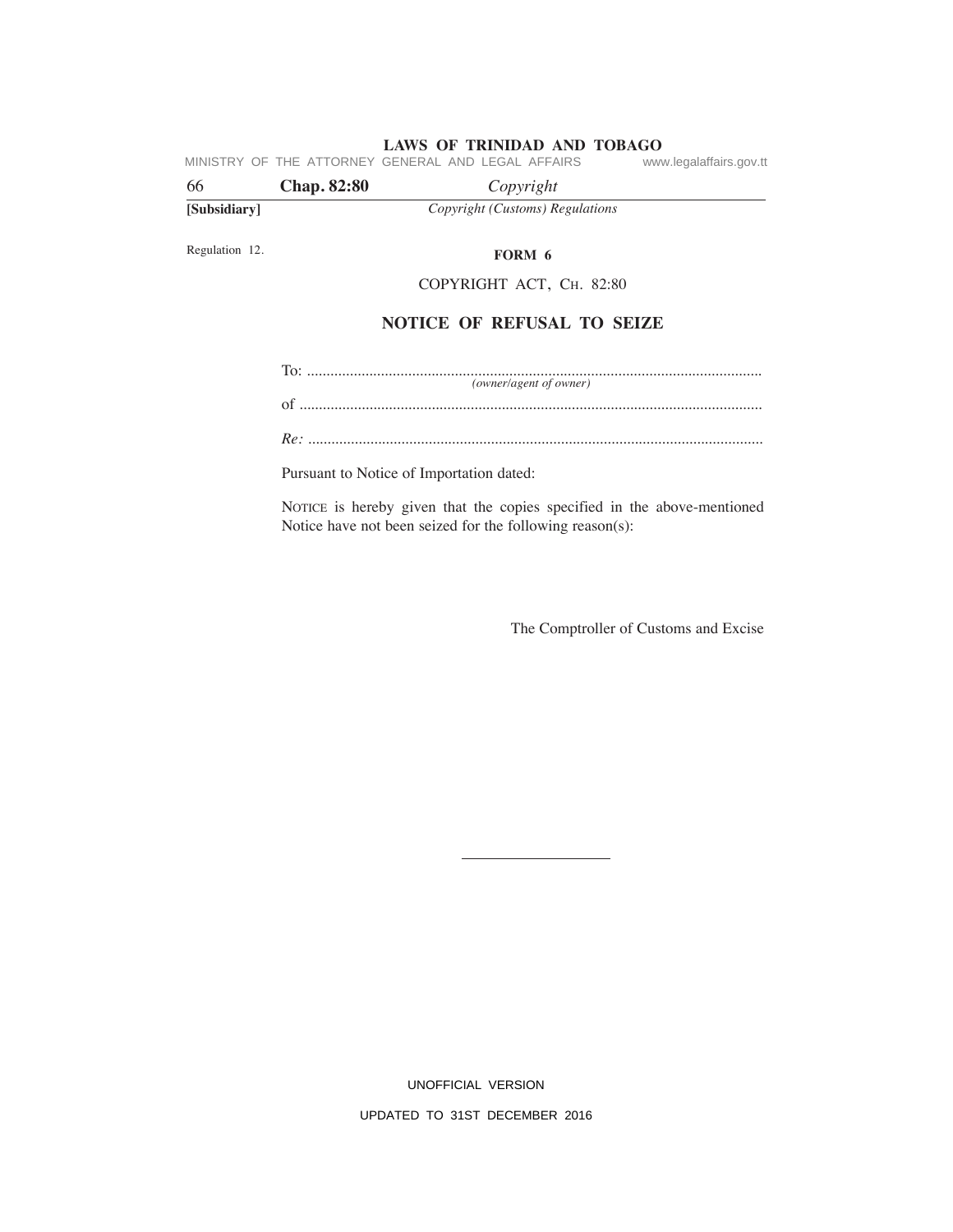Regulation 12.

**FORM 6**

COPYRIGHT ACT, CH. 82:80

## NOTICE OF REFUSAL TO SEIZE

To: ....................................................................................................................
*(owner/agent of owner)*

of ......................................................................................................................

*Re:* ....................................................................................................................

Pursuant to Notice of Importation dated:

NOTICE is hereby given that the copies specified in the above-mentioned Notice have not been seized for the following reason(s):

The Comptroller of Customs and Excise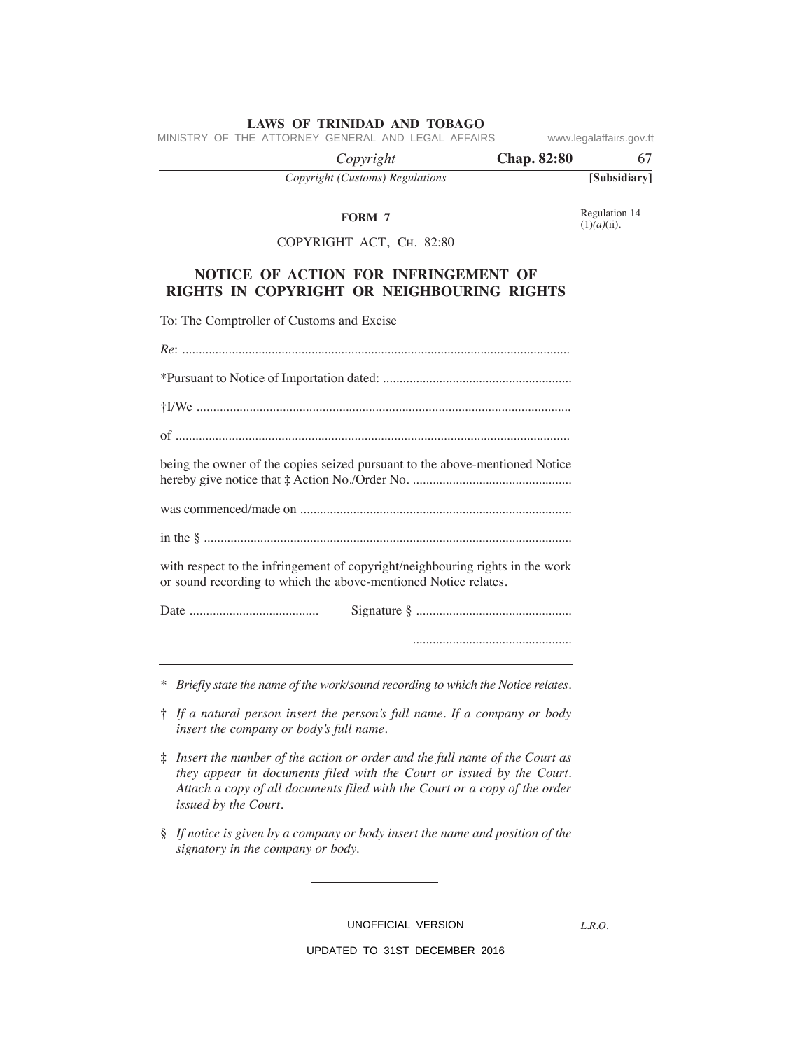**FORM 7**

Regulation 14 (1)(*a*)(ii).

COPYRIGHT ACT, CH. 82:80

## NOTICE OF ACTION FOR INFRINGEMENT OF RIGHTS IN COPYRIGHT OR NEIGHBOURING RIGHTS

To: The Comptroller of Customs and Excise

*Re*: ....................................................................................................................

*Pursuant to Notice of Importation dated: .........................................................

†I/We ................................................................................................................

of .......................................................................................................................

being the owner of the copies seized pursuant to the above-mentioned Notice hereby give notice that ‡ Action No./Order No. ................................................

was commenced/made on .................................................................................

in the § ..............................................................................................................

with respect to the infringement of copyright/neighbouring rights in the work or sound recording to which the above-mentioned Notice relates.

Date ....................................... Signature § ...............................................

................................................

---

\* *Briefly state the name of the work/sound recording to which the Notice relates.*

† *If a natural person insert the person's full name. If a company or body insert the company or body's full name.*

‡ *Insert the number of the action or order and the full name of the Court as they appear in documents filed with the Court or issued by the Court. Attach a copy of all documents filed with the Court or a copy of the order issued by the Court.*

§ *If notice is given by a company or body insert the name and position of the signatory in the company or body.*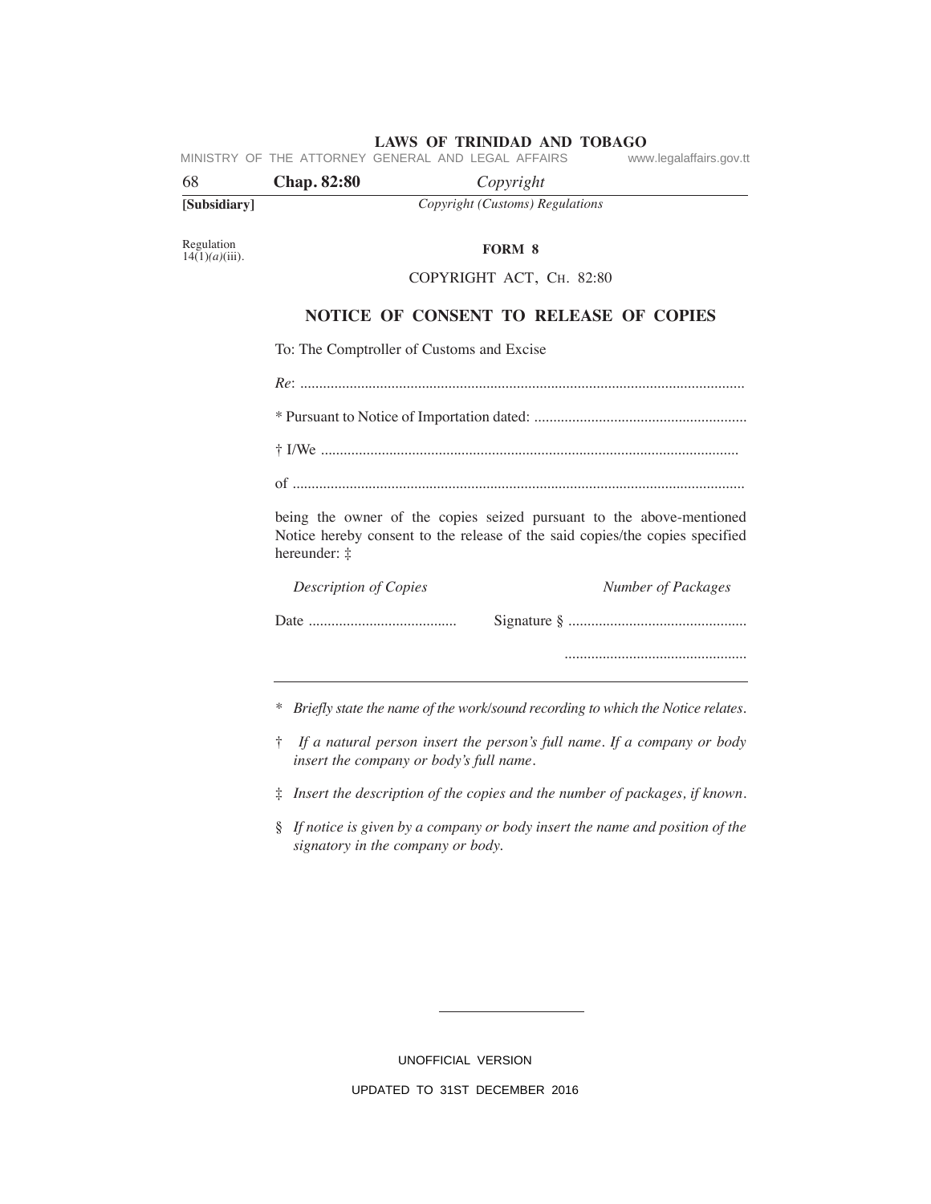Regulation 14(1)*(a)*(iii).

**FORM 8**

COPYRIGHT ACT, CH. 82:80

## NOTICE OF CONSENT TO RELEASE OF COPIES

To: The Comptroller of Customs and Excise

*Re*: ....................................................................................................................

* Pursuant to Notice of Importation dated: ........................................................

† I/We .............................................................................................................

of ......................................................................................................................

being the owner of the copies seized pursuant to the above-mentioned Notice hereby consent to the release of the said copies/the copies specified hereunder: ‡

| *Description of Copies* | *Number of Packages* |
|---|---|

Date ....................................... Signature § ...............................................

................................................

---

* *Briefly state the name of the work/sound recording to which the Notice relates.*

† *If a natural person insert the person's full name. If a company or body insert the company or body's full name.*

‡ *Insert the description of the copies and the number of packages, if known.*

§ *If notice is given by a company or body insert the name and position of the signatory in the company or body.*